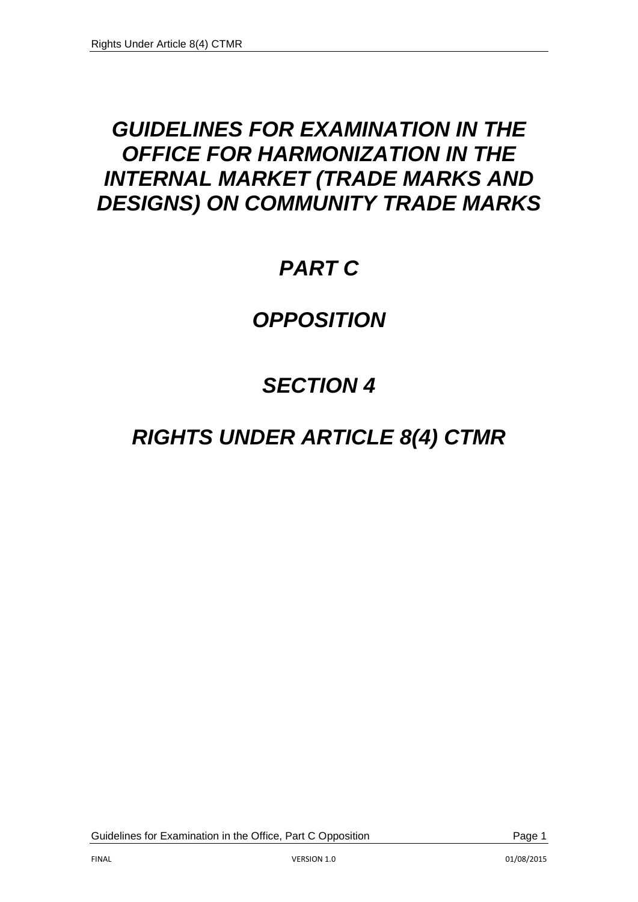# *GUIDELINES FOR EXAMINATION IN THE OFFICE FOR HARMONIZATION IN THE INTERNAL MARKET (TRADE MARKS AND DESIGNS) ON COMMUNITY TRADE MARKS*

# *PART C*

# *OPPOSITION*

# *SECTION 4*

# *RIGHTS UNDER ARTICLE 8(4) CTMR*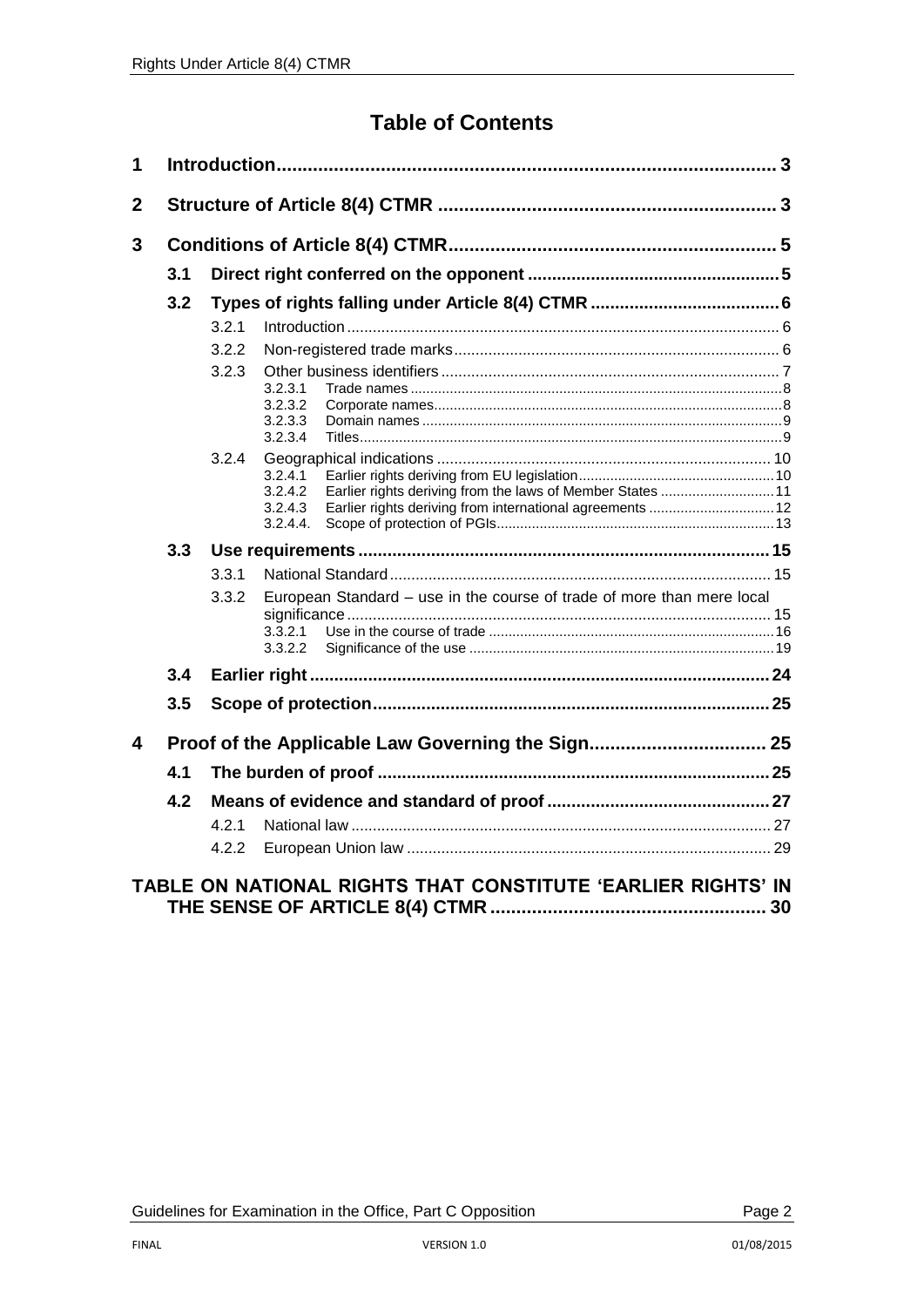# Table of Contents

**1 Introduction** ... 3

**2 Structure of Article 8(4) CTMR** ... 3

**3 Conditions of Article 8(4) CTMR** ... 5

- **3.1 Direct right conferred on the opponent** ... 5
- **3.2 Types of rights falling under Article 8(4) CTMR** ... 6
  - 3.2.1 Introduction ... 6
  - 3.2.2 Non-registered trade marks ... 6
  - 3.2.3 Other business identifiers ... 7
    - 3.2.3.1 Trade names ... 8
    - 3.2.3.2 Corporate names ... 8
    - 3.2.3.3 Domain names ... 9
    - 3.2.3.4 Titles ... 9
  - 3.2.4 Geographical indications ... 10
    - 3.2.4.1 Earlier rights deriving from EU legislation ... 10
    - 3.2.4.2 Earlier rights deriving from the laws of Member States ... 11
    - 3.2.4.3 Earlier rights deriving from international agreements ... 12
    - 3.2.4.4. Scope of protection of PGIs ... 13
- **3.3 Use requirements** ... 15
  - 3.3.1 National Standard ... 15
  - 3.3.2 European Standard – use in the course of trade of more than mere local significance ... 15
    - 3.3.2.1 Use in the course of trade ... 16
    - 3.3.2.2 Significance of the use ... 19
- **3.4 Earlier right** ... 24
- **3.5 Scope of protection** ... 25

**4 Proof of the Applicable Law Governing the Sign** ... 25

- **4.1 The burden of proof** ... 25
- **4.2 Means of evidence and standard of proof** ... 27
  - 4.2.1 National law ... 27
  - 4.2.2 European Union law ... 29

**TABLE ON NATIONAL RIGHTS THAT CONSTITUTE 'EARLIER RIGHTS' IN THE SENSE OF ARTICLE 8(4) CTMR** ... 30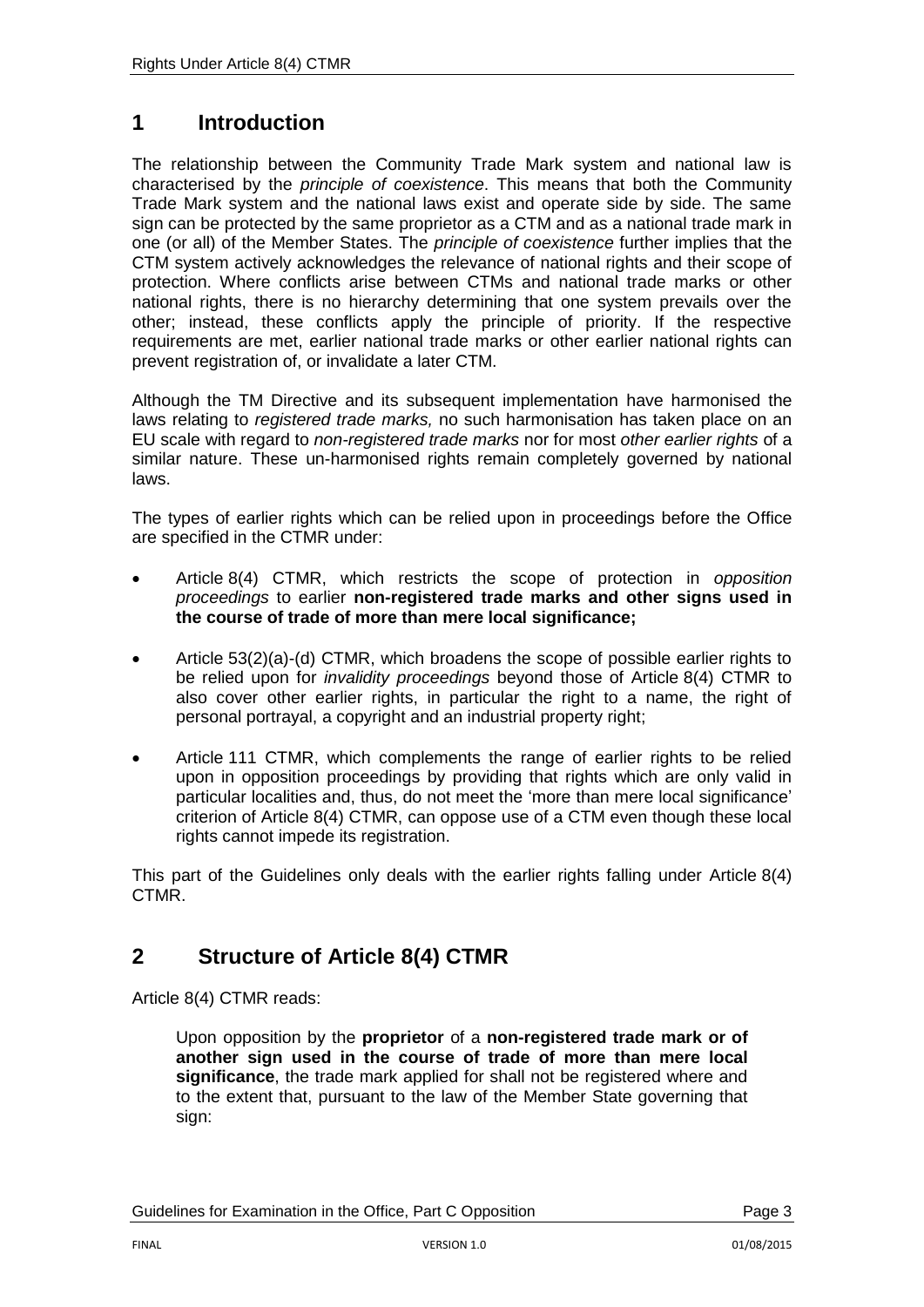# 1 Introduction

The relationship between the Community Trade Mark system and national law is characterised by the *principle of coexistence*. This means that both the Community Trade Mark system and the national laws exist and operate side by side. The same sign can be protected by the same proprietor as a CTM and as a national trade mark in one (or all) of the Member States. The *principle of coexistence* further implies that the CTM system actively acknowledges the relevance of national rights and their scope of protection. Where conflicts arise between CTMs and national trade marks or other national rights, there is no hierarchy determining that one system prevails over the other; instead, these conflicts apply the principle of priority. If the respective requirements are met, earlier national trade marks or other earlier national rights can prevent registration of, or invalidate a later CTM.

Although the TM Directive and its subsequent implementation have harmonised the laws relating to *registered trade marks,* no such harmonisation has taken place on an EU scale with regard to *non-registered trade marks* nor for most *other earlier rights* of a similar nature. These un-harmonised rights remain completely governed by national laws.

The types of earlier rights which can be relied upon in proceedings before the Office are specified in the CTMR under:

- Article 8(4) CTMR, which restricts the scope of protection in *opposition proceedings* to earlier **non-registered trade marks and other signs used in the course of trade of more than mere local significance;**
- Article 53(2)(a)-(d) CTMR, which broadens the scope of possible earlier rights to be relied upon for *invalidity proceedings* beyond those of Article 8(4) CTMR to also cover other earlier rights, in particular the right to a name, the right of personal portrayal, a copyright and an industrial property right;
- Article 111 CTMR, which complements the range of earlier rights to be relied upon in opposition proceedings by providing that rights which are only valid in particular localities and, thus, do not meet the 'more than mere local significance' criterion of Article 8(4) CTMR, can oppose use of a CTM even though these local rights cannot impede its registration.

This part of the Guidelines only deals with the earlier rights falling under Article 8(4) CTMR.

# 2 Structure of Article 8(4) CTMR

Article 8(4) CTMR reads:

> Upon opposition by the **proprietor** of a **non-registered trade mark or of another sign used in the course of trade of more than mere local significance**, the trade mark applied for shall not be registered where and to the extent that, pursuant to the law of the Member State governing that sign: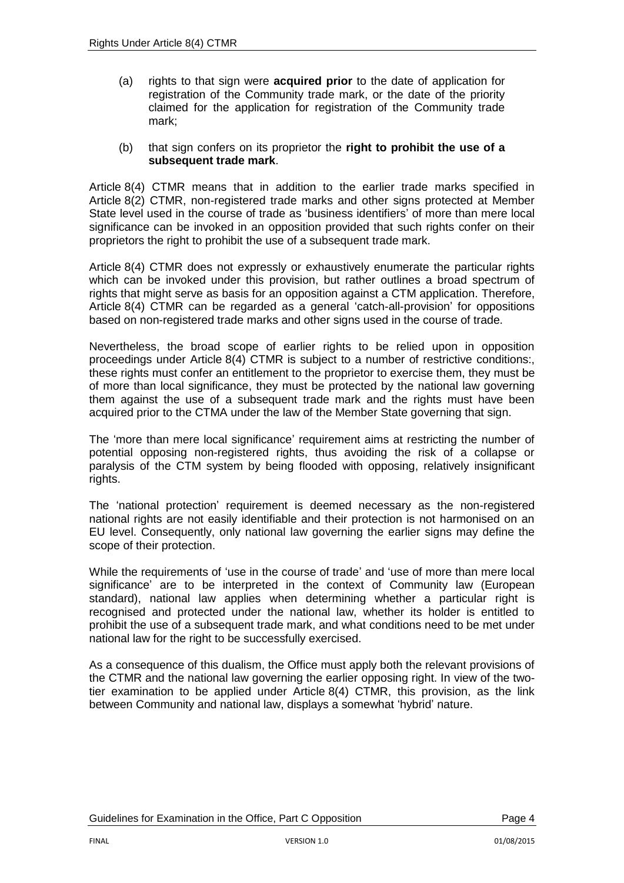(a) rights to that sign were **acquired prior** to the date of application for registration of the Community trade mark, or the date of the priority claimed for the application for registration of the Community trade mark;

(b) that sign confers on its proprietor the **right to prohibit the use of a subsequent trade mark**.

Article 8(4) CTMR means that in addition to the earlier trade marks specified in Article 8(2) CTMR, non-registered trade marks and other signs protected at Member State level used in the course of trade as 'business identifiers' of more than mere local significance can be invoked in an opposition provided that such rights confer on their proprietors the right to prohibit the use of a subsequent trade mark.

Article 8(4) CTMR does not expressly or exhaustively enumerate the particular rights which can be invoked under this provision, but rather outlines a broad spectrum of rights that might serve as basis for an opposition against a CTM application. Therefore, Article 8(4) CTMR can be regarded as a general 'catch-all-provision' for oppositions based on non-registered trade marks and other signs used in the course of trade.

Nevertheless, the broad scope of earlier rights to be relied upon in opposition proceedings under Article 8(4) CTMR is subject to a number of restrictive conditions:, these rights must confer an entitlement to the proprietor to exercise them, they must be of more than local significance, they must be protected by the national law governing them against the use of a subsequent trade mark and the rights must have been acquired prior to the CTMA under the law of the Member State governing that sign.

The 'more than mere local significance' requirement aims at restricting the number of potential opposing non-registered rights, thus avoiding the risk of a collapse or paralysis of the CTM system by being flooded with opposing, relatively insignificant rights.

The 'national protection' requirement is deemed necessary as the non-registered national rights are not easily identifiable and their protection is not harmonised on an EU level. Consequently, only national law governing the earlier signs may define the scope of their protection.

While the requirements of 'use in the course of trade' and 'use of more than mere local significance' are to be interpreted in the context of Community law (European standard), national law applies when determining whether a particular right is recognised and protected under the national law, whether its holder is entitled to prohibit the use of a subsequent trade mark, and what conditions need to be met under national law for the right to be successfully exercised.

As a consequence of this dualism, the Office must apply both the relevant provisions of the CTMR and the national law governing the earlier opposing right. In view of the two-tier examination to be applied under Article 8(4) CTMR, this provision, as the link between Community and national law, displays a somewhat 'hybrid' nature.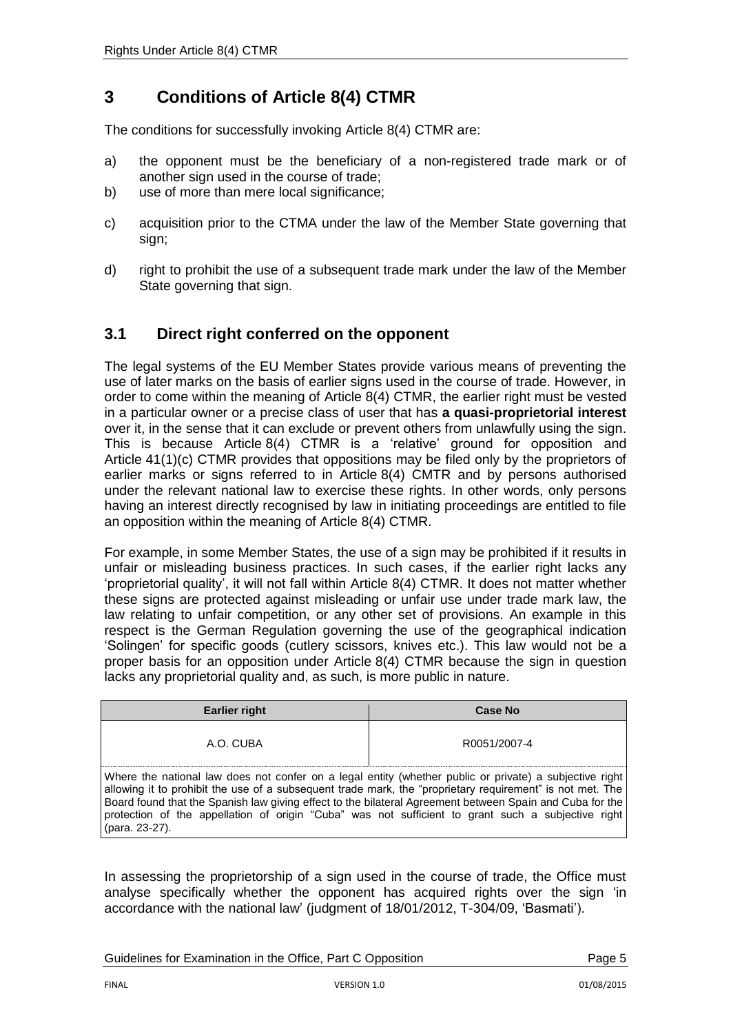## 3 Conditions of Article 8(4) CTMR

The conditions for successfully invoking Article 8(4) CTMR are:

a) the opponent must be the beneficiary of a non-registered trade mark or of another sign used in the course of trade;
b) use of more than mere local significance;
c) acquisition prior to the CTMA under the law of the Member State governing that sign;
d) right to prohibit the use of a subsequent trade mark under the law of the Member State governing that sign.

### 3.1 Direct right conferred on the opponent

The legal systems of the EU Member States provide various means of preventing the use of later marks on the basis of earlier signs used in the course of trade. However, in order to come within the meaning of Article 8(4) CTMR, the earlier right must be vested in a particular owner or a precise class of user that has **a quasi-proprietorial interest** over it, in the sense that it can exclude or prevent others from unlawfully using the sign. This is because Article 8(4) CTMR is a 'relative' ground for opposition and Article 41(1)(c) CTMR provides that oppositions may be filed only by the proprietors of earlier marks or signs referred to in Article 8(4) CMTR and by persons authorised under the relevant national law to exercise these rights. In other words, only persons having an interest directly recognised by law in initiating proceedings are entitled to file an opposition within the meaning of Article 8(4) CTMR.

For example, in some Member States, the use of a sign may be prohibited if it results in unfair or misleading business practices. In such cases, if the earlier right lacks any 'proprietorial quality', it will not fall within Article 8(4) CTMR. It does not matter whether these signs are protected against misleading or unfair use under trade mark law, the law relating to unfair competition, or any other set of provisions. An example in this respect is the German Regulation governing the use of the geographical indication 'Solingen' for specific goods (cutlery scissors, knives etc.). This law would not be a proper basis for an opposition under Article 8(4) CTMR because the sign in question lacks any proprietorial quality and, as such, is more public in nature.

| Earlier right | Case No |
|---|---|
| A.O. CUBA | R0051/2007-4 |
| Where the national law does not confer on a legal entity (whether public or private) a subjective right allowing it to prohibit the use of a subsequent trade mark, the "proprietary requirement" is not met. The Board found that the Spanish law giving effect to the bilateral Agreement between Spain and Cuba for the protection of the appellation of origin "Cuba" was not sufficient to grant such a subjective right (para. 23-27). | |

In assessing the proprietorship of a sign used in the course of trade, the Office must analyse specifically whether the opponent has acquired rights over the sign 'in accordance with the national law' (judgment of 18/01/2012, T-304/09, 'Basmati').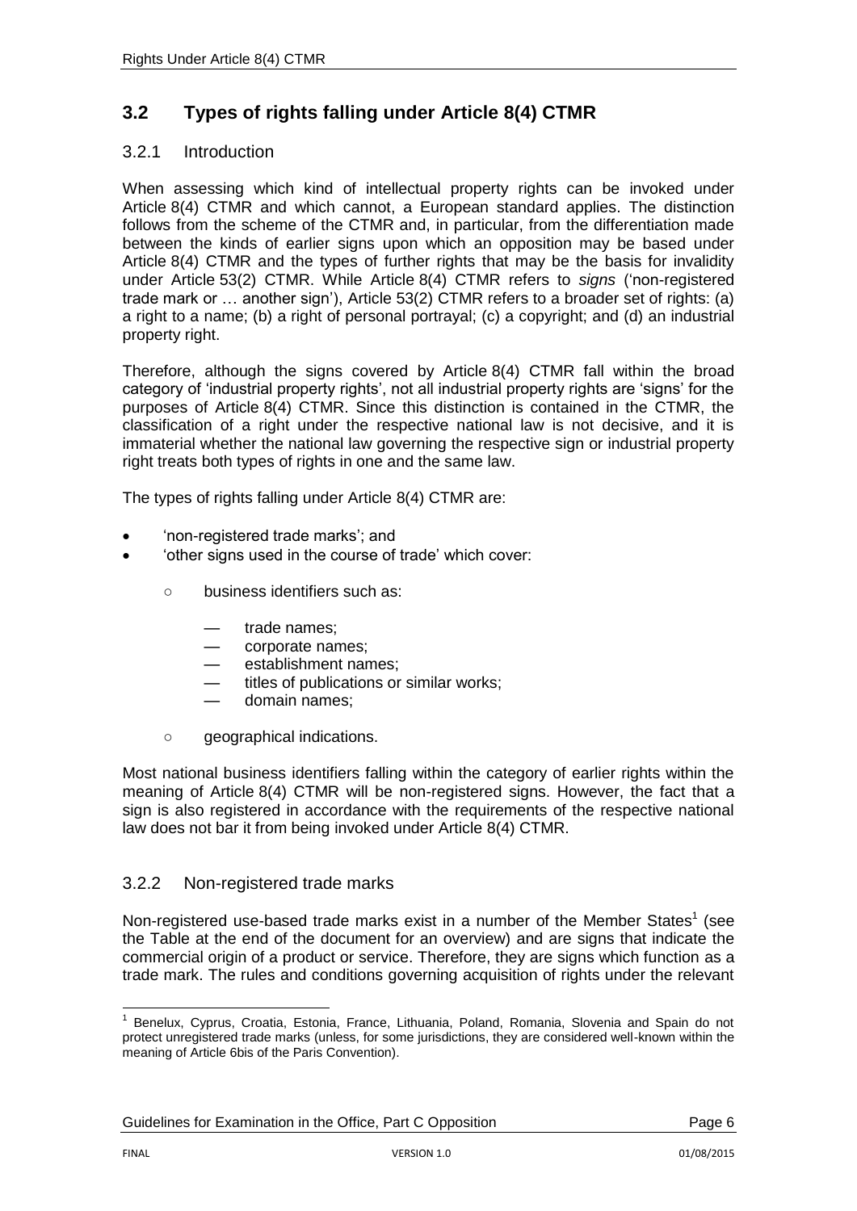## 3.2 Types of rights falling under Article 8(4) CTMR

### 3.2.1 Introduction

When assessing which kind of intellectual property rights can be invoked under Article 8(4) CTMR and which cannot, a European standard applies. The distinction follows from the scheme of the CTMR and, in particular, from the differentiation made between the kinds of earlier signs upon which an opposition may be based under Article 8(4) CTMR and the types of further rights that may be the basis for invalidity under Article 53(2) CTMR. While Article 8(4) CTMR refers to *signs* ('non-registered trade mark or … another sign'), Article 53(2) CTMR refers to a broader set of rights: (a) a right to a name; (b) a right of personal portrayal; (c) a copyright; and (d) an industrial property right.

Therefore, although the signs covered by Article 8(4) CTMR fall within the broad category of 'industrial property rights', not all industrial property rights are 'signs' for the purposes of Article 8(4) CTMR. Since this distinction is contained in the CTMR, the classification of a right under the respective national law is not decisive, and it is immaterial whether the national law governing the respective sign or industrial property right treats both types of rights in one and the same law.

The types of rights falling under Article 8(4) CTMR are:

- 'non-registered trade marks'; and
- 'other signs used in the course of trade' which cover:
  - business identifiers such as:
    - trade names;
    - corporate names;
    - establishment names;
    - titles of publications or similar works;
    - domain names;
  - geographical indications.

Most national business identifiers falling within the category of earlier rights within the meaning of Article 8(4) CTMR will be non-registered signs. However, the fact that a sign is also registered in accordance with the requirements of the respective national law does not bar it from being invoked under Article 8(4) CTMR.

### 3.2.2 Non-registered trade marks

Non-registered use-based trade marks exist in a number of the Member States[1] (see the Table at the end of the document for an overview) and are signs that indicate the commercial origin of a product or service. Therefore, they are signs which function as a trade mark. The rules and conditions governing acquisition of rights under the relevant

[1] Benelux, Cyprus, Croatia, Estonia, France, Lithuania, Poland, Romania, Slovenia and Spain do not protect unregistered trade marks (unless, for some jurisdictions, they are considered well-known within the meaning of Article 6bis of the Paris Convention).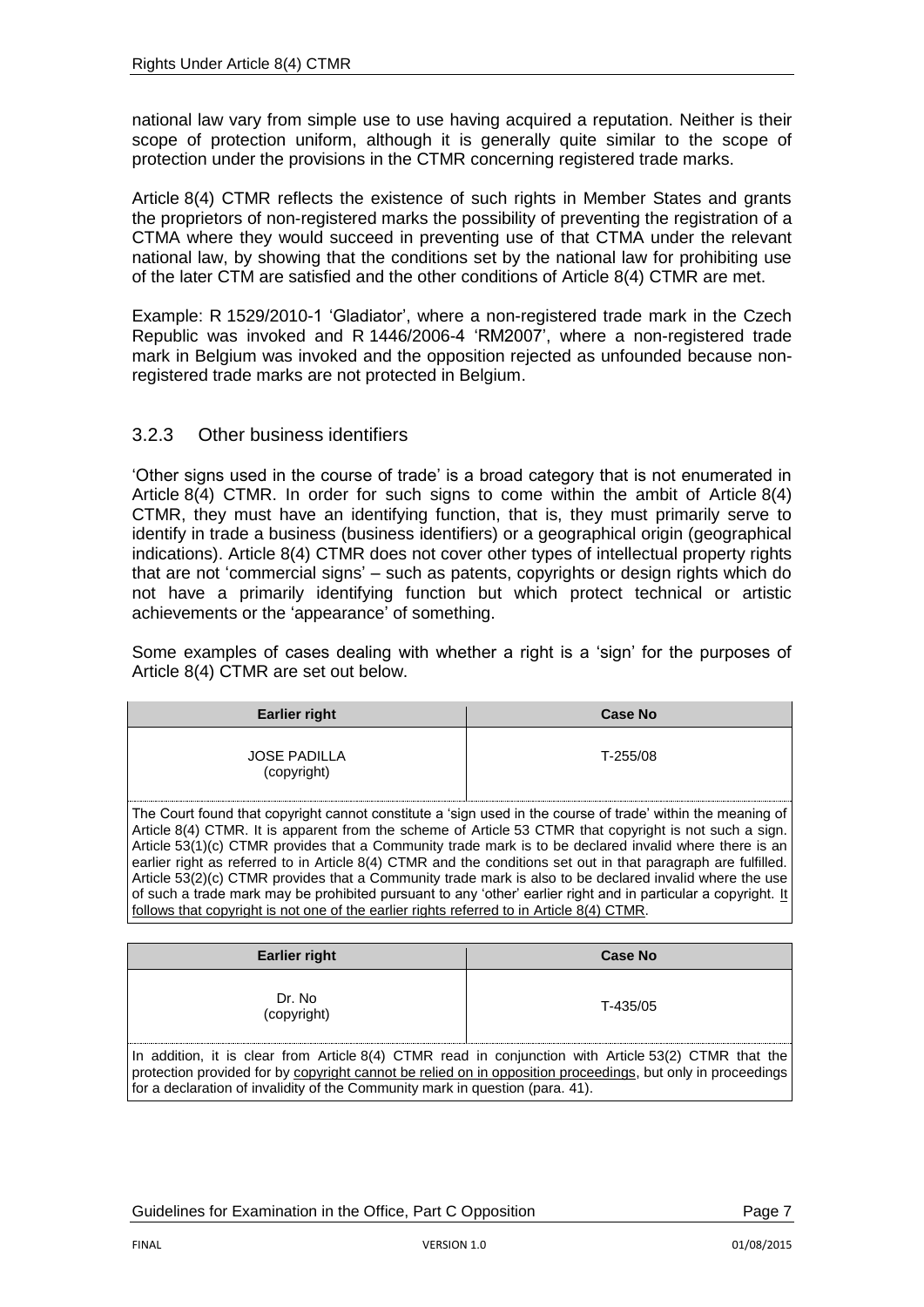national law vary from simple use to use having acquired a reputation. Neither is their scope of protection uniform, although it is generally quite similar to the scope of protection under the provisions in the CTMR concerning registered trade marks.

Article 8(4) CTMR reflects the existence of such rights in Member States and grants the proprietors of non-registered marks the possibility of preventing the registration of a CTMA where they would succeed in preventing use of that CTMA under the relevant national law, by showing that the conditions set by the national law for prohibiting use of the later CTM are satisfied and the other conditions of Article 8(4) CTMR are met.

Example: R 1529/2010-1 'Gladiator', where a non-registered trade mark in the Czech Republic was invoked and R 1446/2006-4 'RM2007', where a non-registered trade mark in Belgium was invoked and the opposition rejected as unfounded because non-registered trade marks are not protected in Belgium.

### 3.2.3 Other business identifiers

'Other signs used in the course of trade' is a broad category that is not enumerated in Article 8(4) CTMR. In order for such signs to come within the ambit of Article 8(4) CTMR, they must have an identifying function, that is, they must primarily serve to identify in trade a business (business identifiers) or a geographical origin (geographical indications). Article 8(4) CTMR does not cover other types of intellectual property rights that are not 'commercial signs' – such as patents, copyrights or design rights which do not have a primarily identifying function but which protect technical or artistic achievements or the 'appearance' of something.

Some examples of cases dealing with whether a right is a 'sign' for the purposes of Article 8(4) CTMR are set out below.

| Earlier right | Case No |
|---|---|
| JOSE PADILLA (copyright) | T-255/08 |
| The Court found that copyright cannot constitute a 'sign used in the course of trade' within the meaning of Article 8(4) CTMR. It is apparent from the scheme of Article 53 CTMR that copyright is not such a sign. Article 53(1)(c) CTMR provides that a Community trade mark is to be declared invalid where there is an earlier right as referred to in Article 8(4) CTMR and the conditions set out in that paragraph are fulfilled. Article 53(2)(c) CTMR provides that a Community trade mark is also to be declared invalid where the use of such a trade mark may be prohibited pursuant to any 'other' earlier right and in particular a copyright. <u>It follows that copyright is not one of the earlier rights referred to in Article 8(4) CTMR</u>. | |

| Earlier right | Case No |
|---|---|
| Dr. No (copyright) | T-435/05 |
| In addition, it is clear from Article 8(4) CTMR read in conjunction with Article 53(2) CTMR that the protection provided for by <u>copyright cannot be relied on in opposition proceedings</u>, but only in proceedings for a declaration of invalidity of the Community mark in question (para. 41). | |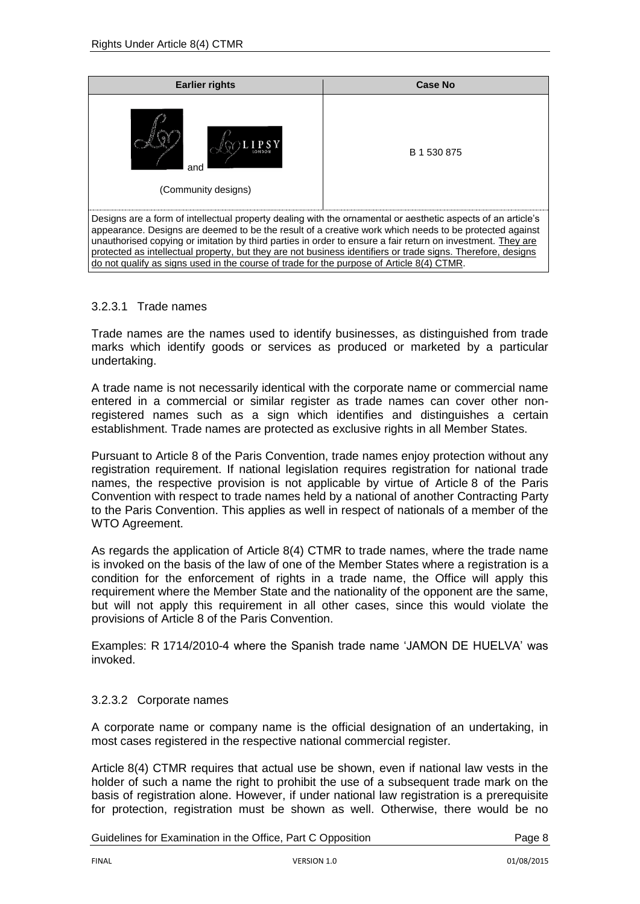| Earlier rights | Case No |
| --- | --- |
| LIPSY LONDON and (Community designs) | B 1 530 875 |
| Designs are a form of intellectual property dealing with the ornamental or aesthetic aspects of an article's appearance. Designs are deemed to be the result of a creative work which needs to be protected against unauthorised copying or imitation by third parties in order to ensure a fair return on investment. <u>They are protected as intellectual property, but they are not business identifiers or trade signs. Therefore, designs do not qualify as signs used in the course of trade for the purpose of Article 8(4) CTMR</u>. | |

### 3.2.3.1 Trade names

Trade names are the names used to identify businesses, as distinguished from trade marks which identify goods or services as produced or marketed by a particular undertaking.

A trade name is not necessarily identical with the corporate name or commercial name entered in a commercial or similar register as trade names can cover other non-registered names such as a sign which identifies and distinguishes a certain establishment. Trade names are protected as exclusive rights in all Member States.

Pursuant to Article 8 of the Paris Convention, trade names enjoy protection without any registration requirement. If national legislation requires registration for national trade names, the respective provision is not applicable by virtue of Article 8 of the Paris Convention with respect to trade names held by a national of another Contracting Party to the Paris Convention. This applies as well in respect of nationals of a member of the WTO Agreement.

As regards the application of Article 8(4) CTMR to trade names, where the trade name is invoked on the basis of the law of one of the Member States where a registration is a condition for the enforcement of rights in a trade name, the Office will apply this requirement where the Member State and the nationality of the opponent are the same, but will not apply this requirement in all other cases, since this would violate the provisions of Article 8 of the Paris Convention.

Examples: R 1714/2010-4 where the Spanish trade name 'JAMON DE HUELVA' was invoked.

### 3.2.3.2 Corporate names

A corporate name or company name is the official designation of an undertaking, in most cases registered in the respective national commercial register.

Article 8(4) CTMR requires that actual use be shown, even if national law vests in the holder of such a name the right to prohibit the use of a subsequent trade mark on the basis of registration alone. However, if under national law registration is a prerequisite for protection, registration must be shown as well. Otherwise, there would be no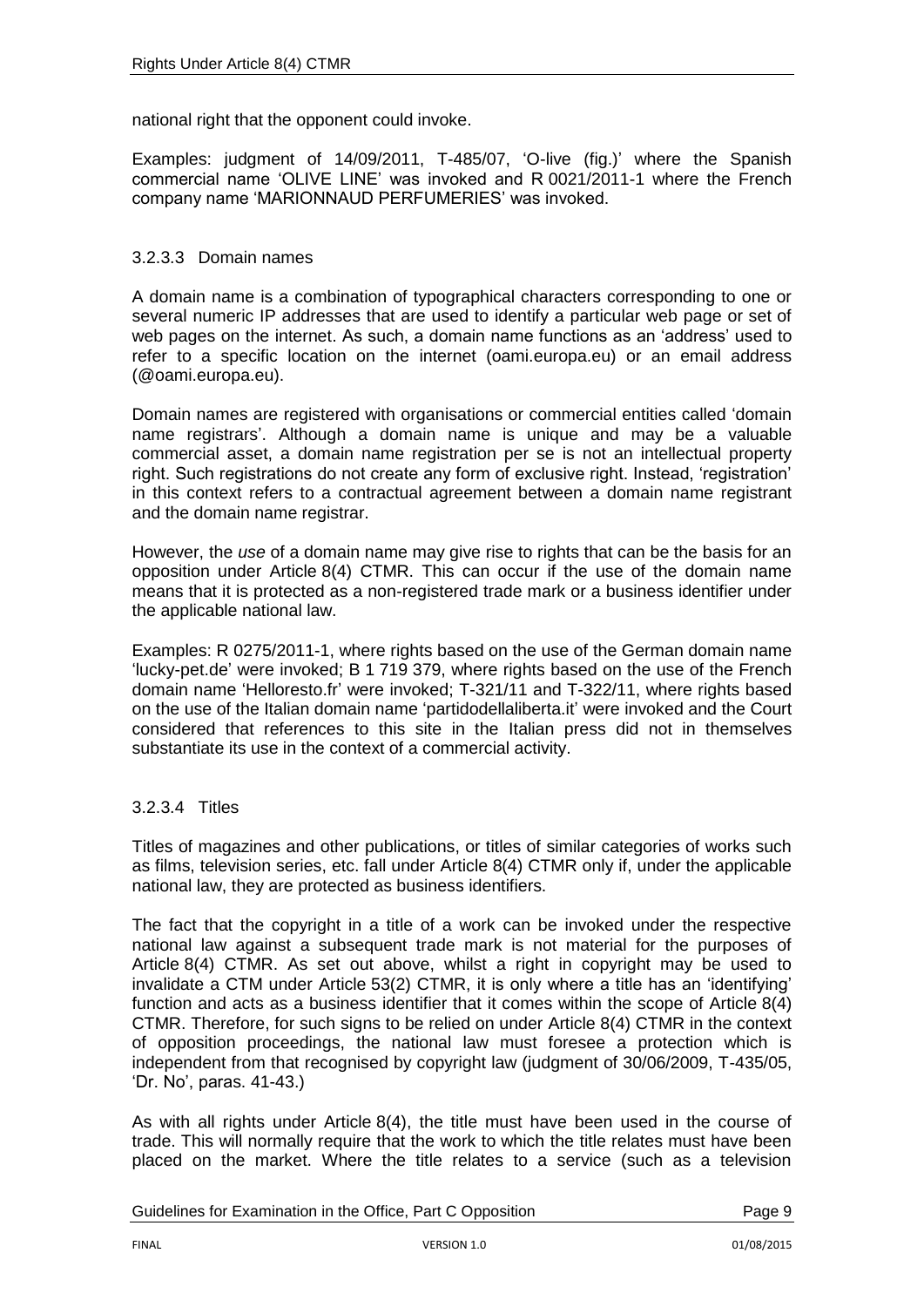national right that the opponent could invoke.

Examples: judgment of 14/09/2011, T-485/07, 'O-live (fig.)' where the Spanish commercial name 'OLIVE LINE' was invoked and R 0021/2011-1 where the French company name 'MARIONNAUD PERFUMERIES' was invoked.

#### 3.2.3.3 Domain names

A domain name is a combination of typographical characters corresponding to one or several numeric IP addresses that are used to identify a particular web page or set of web pages on the internet. As such, a domain name functions as an 'address' used to refer to a specific location on the internet (oami.europa.eu) or an email address (@oami.europa.eu).

Domain names are registered with organisations or commercial entities called 'domain name registrars'. Although a domain name is unique and may be a valuable commercial asset, a domain name registration per se is not an intellectual property right. Such registrations do not create any form of exclusive right. Instead, 'registration' in this context refers to a contractual agreement between a domain name registrant and the domain name registrar.

However, the *use* of a domain name may give rise to rights that can be the basis for an opposition under Article 8(4) CTMR. This can occur if the use of the domain name means that it is protected as a non-registered trade mark or a business identifier under the applicable national law.

Examples: R 0275/2011-1, where rights based on the use of the German domain name 'lucky-pet.de' were invoked; B 1 719 379, where rights based on the use of the French domain name 'Helloresto.fr' were invoked; T-321/11 and T-322/11, where rights based on the use of the Italian domain name 'partidodellaliberta.it' were invoked and the Court considered that references to this site in the Italian press did not in themselves substantiate its use in the context of a commercial activity.

#### 3.2.3.4 Titles

Titles of magazines and other publications, or titles of similar categories of works such as films, television series, etc. fall under Article 8(4) CTMR only if, under the applicable national law, they are protected as business identifiers.

The fact that the copyright in a title of a work can be invoked under the respective national law against a subsequent trade mark is not material for the purposes of Article 8(4) CTMR. As set out above, whilst a right in copyright may be used to invalidate a CTM under Article 53(2) CTMR, it is only where a title has an 'identifying' function and acts as a business identifier that it comes within the scope of Article 8(4) CTMR. Therefore, for such signs to be relied on under Article 8(4) CTMR in the context of opposition proceedings, the national law must foresee a protection which is independent from that recognised by copyright law (judgment of 30/06/2009, T-435/05, 'Dr. No', paras. 41-43.)

As with all rights under Article 8(4), the title must have been used in the course of trade. This will normally require that the work to which the title relates must have been placed on the market. Where the title relates to a service (such as a television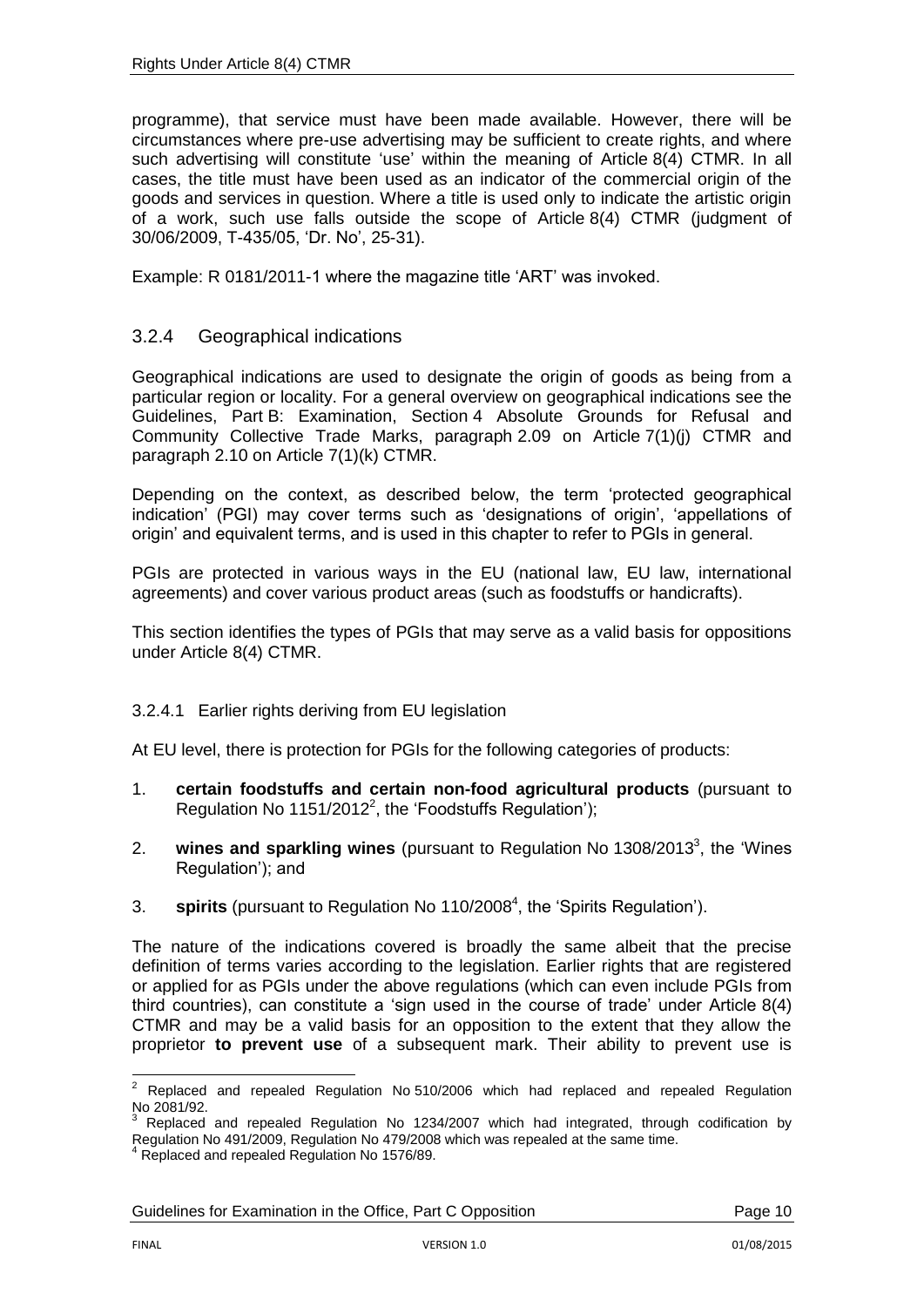programme), that service must have been made available. However, there will be circumstances where pre-use advertising may be sufficient to create rights, and where such advertising will constitute 'use' within the meaning of Article 8(4) CTMR. In all cases, the title must have been used as an indicator of the commercial origin of the goods and services in question. Where a title is used only to indicate the artistic origin of a work, such use falls outside the scope of Article 8(4) CTMR (judgment of 30/06/2009, T-435/05, 'Dr. No', 25-31).

Example: R 0181/2011-1 where the magazine title 'ART' was invoked.

### 3.2.4 Geographical indications

Geographical indications are used to designate the origin of goods as being from a particular region or locality. For a general overview on geographical indications see the Guidelines, Part B: Examination, Section 4 Absolute Grounds for Refusal and Community Collective Trade Marks, paragraph 2.09 on Article 7(1)(j) CTMR and paragraph 2.10 on Article 7(1)(k) CTMR.

Depending on the context, as described below, the term 'protected geographical indication' (PGI) may cover terms such as 'designations of origin', 'appellations of origin' and equivalent terms, and is used in this chapter to refer to PGIs in general.

PGIs are protected in various ways in the EU (national law, EU law, international agreements) and cover various product areas (such as foodstuffs or handicrafts).

This section identifies the types of PGIs that may serve as a valid basis for oppositions under Article 8(4) CTMR.

#### 3.2.4.1 Earlier rights deriving from EU legislation

At EU level, there is protection for PGIs for the following categories of products:

1. **certain foodstuffs and certain non-food agricultural products** (pursuant to Regulation No 1151/2012[2], the 'Foodstuffs Regulation');
2. **wines and sparkling wines** (pursuant to Regulation No 1308/2013[3], the 'Wines Regulation'); and
3. **spirits** (pursuant to Regulation No 110/2008[4], the 'Spirits Regulation').

The nature of the indications covered is broadly the same albeit that the precise definition of terms varies according to the legislation. Earlier rights that are registered or applied for as PGIs under the above regulations (which can even include PGIs from third countries), can constitute a 'sign used in the course of trade' under Article 8(4) CTMR and may be a valid basis for an opposition to the extent that they allow the proprietor **to prevent use** of a subsequent mark. Their ability to prevent use is

---

[2] Replaced and repealed Regulation No 510/2006 which had replaced and repealed Regulation No 2081/92.

[3] Replaced and repealed Regulation No 1234/2007 which had integrated, through codification by Regulation No 491/2009, Regulation No 479/2008 which was repealed at the same time.

[4] Replaced and repealed Regulation No 1576/89.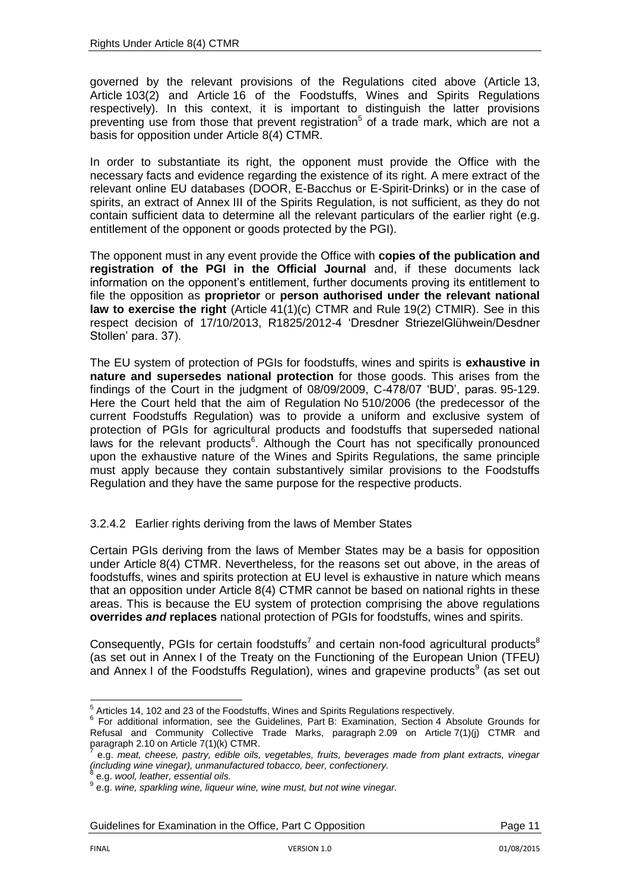governed by the relevant provisions of the Regulations cited above (Article 13, Article 103(2) and Article 16 of the Foodstuffs, Wines and Spirits Regulations respectively). In this context, it is important to distinguish the latter provisions preventing use from those that prevent registration[5] of a trade mark, which are not a basis for opposition under Article 8(4) CTMR.

In order to substantiate its right, the opponent must provide the Office with the necessary facts and evidence regarding the existence of its right. A mere extract of the relevant online EU databases (DOOR, E-Bacchus or E-Spirit-Drinks) or in the case of spirits, an extract of Annex III of the Spirits Regulation, is not sufficient, as they do not contain sufficient data to determine all the relevant particulars of the earlier right (e.g. entitlement of the opponent or goods protected by the PGI).

The opponent must in any event provide the Office with **copies of the publication and registration of the PGI in the Official Journal** and, if these documents lack information on the opponent's entitlement, further documents proving its entitlement to file the opposition as **proprietor** or **person authorised under the relevant national law to exercise the right** (Article 41(1)(c) CTMR and Rule 19(2) CTMIR). See in this respect decision of 17/10/2013, R1825/2012-4 'Dresdner StriezelGlühwein/Desdner Stollen' para. 37).

The EU system of protection of PGIs for foodstuffs, wines and spirits is **exhaustive in nature and supersedes national protection** for those goods. This arises from the findings of the Court in the judgment of 08/09/2009, C-478/07 'BUD', paras. 95-129. Here the Court held that the aim of Regulation No 510/2006 (the predecessor of the current Foodstuffs Regulation) was to provide a uniform and exclusive system of protection of PGIs for agricultural products and foodstuffs that superseded national laws for the relevant products[6]. Although the Court has not specifically pronounced upon the exhaustive nature of the Wines and Spirits Regulations, the same principle must apply because they contain substantively similar provisions to the Foodstuffs Regulation and they have the same purpose for the respective products.

### 3.2.4.2 Earlier rights deriving from the laws of Member States

Certain PGIs deriving from the laws of Member States may be a basis for opposition under Article 8(4) CTMR. Nevertheless, for the reasons set out above, in the areas of foodstuffs, wines and spirits protection at EU level is exhaustive in nature which means that an opposition under Article 8(4) CTMR cannot be based on national rights in these areas. This is because the EU system of protection comprising the above regulations **overrides *and* replaces** national protection of PGIs for foodstuffs, wines and spirits.

Consequently, PGIs for certain foodstuffs[7] and certain non-food agricultural products[8] (as set out in Annex I of the Treaty on the Functioning of the European Union (TFEU) and Annex I of the Foodstuffs Regulation), wines and grapevine products[9] (as set out

---

[5] Articles 14, 102 and 23 of the Foodstuffs, Wines and Spirits Regulations respectively.

[6] For additional information, see the Guidelines, Part B: Examination, Section 4 Absolute Grounds for Refusal and Community Collective Trade Marks, paragraph 2.09 on Article 7(1)(j) CTMR and paragraph 2.10 on Article 7(1)(k) CTMR.

[7] e.g. *meat, cheese, pastry, edible oils, vegetables, fruits, beverages made from plant extracts, vinegar (including wine vinegar), unmanufactured tobacco, beer, confectionery.*

[8] e.g. *wool, leather, essential oils.*

[9] e.g. *wine, sparkling wine, liqueur wine, wine must, but not wine vinegar.*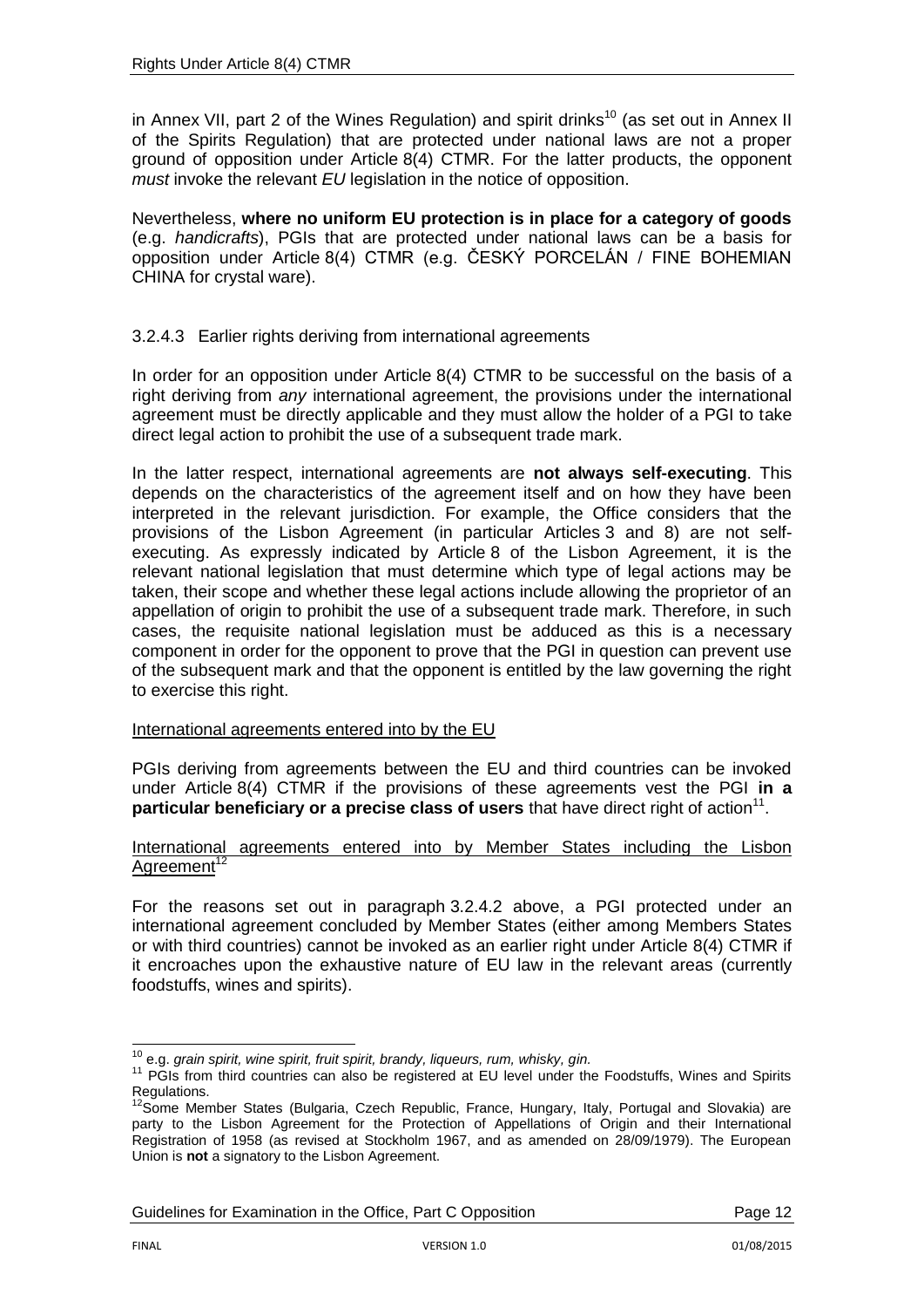in Annex VII, part 2 of the Wines Regulation) and spirit drinks[10] (as set out in Annex II of the Spirits Regulation) that are protected under national laws are not a proper ground of opposition under Article 8(4) CTMR. For the latter products, the opponent *must* invoke the relevant *EU* legislation in the notice of opposition.

Nevertheless, **where no uniform EU protection is in place for a category of goods** (e.g. *handicrafts*), PGIs that are protected under national laws can be a basis for opposition under Article 8(4) CTMR (e.g. ČESKÝ PORCELÁN / FINE BOHEMIAN CHINA for crystal ware).

#### 3.2.4.3 Earlier rights deriving from international agreements

In order for an opposition under Article 8(4) CTMR to be successful on the basis of a right deriving from *any* international agreement, the provisions under the international agreement must be directly applicable and they must allow the holder of a PGI to take direct legal action to prohibit the use of a subsequent trade mark.

In the latter respect, international agreements are **not always self-executing**. This depends on the characteristics of the agreement itself and on how they have been interpreted in the relevant jurisdiction. For example, the Office considers that the provisions of the Lisbon Agreement (in particular Articles 3 and 8) are not self-executing. As expressly indicated by Article 8 of the Lisbon Agreement, it is the relevant national legislation that must determine which type of legal actions may be taken, their scope and whether these legal actions include allowing the proprietor of an appellation of origin to prohibit the use of a subsequent trade mark. Therefore, in such cases, the requisite national legislation must be adduced as this is a necessary component in order for the opponent to prove that the PGI in question can prevent use of the subsequent mark and that the opponent is entitled by the law governing the right to exercise this right.

<u>International agreements entered into by the EU</u>

PGIs deriving from agreements between the EU and third countries can be invoked under Article 8(4) CTMR if the provisions of these agreements vest the PGI **in a particular beneficiary or a precise class of users** that have direct right of action[11].

<u>International agreements entered into by Member States including the Lisbon Agreement</u>[12]

For the reasons set out in paragraph 3.2.4.2 above, a PGI protected under an international agreement concluded by Member States (either among Members States or with third countries) cannot be invoked as an earlier right under Article 8(4) CTMR if it encroaches upon the exhaustive nature of EU law in the relevant areas (currently foodstuffs, wines and spirits).

---

[10] e.g. *grain spirit, wine spirit, fruit spirit, brandy, liqueurs, rum, whisky, gin.*

[11] PGIs from third countries can also be registered at EU level under the Foodstuffs, Wines and Spirits Regulations.

[12] Some Member States (Bulgaria, Czech Republic, France, Hungary, Italy, Portugal and Slovakia) are party to the Lisbon Agreement for the Protection of Appellations of Origin and their International Registration of 1958 (as revised at Stockholm 1967, and as amended on 28/09/1979). The European Union is **not** a signatory to the Lisbon Agreement.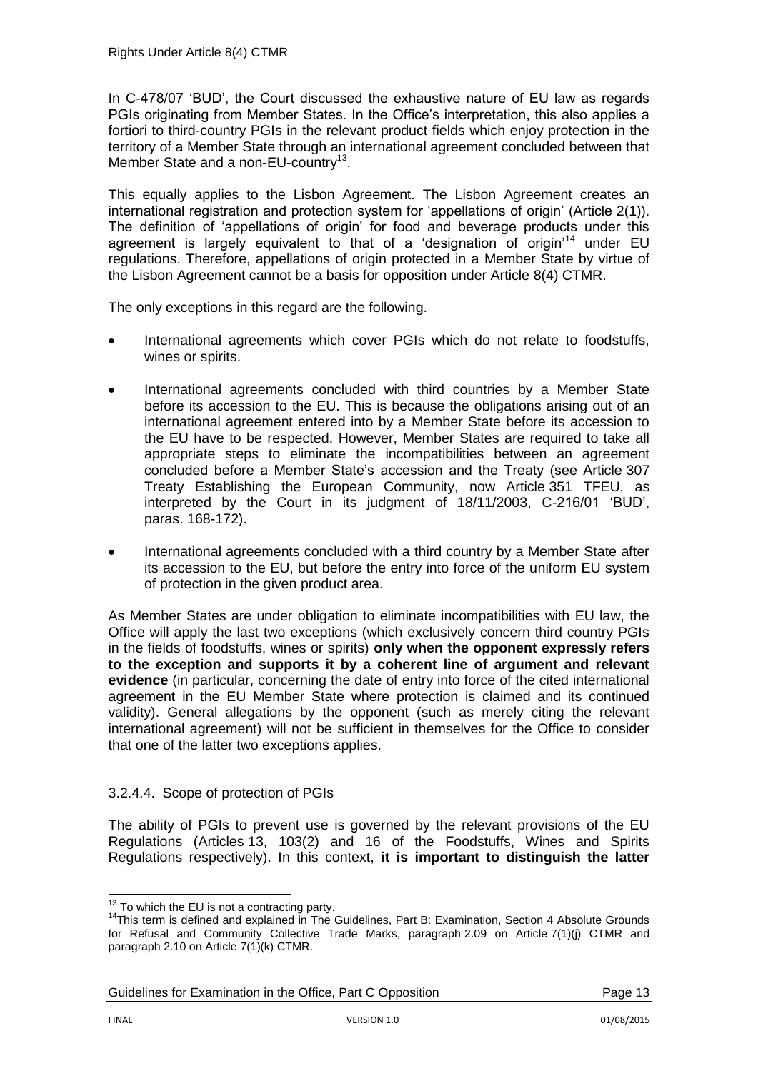In C-478/07 'BUD', the Court discussed the exhaustive nature of EU law as regards PGIs originating from Member States. In the Office's interpretation, this also applies a fortiori to third-country PGIs in the relevant product fields which enjoy protection in the territory of a Member State through an international agreement concluded between that Member State and a non-EU-country[13].

This equally applies to the Lisbon Agreement. The Lisbon Agreement creates an international registration and protection system for 'appellations of origin' (Article 2(1)). The definition of 'appellations of origin' for food and beverage products under this agreement is largely equivalent to that of a 'designation of origin'[14] under EU regulations. Therefore, appellations of origin protected in a Member State by virtue of the Lisbon Agreement cannot be a basis for opposition under Article 8(4) CTMR.

The only exceptions in this regard are the following.

- International agreements which cover PGIs which do not relate to foodstuffs, wines or spirits.
- International agreements concluded with third countries by a Member State before its accession to the EU. This is because the obligations arising out of an international agreement entered into by a Member State before its accession to the EU have to be respected. However, Member States are required to take all appropriate steps to eliminate the incompatibilities between an agreement concluded before a Member State's accession and the Treaty (see Article 307 Treaty Establishing the European Community, now Article 351 TFEU, as interpreted by the Court in its judgment of 18/11/2003, C-216/01 'BUD', paras. 168-172).
- International agreements concluded with a third country by a Member State after its accession to the EU, but before the entry into force of the uniform EU system of protection in the given product area.

As Member States are under obligation to eliminate incompatibilities with EU law, the Office will apply the last two exceptions (which exclusively concern third country PGIs in the fields of foodstuffs, wines or spirits) **only when the opponent expressly refers to the exception and supports it by a coherent line of argument and relevant evidence** (in particular, concerning the date of entry into force of the cited international agreement in the EU Member State where protection is claimed and its continued validity). General allegations by the opponent (such as merely citing the relevant international agreement) will not be sufficient in themselves for the Office to consider that one of the latter two exceptions applies.

### 3.2.4.4. Scope of protection of PGIs

The ability of PGIs to prevent use is governed by the relevant provisions of the EU Regulations (Articles 13, 103(2) and 16 of the Foodstuffs, Wines and Spirits Regulations respectively). In this context, **it is important to distinguish the latter**

---

[13] To which the EU is not a contracting party.

[14] This term is defined and explained in The Guidelines, Part B: Examination, Section 4 Absolute Grounds for Refusal and Community Collective Trade Marks, paragraph 2.09 on Article 7(1)(j) CTMR and paragraph 2.10 on Article 7(1)(k) CTMR.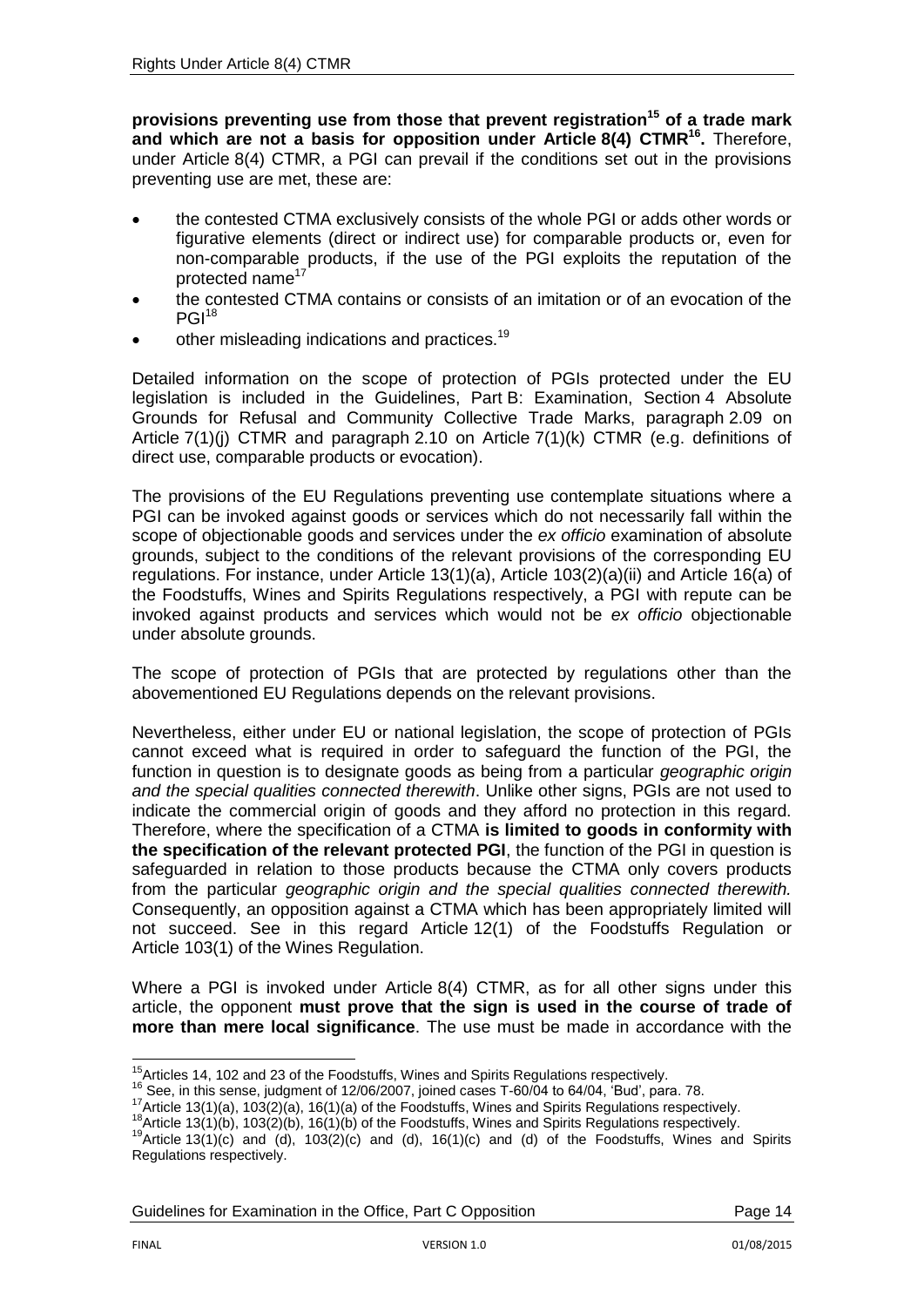**provisions preventing use from those that prevent registration[15] of a trade mark and which are not a basis for opposition under Article 8(4) CTMR[16].** Therefore, under Article 8(4) CTMR, a PGI can prevail if the conditions set out in the provisions preventing use are met, these are:

- the contested CTMA exclusively consists of the whole PGI or adds other words or figurative elements (direct or indirect use) for comparable products or, even for non-comparable products, if the use of the PGI exploits the reputation of the protected name[17]
- the contested CTMA contains or consists of an imitation or of an evocation of the PGI[18]
- other misleading indications and practices.[19]

Detailed information on the scope of protection of PGIs protected under the EU legislation is included in the Guidelines, Part B: Examination, Section 4 Absolute Grounds for Refusal and Community Collective Trade Marks, paragraph 2.09 on Article 7(1)(j) CTMR and paragraph 2.10 on Article 7(1)(k) CTMR (e.g. definitions of direct use, comparable products or evocation).

The provisions of the EU Regulations preventing use contemplate situations where a PGI can be invoked against goods or services which do not necessarily fall within the scope of objectionable goods and services under the *ex officio* examination of absolute grounds, subject to the conditions of the relevant provisions of the corresponding EU regulations. For instance, under Article 13(1)(a), Article 103(2)(a)(ii) and Article 16(a) of the Foodstuffs, Wines and Spirits Regulations respectively, a PGI with repute can be invoked against products and services which would not be *ex officio* objectionable under absolute grounds.

The scope of protection of PGIs that are protected by regulations other than the abovementioned EU Regulations depends on the relevant provisions.

Nevertheless, either under EU or national legislation, the scope of protection of PGIs cannot exceed what is required in order to safeguard the function of the PGI, the function in question is to designate goods as being from a particular *geographic origin and the special qualities connected therewith*. Unlike other signs, PGIs are not used to indicate the commercial origin of goods and they afford no protection in this regard. Therefore, where the specification of a CTMA **is limited to goods in conformity with the specification of the relevant protected PGI**, the function of the PGI in question is safeguarded in relation to those products because the CTMA only covers products from the particular *geographic origin and the special qualities connected therewith.* Consequently, an opposition against a CTMA which has been appropriately limited will not succeed. See in this regard Article 12(1) of the Foodstuffs Regulation or Article 103(1) of the Wines Regulation.

Where a PGI is invoked under Article 8(4) CTMR, as for all other signs under this article, the opponent **must prove that the sign is used in the course of trade of more than mere local significance**. The use must be made in accordance with the

---

[15] Articles 14, 102 and 23 of the Foodstuffs, Wines and Spirits Regulations respectively.

[16] See, in this sense, judgment of 12/06/2007, joined cases T-60/04 to 64/04, 'Bud', para. 78.

[17] Article 13(1)(a), 103(2)(a), 16(1)(a) of the Foodstuffs, Wines and Spirits Regulations respectively.

[18] Article 13(1)(b), 103(2)(b), 16(1)(b) of the Foodstuffs, Wines and Spirits Regulations respectively.

[19] Article 13(1)(c) and (d), 103(2)(c) and (d), 16(1)(c) and (d) of the Foodstuffs, Wines and Spirits Regulations respectively.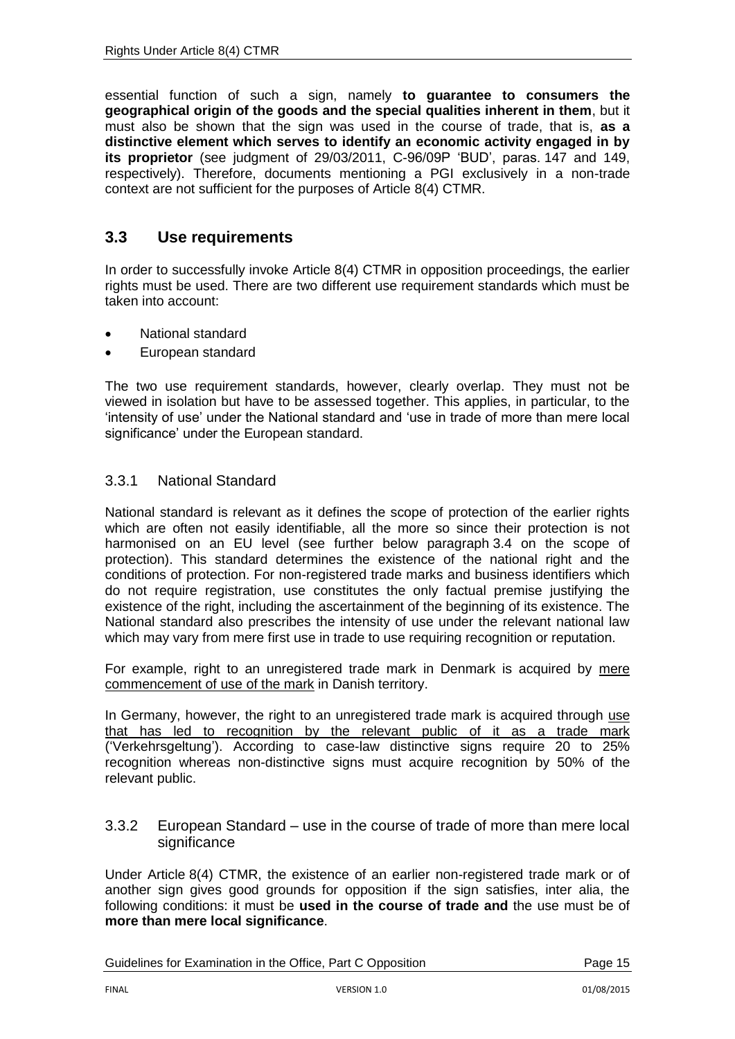essential function of such a sign, namely **to guarantee to consumers the geographical origin of the goods and the special qualities inherent in them**, but it must also be shown that the sign was used in the course of trade, that is, **as a distinctive element which serves to identify an economic activity engaged in by its proprietor** (see judgment of 29/03/2011, C-96/09P 'BUD', paras. 147 and 149, respectively). Therefore, documents mentioning a PGI exclusively in a non-trade context are not sufficient for the purposes of Article 8(4) CTMR.

## 3.3 Use requirements

In order to successfully invoke Article 8(4) CTMR in opposition proceedings, the earlier rights must be used. There are two different use requirement standards which must be taken into account:

- National standard
- European standard

The two use requirement standards, however, clearly overlap. They must not be viewed in isolation but have to be assessed together. This applies, in particular, to the 'intensity of use' under the National standard and 'use in trade of more than mere local significance' under the European standard.

### 3.3.1 National Standard

National standard is relevant as it defines the scope of protection of the earlier rights which are often not easily identifiable, all the more so since their protection is not harmonised on an EU level (see further below paragraph 3.4 on the scope of protection). This standard determines the existence of the national right and the conditions of protection. For non-registered trade marks and business identifiers which do not require registration, use constitutes the only factual premise justifying the existence of the right, including the ascertainment of the beginning of its existence. The National standard also prescribes the intensity of use under the relevant national law which may vary from mere first use in trade to use requiring recognition or reputation.

For example, right to an unregistered trade mark in Denmark is acquired by mere commencement of use of the mark in Danish territory.

In Germany, however, the right to an unregistered trade mark is acquired through use that has led to recognition by the relevant public of it as a trade mark ('Verkehrsgeltung'). According to case-law distinctive signs require 20 to 25% recognition whereas non-distinctive signs must acquire recognition by 50% of the relevant public.

### 3.3.2 European Standard – use in the course of trade of more than mere local significance

Under Article 8(4) CTMR, the existence of an earlier non-registered trade mark or of another sign gives good grounds for opposition if the sign satisfies, inter alia, the following conditions: it must be **used in the course of trade and** the use must be of **more than mere local significance**.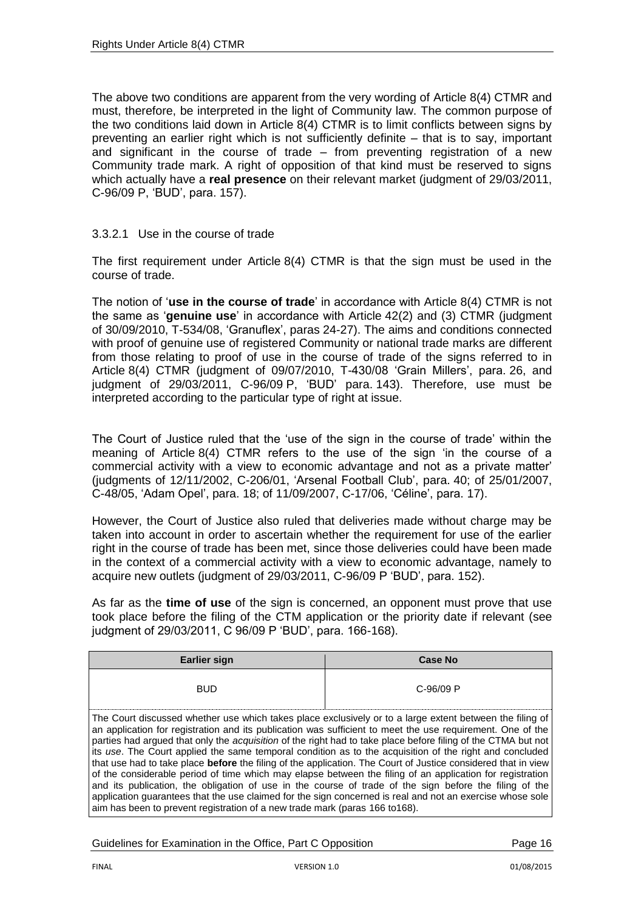The above two conditions are apparent from the very wording of Article 8(4) CTMR and must, therefore, be interpreted in the light of Community law. The common purpose of the two conditions laid down in Article 8(4) CTMR is to limit conflicts between signs by preventing an earlier right which is not sufficiently definite – that is to say, important and significant in the course of trade – from preventing registration of a new Community trade mark. A right of opposition of that kind must be reserved to signs which actually have a **real presence** on their relevant market (judgment of 29/03/2011, C-96/09 P, 'BUD', para. 157).

#### 3.3.2.1 Use in the course of trade

The first requirement under Article 8(4) CTMR is that the sign must be used in the course of trade.

The notion of '**use in the course of trade**' in accordance with Article 8(4) CTMR is not the same as '**genuine use**' in accordance with Article 42(2) and (3) CTMR (judgment of 30/09/2010, T-534/08, 'Granuflex', paras 24-27). The aims and conditions connected with proof of genuine use of registered Community or national trade marks are different from those relating to proof of use in the course of trade of the signs referred to in Article 8(4) CTMR (judgment of 09/07/2010, T-430/08 'Grain Millers', para. 26, and judgment of 29/03/2011, C-96/09 P, 'BUD' para. 143). Therefore, use must be interpreted according to the particular type of right at issue.

The Court of Justice ruled that the 'use of the sign in the course of trade' within the meaning of Article 8(4) CTMR refers to the use of the sign 'in the course of a commercial activity with a view to economic advantage and not as a private matter' (judgments of 12/11/2002, C-206/01, 'Arsenal Football Club', para. 40; of 25/01/2007, C-48/05, 'Adam Opel', para. 18; of 11/09/2007, C-17/06, 'Céline', para. 17).

However, the Court of Justice also ruled that deliveries made without charge may be taken into account in order to ascertain whether the requirement for use of the earlier right in the course of trade has been met, since those deliveries could have been made in the context of a commercial activity with a view to economic advantage, namely to acquire new outlets (judgment of 29/03/2011, C-96/09 P 'BUD', para. 152).

As far as the **time of use** of the sign is concerned, an opponent must prove that use took place before the filing of the CTM application or the priority date if relevant (see judgment of 29/03/2011, C 96/09 P 'BUD', para. 166-168).

| Earlier sign | Case No |
|---|---|
| BUD | C-96/09 P |
| The Court discussed whether use which takes place exclusively or to a large extent between the filing of an application for registration and its publication was sufficient to meet the use requirement. One of the parties had argued that only the *acquisition* of the right had to take place before filing of the CTMA but not its *use*. The Court applied the same temporal condition as to the acquisition of the right and concluded that use had to take place **before** the filing of the application. The Court of Justice considered that in view of the considerable period of time which may elapse between the filing of an application for registration and its publication, the obligation of use in the course of trade of the sign before the filing of the application guarantees that the use claimed for the sign concerned is real and not an exercise whose sole aim has been to prevent registration of a new trade mark (paras 166 to168). | |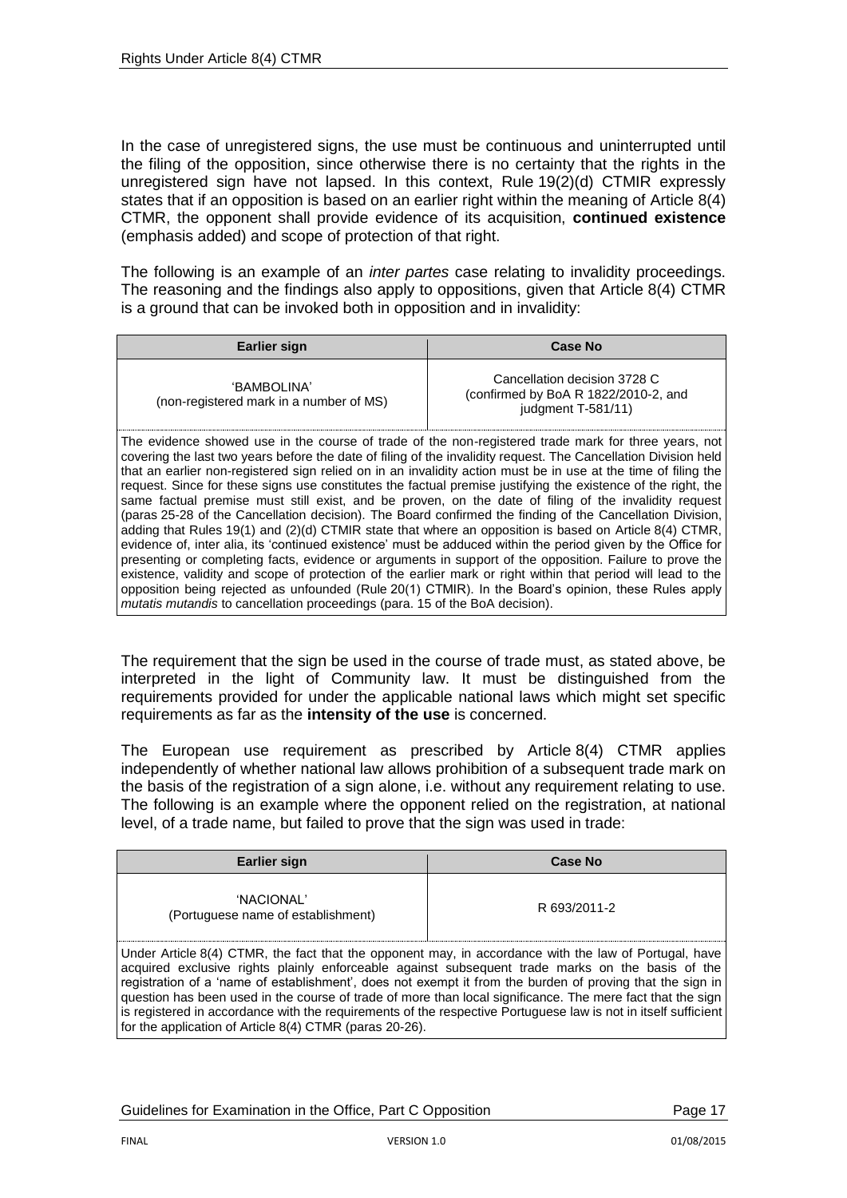In the case of unregistered signs, the use must be continuous and uninterrupted until the filing of the opposition, since otherwise there is no certainty that the rights in the unregistered sign have not lapsed. In this context, Rule 19(2)(d) CTMIR expressly states that if an opposition is based on an earlier right within the meaning of Article 8(4) CTMR, the opponent shall provide evidence of its acquisition, **continued existence** (emphasis added) and scope of protection of that right.

The following is an example of an *inter partes* case relating to invalidity proceedings. The reasoning and the findings also apply to oppositions, given that Article 8(4) CTMR is a ground that can be invoked both in opposition and in invalidity:

| Earlier sign | Case No |
|---|---|
| 'BAMBOLINA' (non-registered mark in a number of MS) | Cancellation decision 3728 C (confirmed by BoA R 1822/2010-2, and judgment T-581/11) |
| The evidence showed use in the course of trade of the non-registered trade mark for three years, not covering the last two years before the date of filing of the invalidity request. The Cancellation Division held that an earlier non-registered sign relied on in an invalidity action must be in use at the time of filing the request. Since for these signs use constitutes the factual premise justifying the existence of the right, the same factual premise must still exist, and be proven, on the date of filing of the invalidity request (paras 25-28 of the Cancellation decision). The Board confirmed the finding of the Cancellation Division, adding that Rules 19(1) and (2)(d) CTMIR state that where an opposition is based on Article 8(4) CTMR, evidence of, inter alia, its 'continued existence' must be adduced within the period given by the Office for presenting or completing facts, evidence or arguments in support of the opposition. Failure to prove the existence, validity and scope of protection of the earlier mark or right within that period will lead to the opposition being rejected as unfounded (Rule 20(1) CTMIR). In the Board's opinion, these Rules apply *mutatis mutandis* to cancellation proceedings (para. 15 of the BoA decision). | |

The requirement that the sign be used in the course of trade must, as stated above, be interpreted in the light of Community law. It must be distinguished from the requirements provided for under the applicable national laws which might set specific requirements as far as the **intensity of the use** is concerned.

The European use requirement as prescribed by Article 8(4) CTMR applies independently of whether national law allows prohibition of a subsequent trade mark on the basis of the registration of a sign alone, i.e. without any requirement relating to use. The following is an example where the opponent relied on the registration, at national level, of a trade name, but failed to prove that the sign was used in trade:

| Earlier sign | Case No |
|---|---|
| 'NACIONAL' (Portuguese name of establishment) | R 693/2011-2 |
| Under Article 8(4) CTMR, the fact that the opponent may, in accordance with the law of Portugal, have acquired exclusive rights plainly enforceable against subsequent trade marks on the basis of the registration of a 'name of establishment', does not exempt it from the burden of proving that the sign in question has been used in the course of trade of more than local significance. The mere fact that the sign is registered in accordance with the requirements of the respective Portuguese law is not in itself sufficient for the application of Article 8(4) CTMR (paras 20-26). | |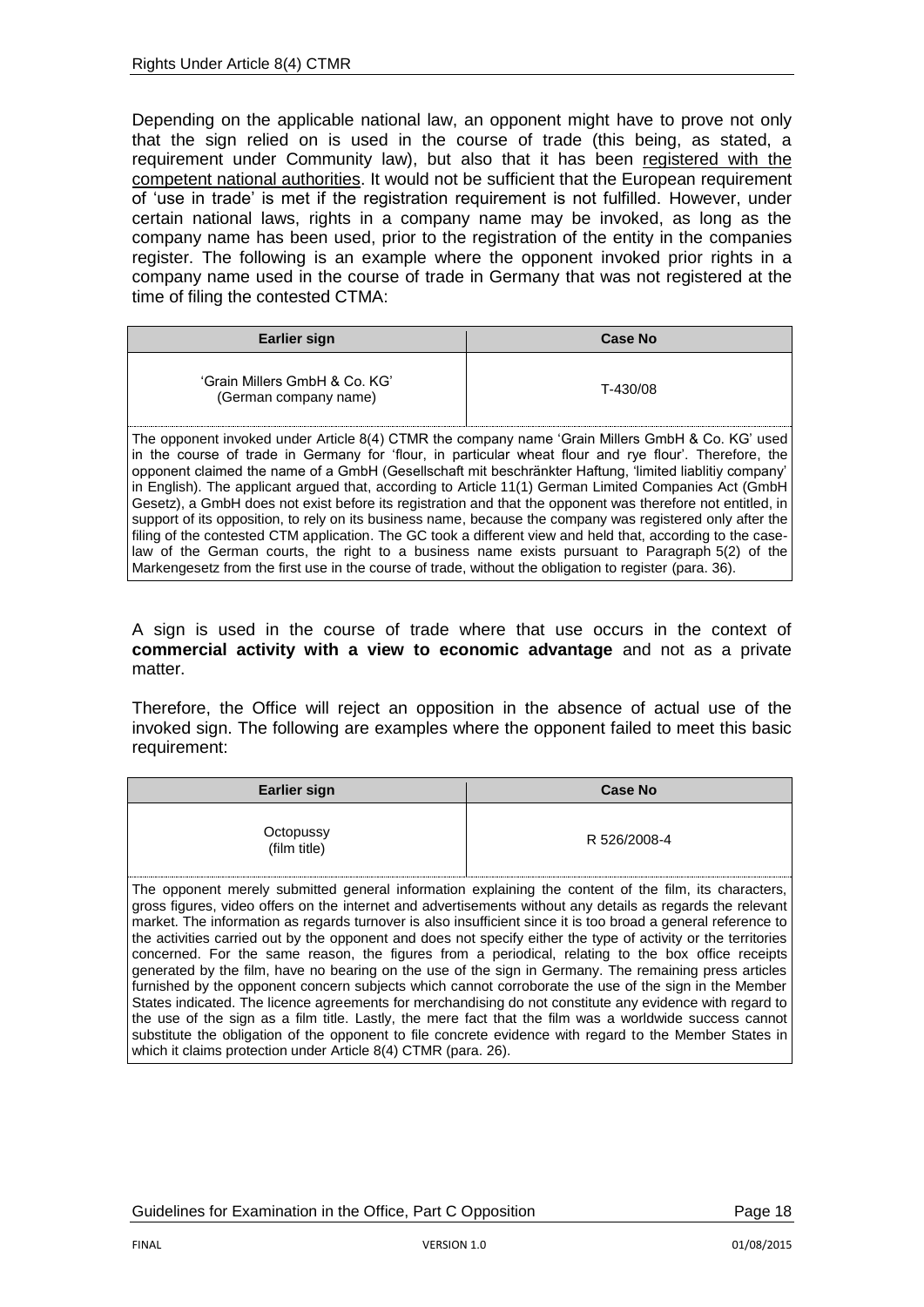Depending on the applicable national law, an opponent might have to prove not only that the sign relied on is used in the course of trade (this being, as stated, a requirement under Community law), but also that it has been registered with the competent national authorities. It would not be sufficient that the European requirement of 'use in trade' is met if the registration requirement is not fulfilled. However, under certain national laws, rights in a company name may be invoked, as long as the company name has been used, prior to the registration of the entity in the companies register. The following is an example where the opponent invoked prior rights in a company name used in the course of trade in Germany that was not registered at the time of filing the contested CTMA:

| Earlier sign | Case No |
|---|---|
| 'Grain Millers GmbH & Co. KG' (German company name) | T-430/08 |
| The opponent invoked under Article 8(4) CTMR the company name 'Grain Millers GmbH & Co. KG' used in the course of trade in Germany for 'flour, in particular wheat flour and rye flour'. Therefore, the opponent claimed the name of a GmbH (Gesellschaft mit beschränkter Haftung, 'limited liablitiy company' in English). The applicant argued that, according to Article 11(1) German Limited Companies Act (GmbH Gesetz), a GmbH does not exist before its registration and that the opponent was therefore not entitled, in support of its opposition, to rely on its business name, because the company was registered only after the filing of the contested CTM application. The GC took a different view and held that, according to the case-law of the German courts, the right to a business name exists pursuant to Paragraph 5(2) of the Markengesetz from the first use in the course of trade, without the obligation to register (para. 36). | |

A sign is used in the course of trade where that use occurs in the context of **commercial activity with a view to economic advantage** and not as a private matter.

Therefore, the Office will reject an opposition in the absence of actual use of the invoked sign. The following are examples where the opponent failed to meet this basic requirement:

| Earlier sign | Case No |
|---|---|
| Octopussy (film title) | R 526/2008-4 |
| The opponent merely submitted general information explaining the content of the film, its characters, gross figures, video offers on the internet and advertisements without any details as regards the relevant market. The information as regards turnover is also insufficient since it is too broad a general reference to the activities carried out by the opponent and does not specify either the type of activity or the territories concerned. For the same reason, the figures from a periodical, relating to the box office receipts generated by the film, have no bearing on the use of the sign in Germany. The remaining press articles furnished by the opponent concern subjects which cannot corroborate the use of the sign in the Member States indicated. The licence agreements for merchandising do not constitute any evidence with regard to the use of the sign as a film title. Lastly, the mere fact that the film was a worldwide success cannot substitute the obligation of the opponent to file concrete evidence with regard to the Member States in which it claims protection under Article 8(4) CTMR (para. 26). | |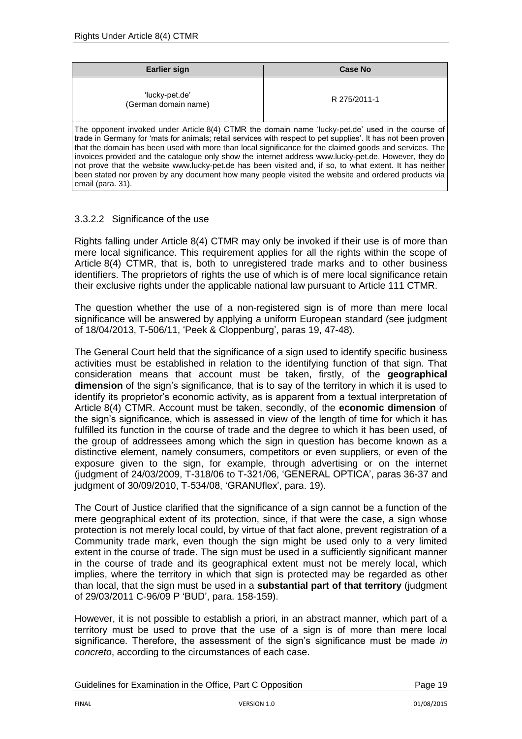| Earlier sign | Case No |
|---|---|
| 'lucky-pet.de' (German domain name) | R 275/2011-1 |
| The opponent invoked under Article 8(4) CTMR the domain name 'lucky-pet.de' used in the course of trade in Germany for 'mats for animals; retail services with respect to pet supplies'. It has not been proven that the domain has been used with more than local significance for the claimed goods and services. The invoices provided and the catalogue only show the internet address www.lucky-pet.de. However, they do not prove that the website www.lucky-pet.de has been visited and, if so, to what extent. It has neither been stated nor proven by any document how many people visited the website and ordered products via email (para. 31). | |

#### 3.3.2.2 Significance of the use

Rights falling under Article 8(4) CTMR may only be invoked if their use is of more than mere local significance. This requirement applies for all the rights within the scope of Article 8(4) CTMR, that is, both to unregistered trade marks and to other business identifiers. The proprietors of rights the use of which is of mere local significance retain their exclusive rights under the applicable national law pursuant to Article 111 CTMR.

The question whether the use of a non-registered sign is of more than mere local significance will be answered by applying a uniform European standard (see judgment of 18/04/2013, T-506/11, 'Peek & Cloppenburg', paras 19, 47-48).

The General Court held that the significance of a sign used to identify specific business activities must be established in relation to the identifying function of that sign. That consideration means that account must be taken, firstly, of the **geographical dimension** of the sign's significance, that is to say of the territory in which it is used to identify its proprietor's economic activity, as is apparent from a textual interpretation of Article 8(4) CTMR. Account must be taken, secondly, of the **economic dimension** of the sign's significance, which is assessed in view of the length of time for which it has fulfilled its function in the course of trade and the degree to which it has been used, of the group of addressees among which the sign in question has become known as a distinctive element, namely consumers, competitors or even suppliers, or even of the exposure given to the sign, for example, through advertising or on the internet (judgment of 24/03/2009, T-318/06 to T-321/06, 'GENERAL OPTICA', paras 36-37 and judgment of 30/09/2010, T-534/08, 'GRANUflex', para. 19).

The Court of Justice clarified that the significance of a sign cannot be a function of the mere geographical extent of its protection, since, if that were the case, a sign whose protection is not merely local could, by virtue of that fact alone, prevent registration of a Community trade mark, even though the sign might be used only to a very limited extent in the course of trade. The sign must be used in a sufficiently significant manner in the course of trade and its geographical extent must not be merely local, which implies, where the territory in which that sign is protected may be regarded as other than local, that the sign must be used in a **substantial part of that territory** (judgment of 29/03/2011 C-96/09 P 'BUD', para. 158-159).

However, it is not possible to establish a priori, in an abstract manner, which part of a territory must be used to prove that the use of a sign is of more than mere local significance. Therefore, the assessment of the sign's significance must be made *in concreto*, according to the circumstances of each case.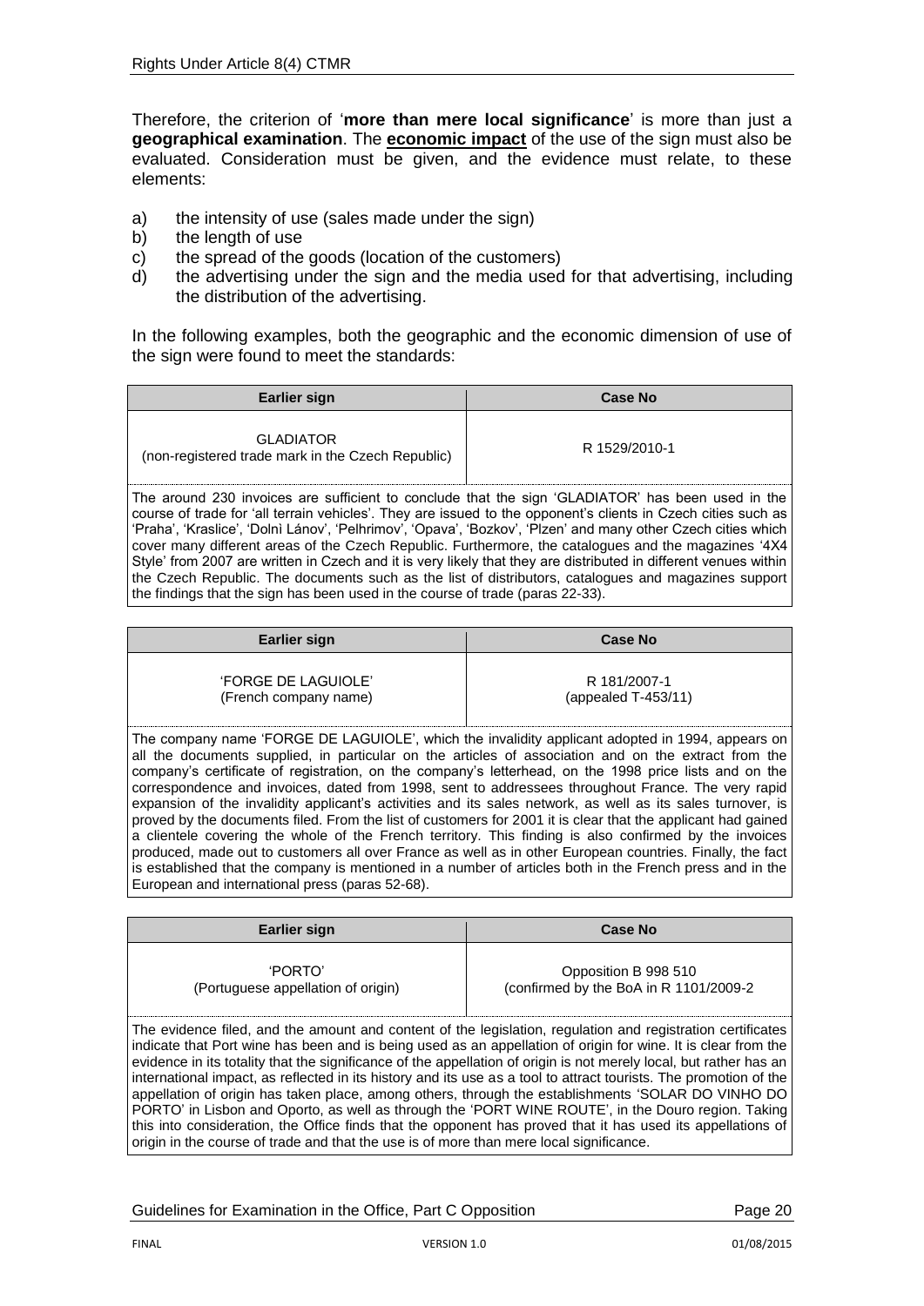Therefore, the criterion of '**more than mere local significance**' is more than just a **geographical examination**. The **economic impact** of the use of the sign must also be evaluated. Consideration must be given, and the evidence must relate, to these elements:

a) the intensity of use (sales made under the sign)
b) the length of use
c) the spread of the goods (location of the customers)
d) the advertising under the sign and the media used for that advertising, including the distribution of the advertising.

In the following examples, both the geographic and the economic dimension of use of the sign were found to meet the standards:

| Earlier sign | Case No |
|---|---|
| GLADIATOR (non-registered trade mark in the Czech Republic) | R 1529/2010-1 |
| The around 230 invoices are sufficient to conclude that the sign 'GLADIATOR' has been used in the course of trade for 'all terrain vehicles'. They are issued to the opponent's clients in Czech cities such as 'Praha', 'Kraslice', 'Dolnì Lánov', 'Pelhrimov', 'Opava', 'Bozkov', 'Plzen' and many other Czech cities which cover many different areas of the Czech Republic. Furthermore, the catalogues and the magazines '4X4 Style' from 2007 are written in Czech and it is very likely that they are distributed in different venues within the Czech Republic. The documents such as the list of distributors, catalogues and magazines support the findings that the sign has been used in the course of trade (paras 22-33). | |

| Earlier sign | Case No |
|---|---|
| 'FORGE DE LAGUIOLE' (French company name) | R 181/2007-1 (appealed T-453/11) |
| The company name 'FORGE DE LAGUIOLE', which the invalidity applicant adopted in 1994, appears on all the documents supplied, in particular on the articles of association and on the extract from the company's certificate of registration, on the company's letterhead, on the 1998 price lists and on the correspondence and invoices, dated from 1998, sent to addressees throughout France. The very rapid expansion of the invalidity applicant's activities and its sales network, as well as its sales turnover, is proved by the documents filed. From the list of customers for 2001 it is clear that the applicant had gained a clientele covering the whole of the French territory. This finding is also confirmed by the invoices produced, made out to customers all over France as well as in other European countries. Finally, the fact is established that the company is mentioned in a number of articles both in the French press and in the European and international press (paras 52-68). | |

| Earlier sign | Case No |
|---|---|
| 'PORTO' (Portuguese appellation of origin) | Opposition B 998 510 (confirmed by the BoA in R 1101/2009-2 |
| The evidence filed, and the amount and content of the legislation, regulation and registration certificates indicate that Port wine has been and is being used as an appellation of origin for wine. It is clear from the evidence in its totality that the significance of the appellation of origin is not merely local, but rather has an international impact, as reflected in its history and its use as a tool to attract tourists. The promotion of the appellation of origin has taken place, among others, through the establishments 'SOLAR DO VINHO DO PORTO' in Lisbon and Oporto, as well as through the 'PORT WINE ROUTE', in the Douro region. Taking this into consideration, the Office finds that the opponent has proved that it has used its appellations of origin in the course of trade and that the use is of more than mere local significance. | |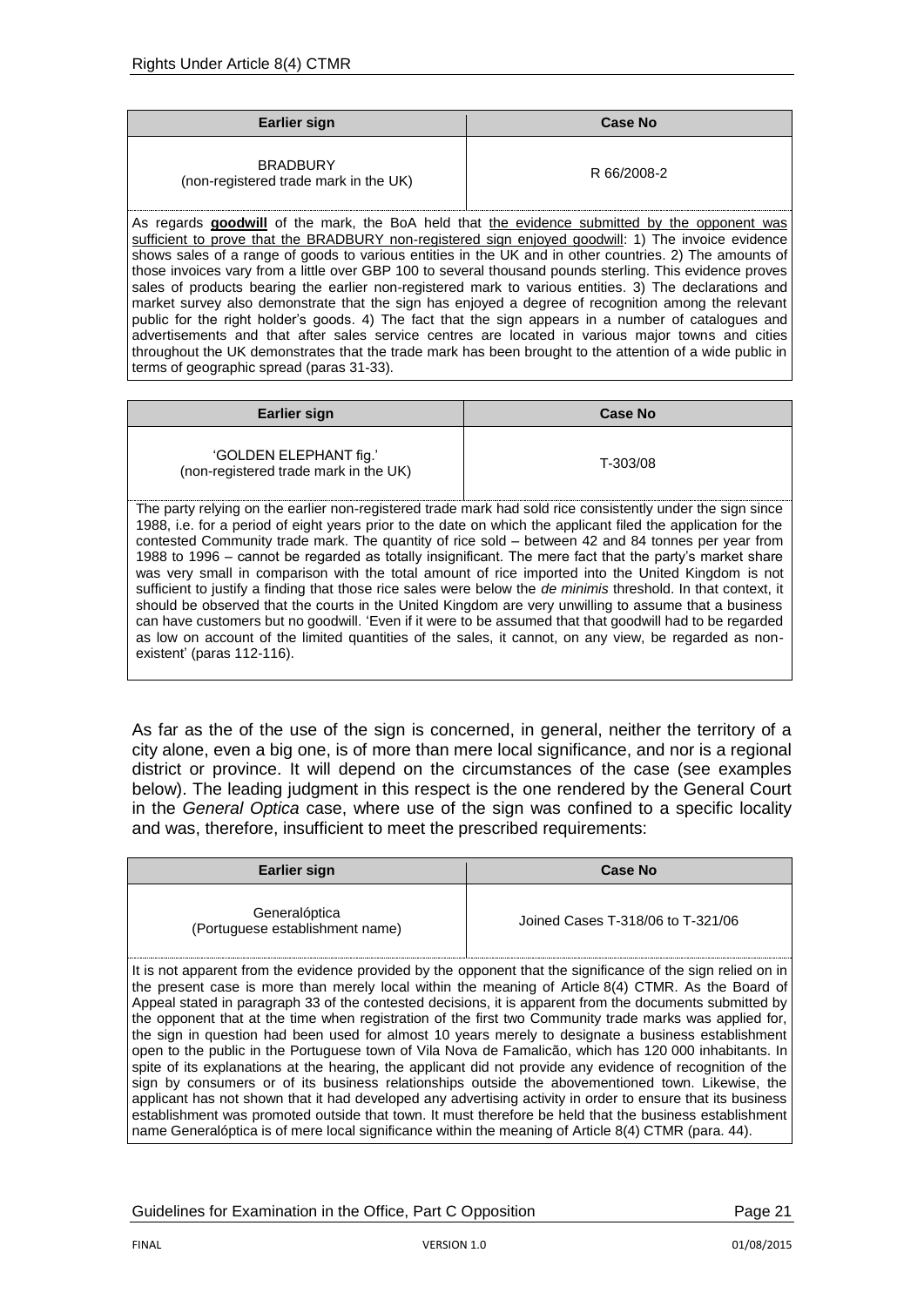| Earlier sign | Case No |
|---|---|
| BRADBURY (non-registered trade mark in the UK) | R 66/2008-2 |
| As regards **goodwill** of the mark, the BoA held that the evidence submitted by the opponent was sufficient to prove that the BRADBURY non-registered sign enjoyed goodwill: 1) The invoice evidence shows sales of a range of goods to various entities in the UK and in other countries. 2) The amounts of those invoices vary from a little over GBP 100 to several thousand pounds sterling. This evidence proves sales of products bearing the earlier non-registered mark to various entities. 3) The declarations and market survey also demonstrate that the sign has enjoyed a degree of recognition among the relevant public for the right holder's goods. 4) The fact that the sign appears in a number of catalogues and advertisements and that after sales service centres are located in various major towns and cities throughout the UK demonstrates that the trade mark has been brought to the attention of a wide public in terms of geographic spread (paras 31-33). | |

| Earlier sign | Case No |
|---|---|
| 'GOLDEN ELEPHANT fig.' (non-registered trade mark in the UK) | T-303/08 |
| The party relying on the earlier non-registered trade mark had sold rice consistently under the sign since 1988, i.e. for a period of eight years prior to the date on which the applicant filed the application for the contested Community trade mark. The quantity of rice sold – between 42 and 84 tonnes per year from 1988 to 1996 – cannot be regarded as totally insignificant. The mere fact that the party's market share was very small in comparison with the total amount of rice imported into the United Kingdom is not sufficient to justify a finding that those rice sales were below the *de minimis* threshold. In that context, it should be observed that the courts in the United Kingdom are very unwilling to assume that a business can have customers but no goodwill. 'Even if it were to be assumed that that goodwill had to be regarded as low on account of the limited quantities of the sales, it cannot, on any view, be regarded as non-existent' (paras 112-116). | |

As far as the of the use of the sign is concerned, in general, neither the territory of a city alone, even a big one, is of more than mere local significance, and nor is a regional district or province. It will depend on the circumstances of the case (see examples below). The leading judgment in this respect is the one rendered by the General Court in the *General Optica* case, where use of the sign was confined to a specific locality and was, therefore, insufficient to meet the prescribed requirements:

| Earlier sign | Case No |
|---|---|
| Generalóptica (Portuguese establishment name) | Joined Cases T-318/06 to T-321/06 |
| It is not apparent from the evidence provided by the opponent that the significance of the sign relied on in the present case is more than merely local within the meaning of Article 8(4) CTMR. As the Board of Appeal stated in paragraph 33 of the contested decisions, it is apparent from the documents submitted by the opponent that at the time when registration of the first two Community trade marks was applied for, the sign in question had been used for almost 10 years merely to designate a business establishment open to the public in the Portuguese town of Vila Nova de Famalicão, which has 120 000 inhabitants. In spite of its explanations at the hearing, the applicant did not provide any evidence of recognition of the sign by consumers or of its business relationships outside the abovementioned town. Likewise, the applicant has not shown that it had developed any advertising activity in order to ensure that its business establishment was promoted outside that town. It must therefore be held that the business establishment name Generalóptica is of mere local significance within the meaning of Article 8(4) CTMR (para. 44). | |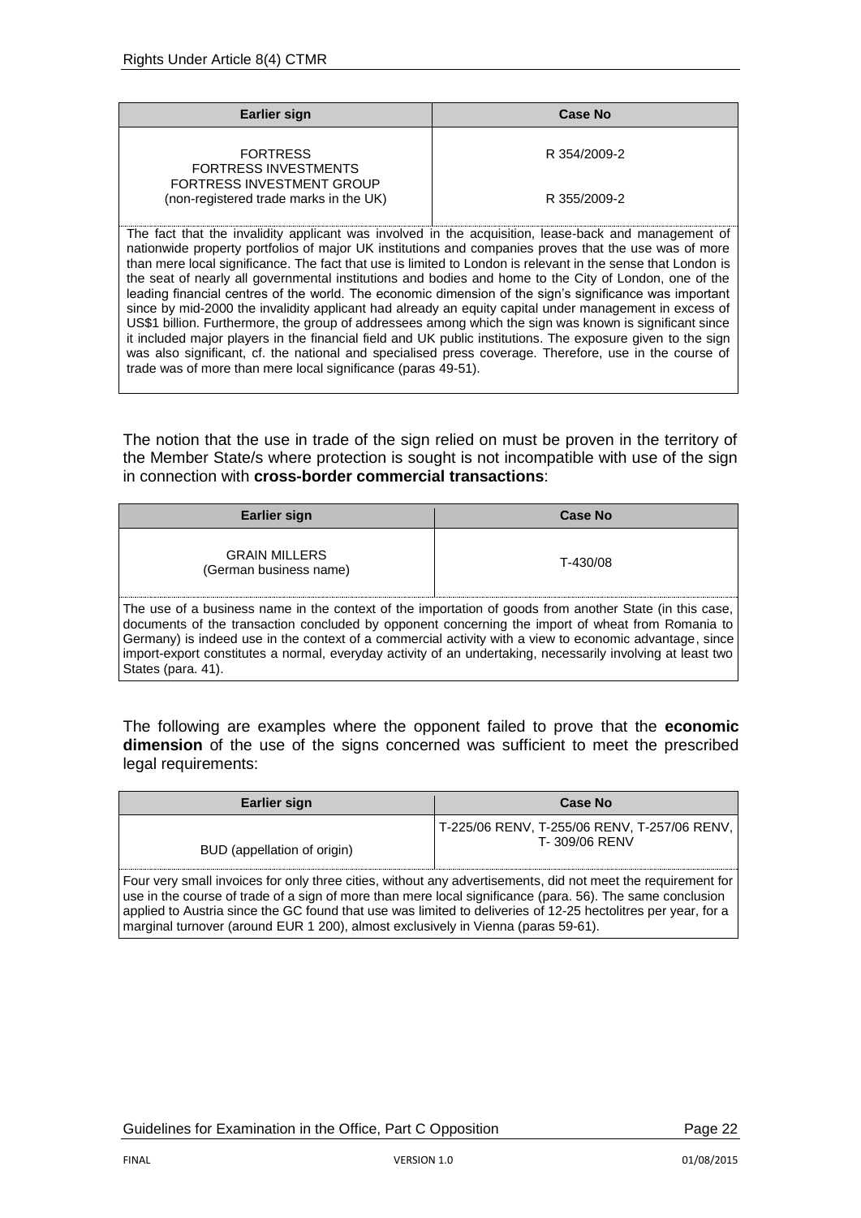| Earlier sign | Case No |
|---|---|
| FORTRESS<br>FORTRESS INVESTMENTS<br>FORTRESS INVESTMENT GROUP<br>(non-registered trade marks in the UK) | R 354/2009-2<br><br>R 355/2009-2 |
| The fact that the invalidity applicant was involved in the acquisition, lease-back and management of nationwide property portfolios of major UK institutions and companies proves that the use was of more than mere local significance. The fact that use is limited to London is relevant in the sense that London is the seat of nearly all governmental institutions and bodies and home to the City of London, one of the leading financial centres of the world. The economic dimension of the sign's significance was important since by mid-2000 the invalidity applicant had already an equity capital under management in excess of US$1 billion. Furthermore, the group of addressees among which the sign was known is significant since it included major players in the financial field and UK public institutions. The exposure given to the sign was also significant, cf. the national and specialised press coverage. Therefore, use in the course of trade was of more than mere local significance (paras 49-51). | |

The notion that the use in trade of the sign relied on must be proven in the territory of the Member State/s where protection is sought is not incompatible with use of the sign in connection with **cross-border commercial transactions**:

| Earlier sign | Case No |
|---|---|
| GRAIN MILLERS<br>(German business name) | T-430/08 |
| The use of a business name in the context of the importation of goods from another State (in this case, documents of the transaction concluded by opponent concerning the import of wheat from Romania to Germany) is indeed use in the context of a commercial activity with a view to economic advantage, since import-export constitutes a normal, everyday activity of an undertaking, necessarily involving at least two States (para. 41). | |

The following are examples where the opponent failed to prove that the **economic dimension** of the use of the signs concerned was sufficient to meet the prescribed legal requirements:

| Earlier sign | Case No |
|---|---|
| BUD (appellation of origin) | T-225/06 RENV, T-255/06 RENV, T-257/06 RENV, T- 309/06 RENV |
| Four very small invoices for only three cities, without any advertisements, did not meet the requirement for use in the course of trade of a sign of more than mere local significance (para. 56). The same conclusion applied to Austria since the GC found that use was limited to deliveries of 12-25 hectolitres per year, for a marginal turnover (around EUR 1 200), almost exclusively in Vienna (paras 59-61). | |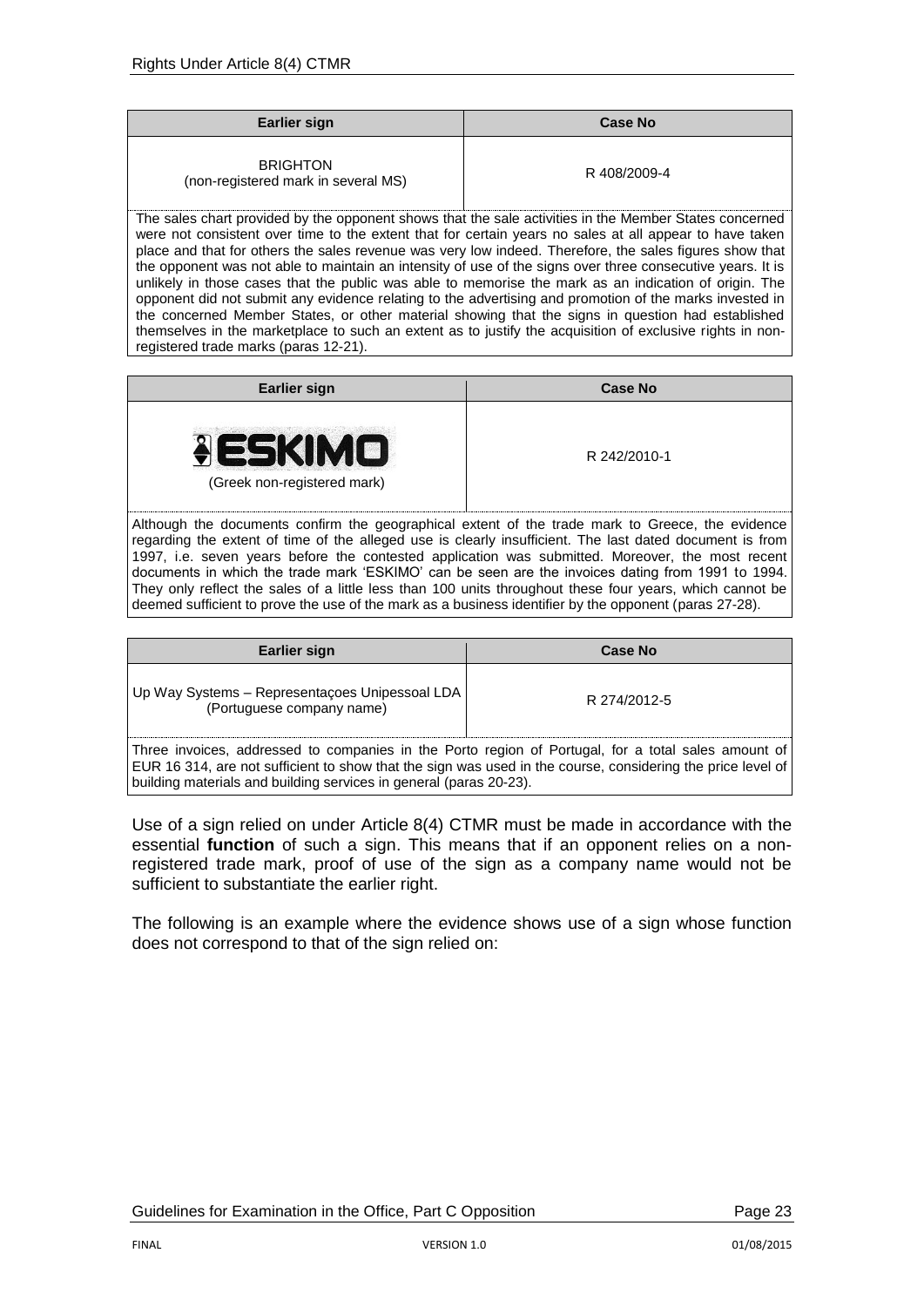| Earlier sign | Case No |
|---|---|
| BRIGHTON (non-registered mark in several MS) | R 408/2009-4 |
| The sales chart provided by the opponent shows that the sale activities in the Member States concerned were not consistent over time to the extent that for certain years no sales at all appear to have taken place and that for others the sales revenue was very low indeed. Therefore, the sales figures show that the opponent was not able to maintain an intensity of use of the signs over three consecutive years. It is unlikely in those cases that the public was able to memorise the mark as an indication of origin. The opponent did not submit any evidence relating to the advertising and promotion of the marks invested in the concerned Member States, or other material showing that the signs in question had established themselves in the marketplace to such an extent as to justify the acquisition of exclusive rights in non-registered trade marks (paras 12-21). | |

| Earlier sign | Case No |
|---|---|
| ESKIMO (Greek non-registered mark) | R 242/2010-1 |
| Although the documents confirm the geographical extent of the trade mark to Greece, the evidence regarding the extent of time of the alleged use is clearly insufficient. The last dated document is from 1997, i.e. seven years before the contested application was submitted. Moreover, the most recent documents in which the trade mark 'ESKIMO' can be seen are the invoices dating from 1991 to 1994. They only reflect the sales of a little less than 100 units throughout these four years, which cannot be deemed sufficient to prove the use of the mark as a business identifier by the opponent (paras 27-28). | |

| Earlier sign | Case No |
|---|---|
| Up Way Systems – Representaçoes Unipessoal LDA (Portuguese company name) | R 274/2012-5 |
| Three invoices, addressed to companies in the Porto region of Portugal, for a total sales amount of EUR 16 314, are not sufficient to show that the sign was used in the course, considering the price level of building materials and building services in general (paras 20-23). | |

Use of a sign relied on under Article 8(4) CTMR must be made in accordance with the essential **function** of such a sign. This means that if an opponent relies on a non-registered trade mark, proof of use of the sign as a company name would not be sufficient to substantiate the earlier right.

The following is an example where the evidence shows use of a sign whose function does not correspond to that of the sign relied on: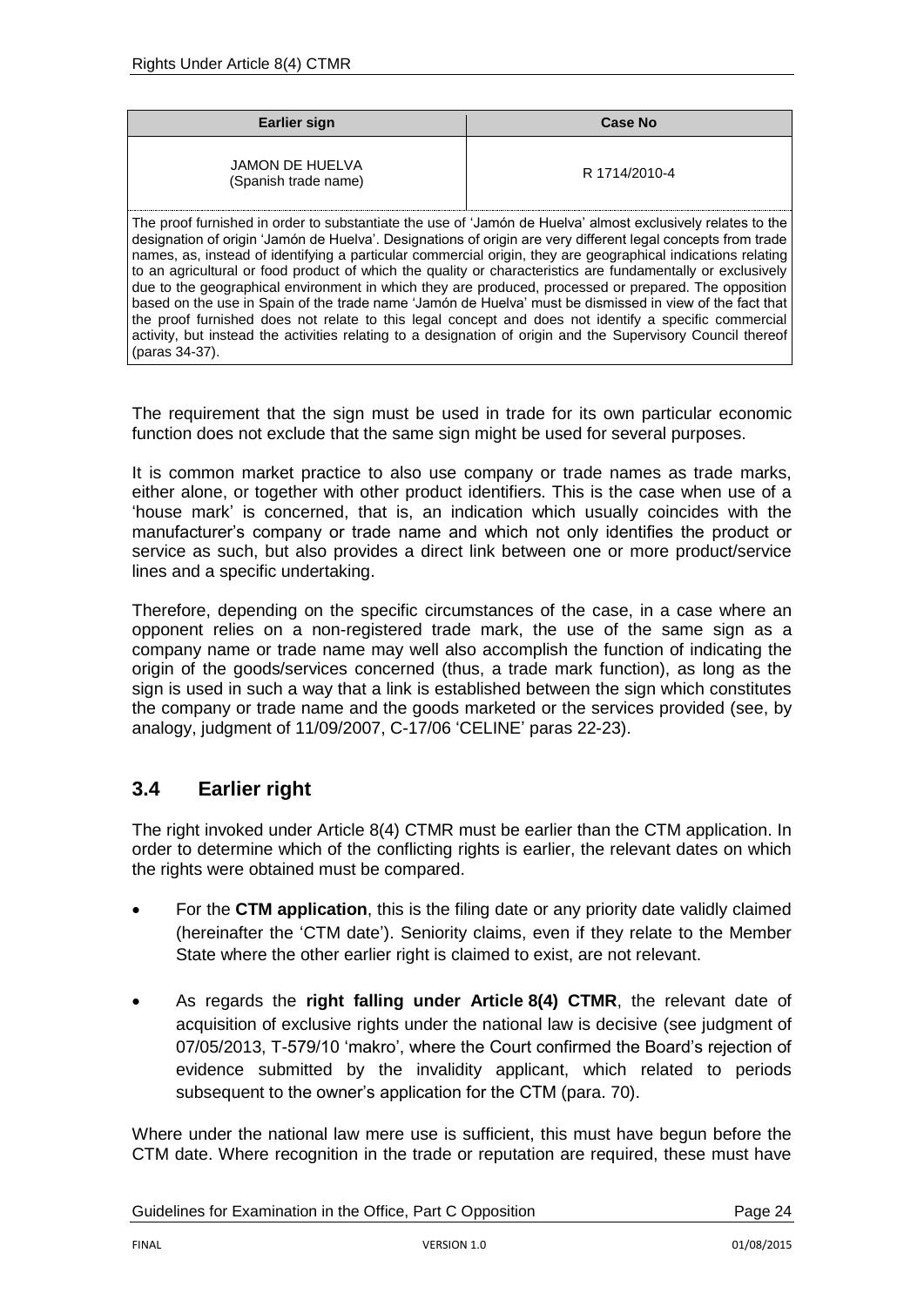| Earlier sign | Case No |
|---|---|
| JAMON DE HUELVA (Spanish trade name) | R 1714/2010-4 |
| The proof furnished in order to substantiate the use of 'Jamón de Huelva' almost exclusively relates to the designation of origin 'Jamón de Huelva'. Designations of origin are very different legal concepts from trade names, as, instead of identifying a particular commercial origin, they are geographical indications relating to an agricultural or food product of which the quality or characteristics are fundamentally or exclusively due to the geographical environment in which they are produced, processed or prepared. The opposition based on the use in Spain of the trade name 'Jamón de Huelva' must be dismissed in view of the fact that the proof furnished does not relate to this legal concept and does not identify a specific commercial activity, but instead the activities relating to a designation of origin and the Supervisory Council thereof (paras 34-37). | |

The requirement that the sign must be used in trade for its own particular economic function does not exclude that the same sign might be used for several purposes.

It is common market practice to also use company or trade names as trade marks, either alone, or together with other product identifiers. This is the case when use of a 'house mark' is concerned, that is, an indication which usually coincides with the manufacturer's company or trade name and which not only identifies the product or service as such, but also provides a direct link between one or more product/service lines and a specific undertaking.

Therefore, depending on the specific circumstances of the case, in a case where an opponent relies on a non-registered trade mark, the use of the same sign as a company name or trade name may well also accomplish the function of indicating the origin of the goods/services concerned (thus, a trade mark function), as long as the sign is used in such a way that a link is established between the sign which constitutes the company or trade name and the goods marketed or the services provided (see, by analogy, judgment of 11/09/2007, C-17/06 'CELINE' paras 22-23).

## 3.4 Earlier right

The right invoked under Article 8(4) CTMR must be earlier than the CTM application. In order to determine which of the conflicting rights is earlier, the relevant dates on which the rights were obtained must be compared.

- For the **CTM application**, this is the filing date or any priority date validly claimed (hereinafter the 'CTM date'). Seniority claims, even if they relate to the Member State where the other earlier right is claimed to exist, are not relevant.
- As regards the **right falling under Article 8(4) CTMR**, the relevant date of acquisition of exclusive rights under the national law is decisive (see judgment of 07/05/2013, T-579/10 'makro', where the Court confirmed the Board's rejection of evidence submitted by the invalidity applicant, which related to periods subsequent to the owner's application for the CTM (para. 70).

Where under the national law mere use is sufficient, this must have begun before the CTM date. Where recognition in the trade or reputation are required, these must have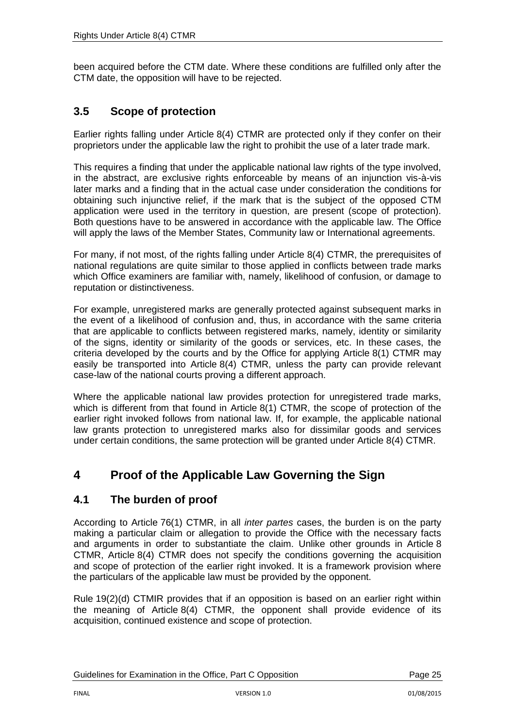been acquired before the CTM date. Where these conditions are fulfilled only after the CTM date, the opposition will have to be rejected.

### 3.5 Scope of protection

Earlier rights falling under Article 8(4) CTMR are protected only if they confer on their proprietors under the applicable law the right to prohibit the use of a later trade mark.

This requires a finding that under the applicable national law rights of the type involved, in the abstract, are exclusive rights enforceable by means of an injunction vis-à-vis later marks and a finding that in the actual case under consideration the conditions for obtaining such injunctive relief, if the mark that is the subject of the opposed CTM application were used in the territory in question, are present (scope of protection). Both questions have to be answered in accordance with the applicable law. The Office will apply the laws of the Member States, Community law or International agreements.

For many, if not most, of the rights falling under Article 8(4) CTMR, the prerequisites of national regulations are quite similar to those applied in conflicts between trade marks which Office examiners are familiar with, namely, likelihood of confusion, or damage to reputation or distinctiveness.

For example, unregistered marks are generally protected against subsequent marks in the event of a likelihood of confusion and, thus, in accordance with the same criteria that are applicable to conflicts between registered marks, namely, identity or similarity of the signs, identity or similarity of the goods or services, etc. In these cases, the criteria developed by the courts and by the Office for applying Article 8(1) CTMR may easily be transported into Article 8(4) CTMR, unless the party can provide relevant case-law of the national courts proving a different approach.

Where the applicable national law provides protection for unregistered trade marks, which is different from that found in Article 8(1) CTMR, the scope of protection of the earlier right invoked follows from national law. If, for example, the applicable national law grants protection to unregistered marks also for dissimilar goods and services under certain conditions, the same protection will be granted under Article 8(4) CTMR.

## 4 Proof of the Applicable Law Governing the Sign

### 4.1 The burden of proof

According to Article 76(1) CTMR, in all *inter partes* cases, the burden is on the party making a particular claim or allegation to provide the Office with the necessary facts and arguments in order to substantiate the claim. Unlike other grounds in Article 8 CTMR, Article 8(4) CTMR does not specify the conditions governing the acquisition and scope of protection of the earlier right invoked. It is a framework provision where the particulars of the applicable law must be provided by the opponent.

Rule 19(2)(d) CTMIR provides that if an opposition is based on an earlier right within the meaning of Article 8(4) CTMR, the opponent shall provide evidence of its acquisition, continued existence and scope of protection.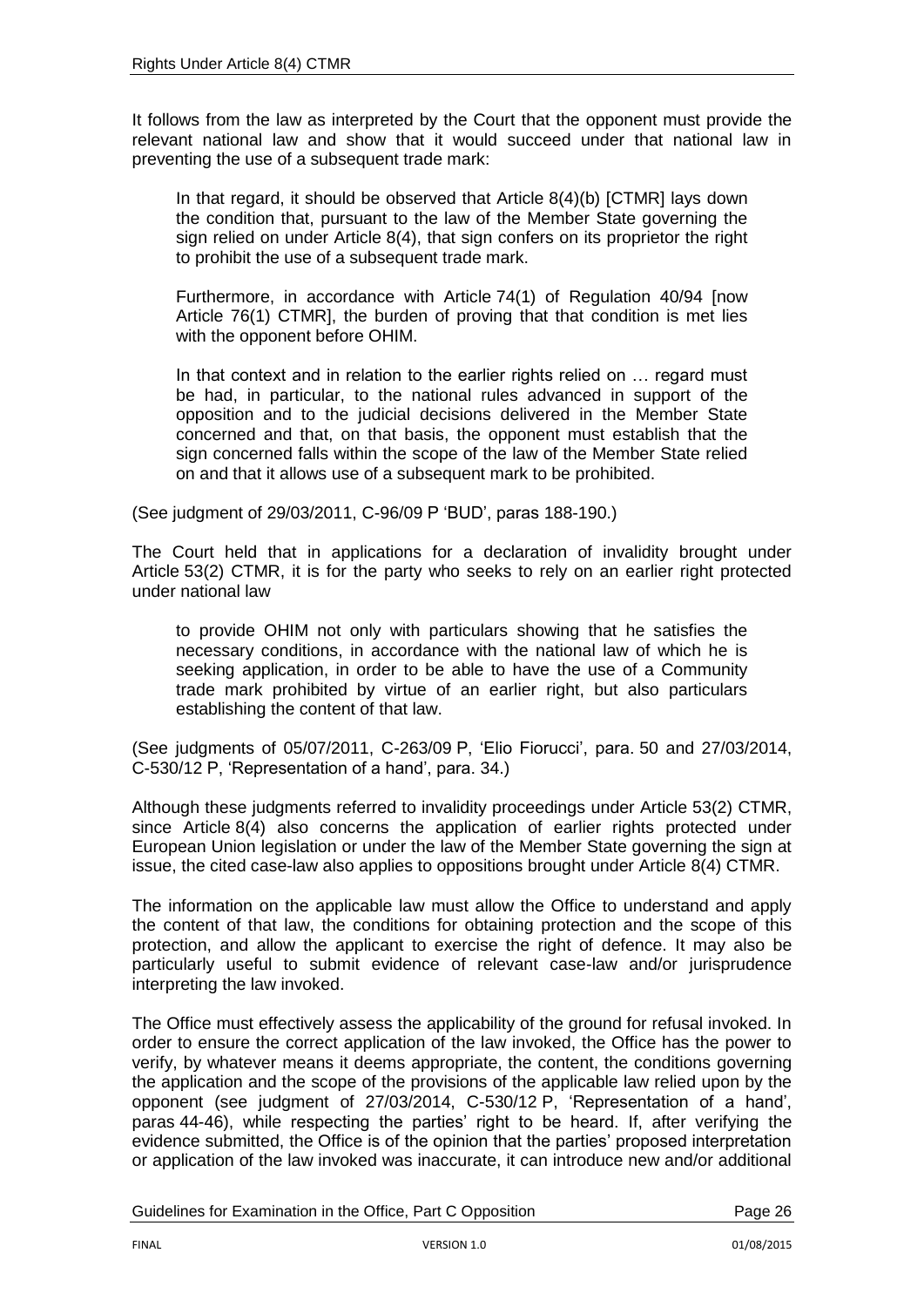It follows from the law as interpreted by the Court that the opponent must provide the relevant national law and show that it would succeed under that national law in preventing the use of a subsequent trade mark:

> In that regard, it should be observed that Article 8(4)(b) [CTMR] lays down the condition that, pursuant to the law of the Member State governing the sign relied on under Article 8(4), that sign confers on its proprietor the right to prohibit the use of a subsequent trade mark.
>
> Furthermore, in accordance with Article 74(1) of Regulation 40/94 [now Article 76(1) CTMR], the burden of proving that that condition is met lies with the opponent before OHIM.
>
> In that context and in relation to the earlier rights relied on … regard must be had, in particular, to the national rules advanced in support of the opposition and to the judicial decisions delivered in the Member State concerned and that, on that basis, the opponent must establish that the sign concerned falls within the scope of the law of the Member State relied on and that it allows use of a subsequent mark to be prohibited.

(See judgment of 29/03/2011, C-96/09 P 'BUD', paras 188-190.)

The Court held that in applications for a declaration of invalidity brought under Article 53(2) CTMR, it is for the party who seeks to rely on an earlier right protected under national law

> to provide OHIM not only with particulars showing that he satisfies the necessary conditions, in accordance with the national law of which he is seeking application, in order to be able to have the use of a Community trade mark prohibited by virtue of an earlier right, but also particulars establishing the content of that law.

(See judgments of 05/07/2011, C-263/09 P, 'Elio Fiorucci', para. 50 and 27/03/2014, C-530/12 P, 'Representation of a hand', para. 34.)

Although these judgments referred to invalidity proceedings under Article 53(2) CTMR, since Article 8(4) also concerns the application of earlier rights protected under European Union legislation or under the law of the Member State governing the sign at issue, the cited case-law also applies to oppositions brought under Article 8(4) CTMR.

The information on the applicable law must allow the Office to understand and apply the content of that law, the conditions for obtaining protection and the scope of this protection, and allow the applicant to exercise the right of defence. It may also be particularly useful to submit evidence of relevant case-law and/or jurisprudence interpreting the law invoked.

The Office must effectively assess the applicability of the ground for refusal invoked. In order to ensure the correct application of the law invoked, the Office has the power to verify, by whatever means it deems appropriate, the content, the conditions governing the application and the scope of the provisions of the applicable law relied upon by the opponent (see judgment of 27/03/2014, C-530/12 P, 'Representation of a hand', paras 44-46), while respecting the parties' right to be heard. If, after verifying the evidence submitted, the Office is of the opinion that the parties' proposed interpretation or application of the law invoked was inaccurate, it can introduce new and/or additional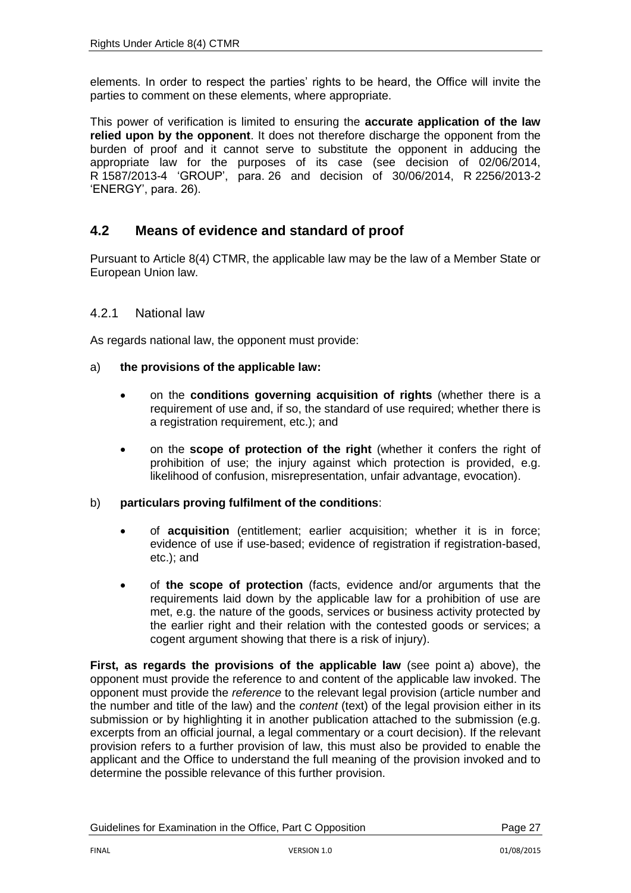elements. In order to respect the parties' rights to be heard, the Office will invite the parties to comment on these elements, where appropriate.

This power of verification is limited to ensuring the **accurate application of the law relied upon by the opponent**. It does not therefore discharge the opponent from the burden of proof and it cannot serve to substitute the opponent in adducing the appropriate law for the purposes of its case (see decision of 02/06/2014, R 1587/2013-4 'GROUP', para. 26 and decision of 30/06/2014, R 2256/2013-2 'ENERGY', para. 26).

## 4.2 Means of evidence and standard of proof

Pursuant to Article 8(4) CTMR, the applicable law may be the law of a Member State or European Union law.

### 4.2.1 National law

As regards national law, the opponent must provide:

a) **the provisions of the applicable law:**

- on the **conditions governing acquisition of rights** (whether there is a requirement of use and, if so, the standard of use required; whether there is a registration requirement, etc.); and
- on the **scope of protection of the right** (whether it confers the right of prohibition of use; the injury against which protection is provided, e.g. likelihood of confusion, misrepresentation, unfair advantage, evocation).

b) **particulars proving fulfilment of the conditions**:

- of **acquisition** (entitlement; earlier acquisition; whether it is in force; evidence of use if use-based; evidence of registration if registration-based, etc.); and
- of **the scope of protection** (facts, evidence and/or arguments that the requirements laid down by the applicable law for a prohibition of use are met, e.g. the nature of the goods, services or business activity protected by the earlier right and their relation with the contested goods or services; a cogent argument showing that there is a risk of injury).

**First, as regards the provisions of the applicable law** (see point a) above), the opponent must provide the reference to and content of the applicable law invoked. The opponent must provide the *reference* to the relevant legal provision (article number and the number and title of the law) and the *content* (text) of the legal provision either in its submission or by highlighting it in another publication attached to the submission (e.g. excerpts from an official journal, a legal commentary or a court decision). If the relevant provision refers to a further provision of law, this must also be provided to enable the applicant and the Office to understand the full meaning of the provision invoked and to determine the possible relevance of this further provision.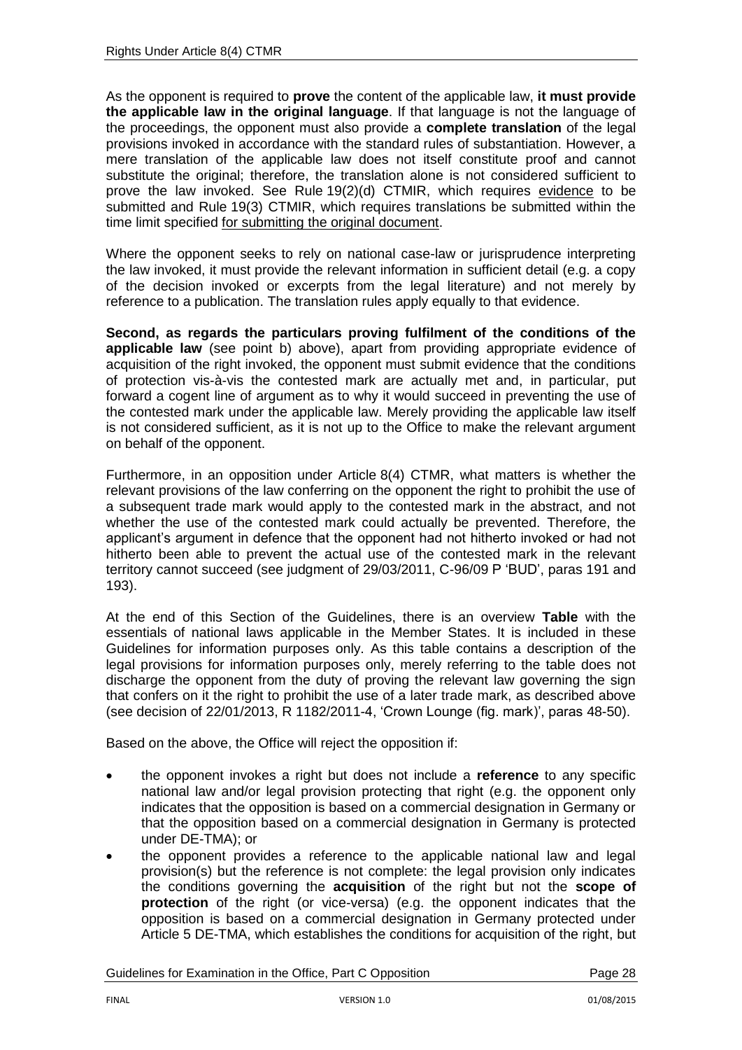As the opponent is required to **prove** the content of the applicable law, **it must provide the applicable law in the original language**. If that language is not the language of the proceedings, the opponent must also provide a **complete translation** of the legal provisions invoked in accordance with the standard rules of substantiation. However, a mere translation of the applicable law does not itself constitute proof and cannot substitute the original; therefore, the translation alone is not considered sufficient to prove the law invoked. See Rule 19(2)(d) CTMIR, which requires evidence to be submitted and Rule 19(3) CTMIR, which requires translations be submitted within the time limit specified for submitting the original document.

Where the opponent seeks to rely on national case-law or jurisprudence interpreting the law invoked, it must provide the relevant information in sufficient detail (e.g. a copy of the decision invoked or excerpts from the legal literature) and not merely by reference to a publication. The translation rules apply equally to that evidence.

**Second, as regards the particulars proving fulfilment of the conditions of the applicable law** (see point b) above), apart from providing appropriate evidence of acquisition of the right invoked, the opponent must submit evidence that the conditions of protection vis-à-vis the contested mark are actually met and, in particular, put forward a cogent line of argument as to why it would succeed in preventing the use of the contested mark under the applicable law. Merely providing the applicable law itself is not considered sufficient, as it is not up to the Office to make the relevant argument on behalf of the opponent.

Furthermore, in an opposition under Article 8(4) CTMR, what matters is whether the relevant provisions of the law conferring on the opponent the right to prohibit the use of a subsequent trade mark would apply to the contested mark in the abstract, and not whether the use of the contested mark could actually be prevented. Therefore, the applicant's argument in defence that the opponent had not hitherto invoked or had not hitherto been able to prevent the actual use of the contested mark in the relevant territory cannot succeed (see judgment of 29/03/2011, C-96/09 P 'BUD', paras 191 and 193).

At the end of this Section of the Guidelines, there is an overview **Table** with the essentials of national laws applicable in the Member States. It is included in these Guidelines for information purposes only. As this table contains a description of the legal provisions for information purposes only, merely referring to the table does not discharge the opponent from the duty of proving the relevant law governing the sign that confers on it the right to prohibit the use of a later trade mark, as described above (see decision of 22/01/2013, R 1182/2011-4, 'Crown Lounge (fig. mark)', paras 48-50).

Based on the above, the Office will reject the opposition if:

- the opponent invokes a right but does not include a **reference** to any specific national law and/or legal provision protecting that right (e.g. the opponent only indicates that the opposition is based on a commercial designation in Germany or that the opposition based on a commercial designation in Germany is protected under DE-TMA); or
- the opponent provides a reference to the applicable national law and legal provision(s) but the reference is not complete: the legal provision only indicates the conditions governing the **acquisition** of the right but not the **scope of protection** of the right (or vice-versa) (e.g. the opponent indicates that the opposition is based on a commercial designation in Germany protected under Article 5 DE-TMA, which establishes the conditions for acquisition of the right, but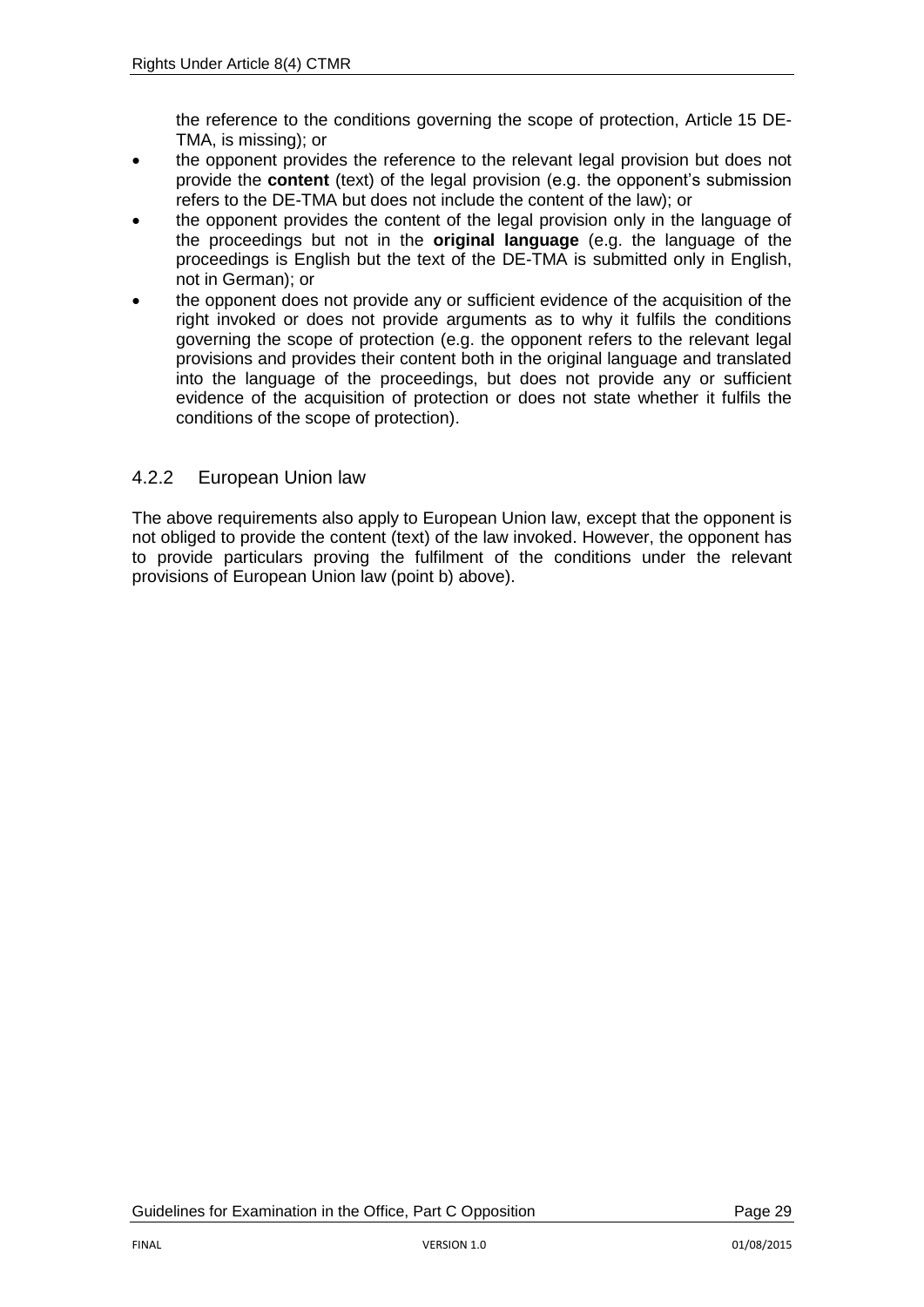the reference to the conditions governing the scope of protection, Article 15 DE-TMA, is missing); or

- the opponent provides the reference to the relevant legal provision but does not provide the **content** (text) of the legal provision (e.g. the opponent's submission refers to the DE-TMA but does not include the content of the law); or
- the opponent provides the content of the legal provision only in the language of the proceedings but not in the **original language** (e.g. the language of the proceedings is English but the text of the DE-TMA is submitted only in English, not in German); or
- the opponent does not provide any or sufficient evidence of the acquisition of the right invoked or does not provide arguments as to why it fulfils the conditions governing the scope of protection (e.g. the opponent refers to the relevant legal provisions and provides their content both in the original language and translated into the language of the proceedings, but does not provide any or sufficient evidence of the acquisition of protection or does not state whether it fulfils the conditions of the scope of protection).

### 4.2.2 European Union law

The above requirements also apply to European Union law, except that the opponent is not obliged to provide the content (text) of the law invoked. However, the opponent has to provide particulars proving the fulfilment of the conditions under the relevant provisions of European Union law (point b) above).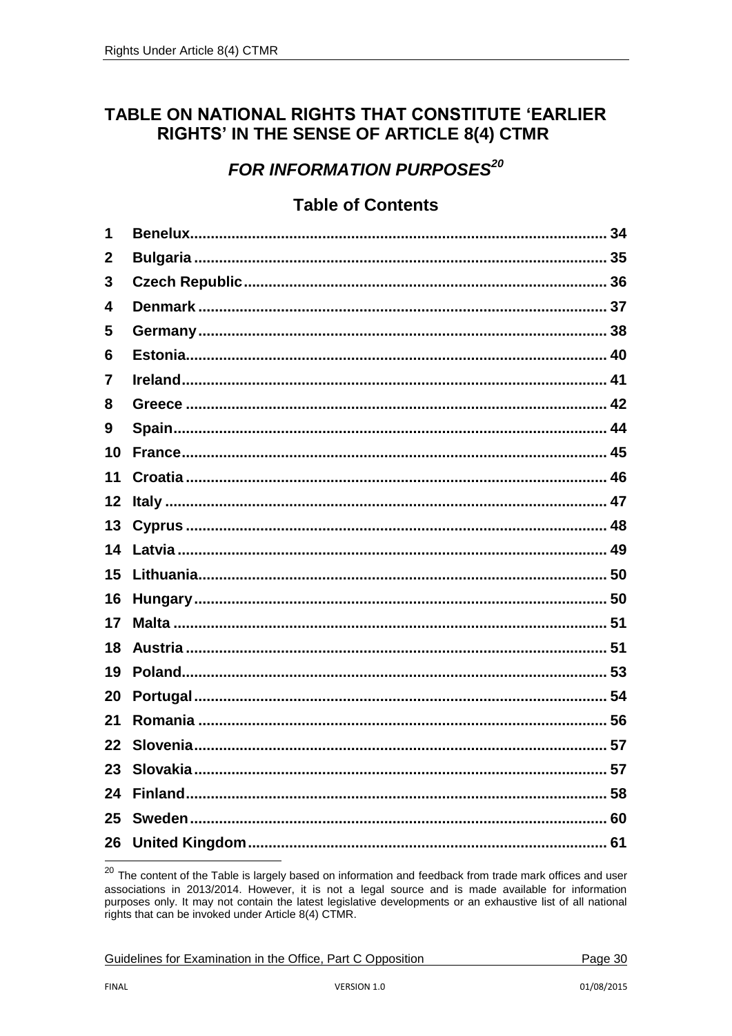# TABLE ON NATIONAL RIGHTS THAT CONSTITUTE 'EARLIER RIGHTS' IN THE SENSE OF ARTICLE 8(4) CTMR

## *FOR INFORMATION PURPOSES*[20]

## Table of Contents

1 **Benelux** .......... 34
2 **Bulgaria** .......... 35
3 **Czech Republic** .......... 36
4 **Denmark** .......... 37
5 **Germany** .......... 38
6 **Estonia** .......... 40
7 **Ireland** .......... 41
8 **Greece** .......... 42
9 **Spain** .......... 44
10 **France** .......... 45
11 **Croatia** .......... 46
12 **Italy** .......... 47
13 **Cyprus** .......... 48
14 **Latvia** .......... 49
15 **Lithuania** .......... 50
16 **Hungary** .......... 50
17 **Malta** .......... 51
18 **Austria** .......... 51
19 **Poland** .......... 53
20 **Portugal** .......... 54
21 **Romania** .......... 56
22 **Slovenia** .......... 57
23 **Slovakia** .......... 57
24 **Finland** .......... 58
25 **Sweden** .......... 60
26 **United Kingdom** .......... 61

[20] The content of the Table is largely based on information and feedback from trade mark offices and user associations in 2013/2014. However, it is not a legal source and is made available for information purposes only. It may not contain the latest legislative developments or an exhaustive list of all national rights that can be invoked under Article 8(4) CTMR.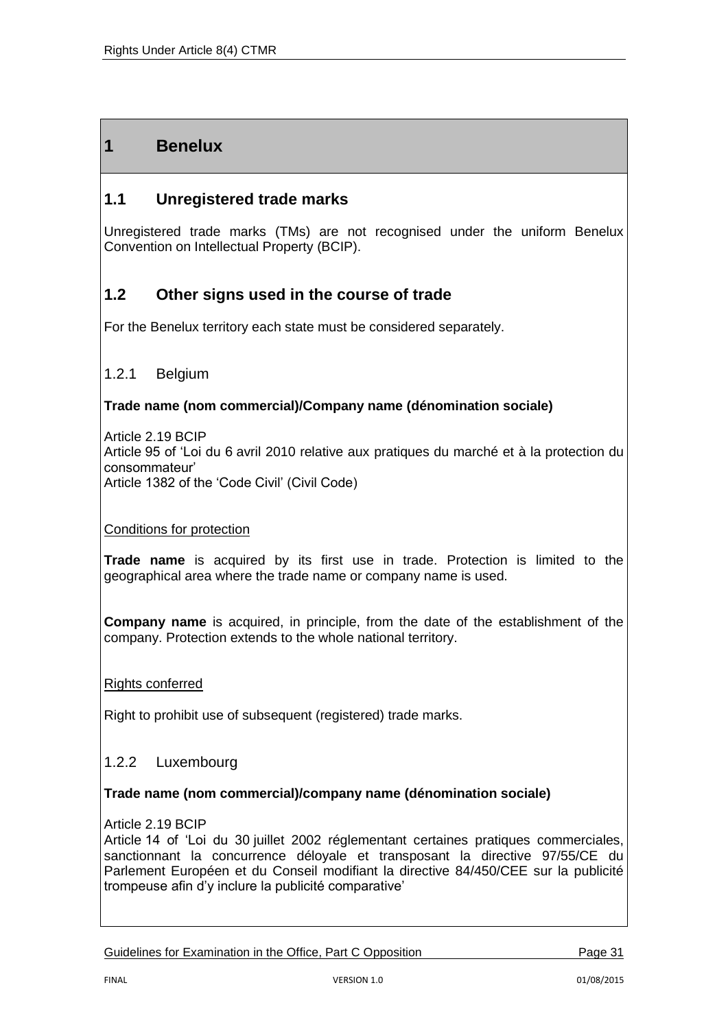# 1 Benelux

## 1.1 Unregistered trade marks

Unregistered trade marks (TMs) are not recognised under the uniform Benelux Convention on Intellectual Property (BCIP).

## 1.2 Other signs used in the course of trade

For the Benelux territory each state must be considered separately.

### 1.2.1 Belgium

**Trade name (nom commercial)/Company name (dénomination sociale)**

Article 2.19 BCIP
Article 95 of 'Loi du 6 avril 2010 relative aux pratiques du marché et à la protection du consommateur'
Article 1382 of the 'Code Civil' (Civil Code)

Conditions for protection

**Trade name** is acquired by its first use in trade. Protection is limited to the geographical area where the trade name or company name is used.

**Company name** is acquired, in principle, from the date of the establishment of the company. Protection extends to the whole national territory.

Rights conferred

Right to prohibit use of subsequent (registered) trade marks.

### 1.2.2 Luxembourg

**Trade name (nom commercial)/company name (dénomination sociale)**

Article 2.19 BCIP
Article 14 of 'Loi du 30 juillet 2002 réglementant certaines pratiques commerciales, sanctionnant la concurrence déloyale et transposant la directive 97/55/CE du Parlement Européen et du Conseil modifiant la directive 84/450/CEE sur la publicité trompeuse afin d'y inclure la publicité comparative'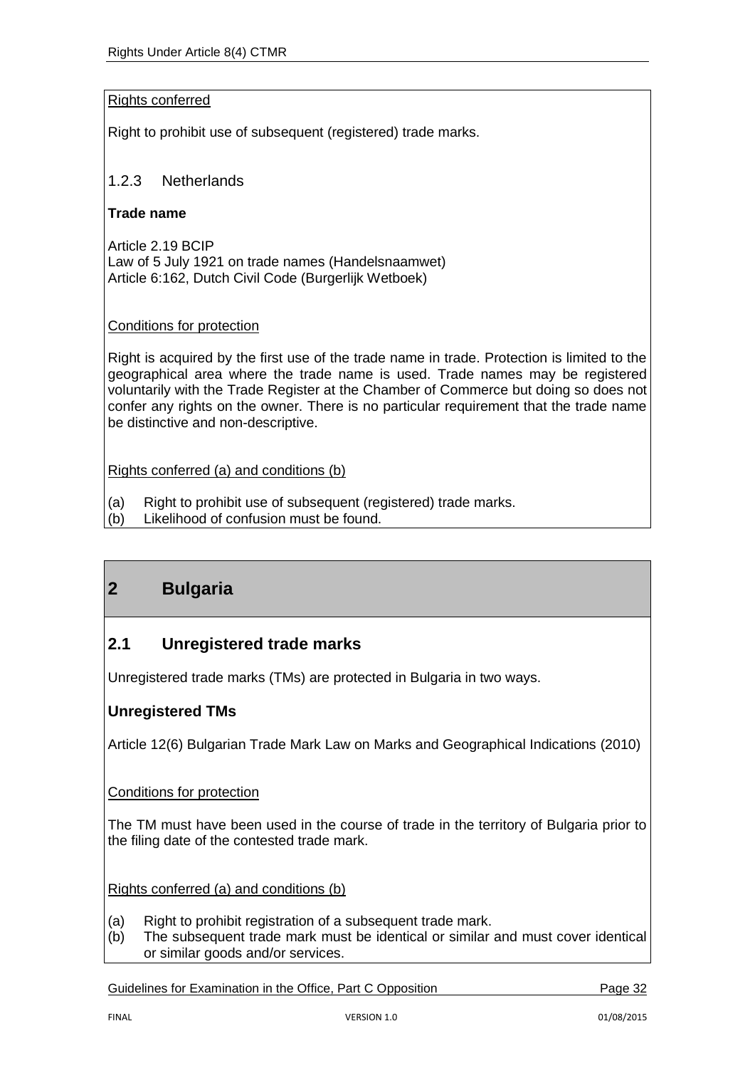Rights conferred

Right to prohibit use of subsequent (registered) trade marks.

### 1.2.3 Netherlands

**Trade name**

Article 2.19 BCIP
Law of 5 July 1921 on trade names (Handelsnaamwet)
Article 6:162, Dutch Civil Code (Burgerlijk Wetboek)

Conditions for protection

Right is acquired by the first use of the trade name in trade. Protection is limited to the geographical area where the trade name is used. Trade names may be registered voluntarily with the Trade Register at the Chamber of Commerce but doing so does not confer any rights on the owner. There is no particular requirement that the trade name be distinctive and non-descriptive.

Rights conferred (a) and conditions (b)

(a) Right to prohibit use of subsequent (registered) trade marks.
(b) Likelihood of confusion must be found.

# 2 Bulgaria

## 2.1 Unregistered trade marks

Unregistered trade marks (TMs) are protected in Bulgaria in two ways.

### Unregistered TMs

Article 12(6) Bulgarian Trade Mark Law on Marks and Geographical Indications (2010)

Conditions for protection

The TM must have been used in the course of trade in the territory of Bulgaria prior to the filing date of the contested trade mark.

Rights conferred (a) and conditions (b)

(a) Right to prohibit registration of a subsequent trade mark.
(b) The subsequent trade mark must be identical or similar and must cover identical or similar goods and/or services.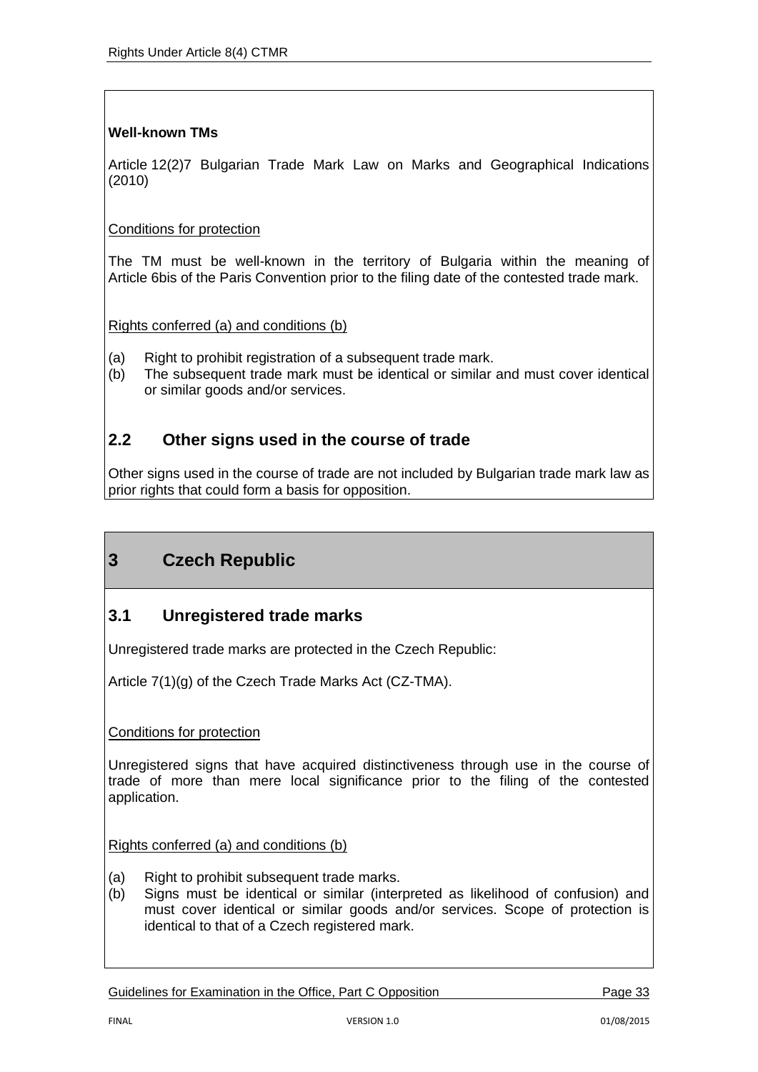**Well-known TMs**

Article 12(2)7 Bulgarian Trade Mark Law on Marks and Geographical Indications (2010)

Conditions for protection

The TM must be well-known in the territory of Bulgaria within the meaning of Article 6bis of the Paris Convention prior to the filing date of the contested trade mark.

Rights conferred (a) and conditions (b)

(a) Right to prohibit registration of a subsequent trade mark.
(b) The subsequent trade mark must be identical or similar and must cover identical or similar goods and/or services.

## 2.2 Other signs used in the course of trade

Other signs used in the course of trade are not included by Bulgarian trade mark law as prior rights that could form a basis for opposition.

# 3 Czech Republic

## 3.1 Unregistered trade marks

Unregistered trade marks are protected in the Czech Republic:

Article 7(1)(g) of the Czech Trade Marks Act (CZ-TMA).

Conditions for protection

Unregistered signs that have acquired distinctiveness through use in the course of trade of more than mere local significance prior to the filing of the contested application.

Rights conferred (a) and conditions (b)

(a) Right to prohibit subsequent trade marks.
(b) Signs must be identical or similar (interpreted as likelihood of confusion) and must cover identical or similar goods and/or services. Scope of protection is identical to that of a Czech registered mark.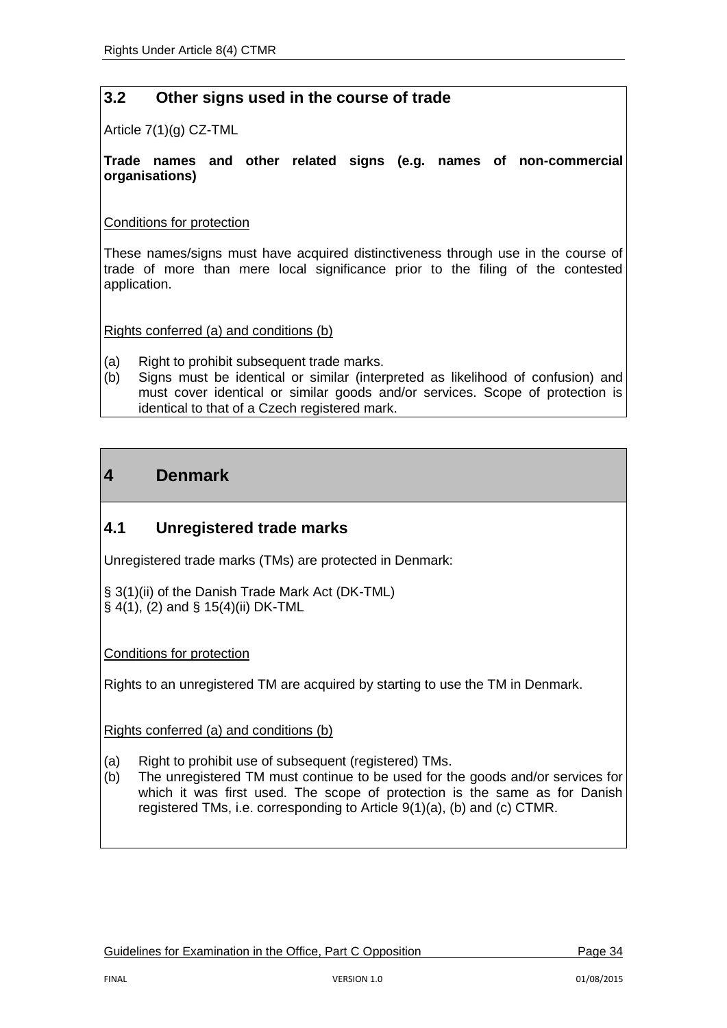### 3.2 Other signs used in the course of trade

Article 7(1)(g) CZ-TML

**Trade names and other related signs (e.g. names of non-commercial organisations)**

Conditions for protection

These names/signs must have acquired distinctiveness through use in the course of trade of more than mere local significance prior to the filing of the contested application.

Rights conferred (a) and conditions (b)

(a) Right to prohibit subsequent trade marks.
(b) Signs must be identical or similar (interpreted as likelihood of confusion) and must cover identical or similar goods and/or services. Scope of protection is identical to that of a Czech registered mark.

## 4 Denmark

### 4.1 Unregistered trade marks

Unregistered trade marks (TMs) are protected in Denmark:

§ 3(1)(ii) of the Danish Trade Mark Act (DK-TML)
§ 4(1), (2) and § 15(4)(ii) DK-TML

Conditions for protection

Rights to an unregistered TM are acquired by starting to use the TM in Denmark.

Rights conferred (a) and conditions (b)

(a) Right to prohibit use of subsequent (registered) TMs.
(b) The unregistered TM must continue to be used for the goods and/or services for which it was first used. The scope of protection is the same as for Danish registered TMs, i.e. corresponding to Article 9(1)(a), (b) and (c) CTMR.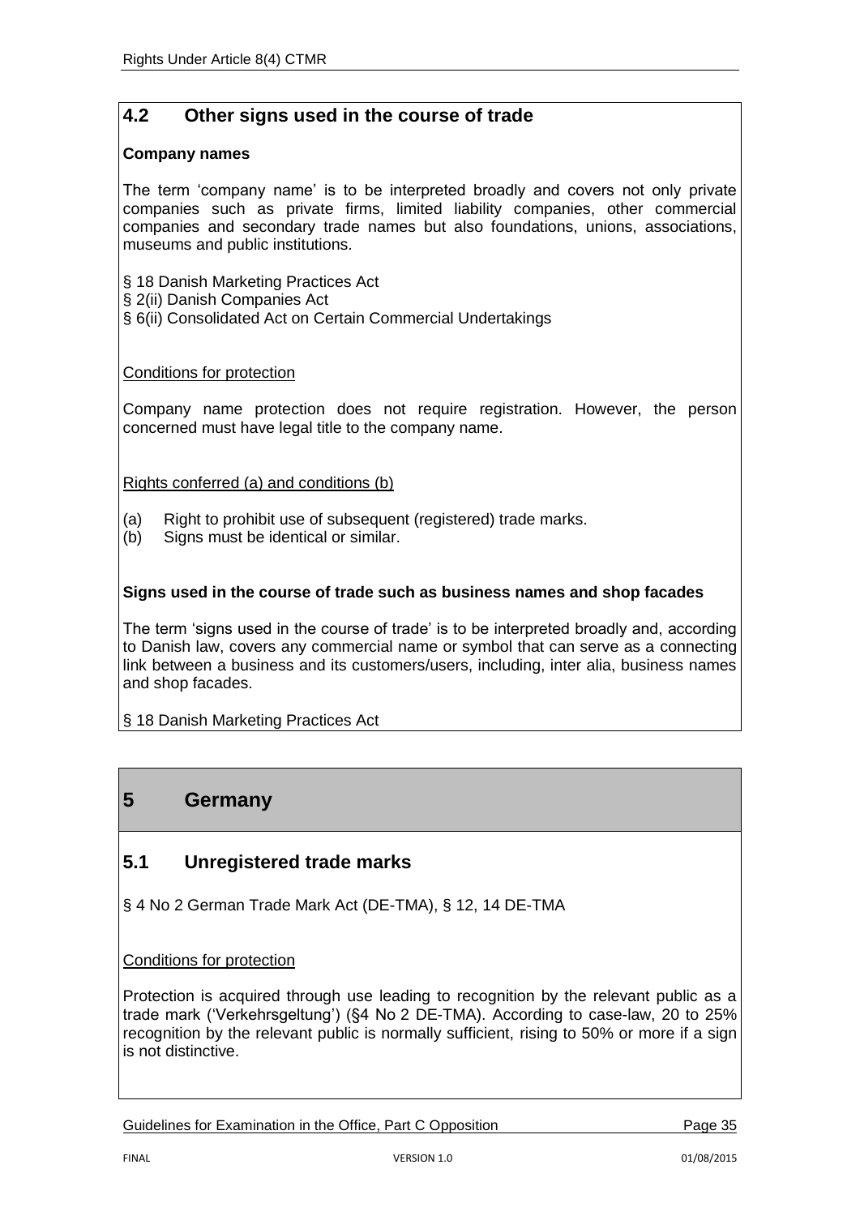## 4.2 Other signs used in the course of trade

**Company names**

The term 'company name' is to be interpreted broadly and covers not only private companies such as private firms, limited liability companies, other commercial companies and secondary trade names but also foundations, unions, associations, museums and public institutions.

§ 18 Danish Marketing Practices Act
§ 2(ii) Danish Companies Act
§ 6(ii) Consolidated Act on Certain Commercial Undertakings

Conditions for protection

Company name protection does not require registration. However, the person concerned must have legal title to the company name.

Rights conferred (a) and conditions (b)

(a) Right to prohibit use of subsequent (registered) trade marks.
(b) Signs must be identical or similar.

**Signs used in the course of trade such as business names and shop facades**

The term 'signs used in the course of trade' is to be interpreted broadly and, according to Danish law, covers any commercial name or symbol that can serve as a connecting link between a business and its customers/users, including, inter alia, business names and shop facades.

§ 18 Danish Marketing Practices Act

# 5 Germany

## 5.1 Unregistered trade marks

§ 4 No 2 German Trade Mark Act (DE-TMA), § 12, 14 DE-TMA

Conditions for protection

Protection is acquired through use leading to recognition by the relevant public as a trade mark ('Verkehrsgeltung') (§4 No 2 DE-TMA). According to case-law, 20 to 25% recognition by the relevant public is normally sufficient, rising to 50% or more if a sign is not distinctive.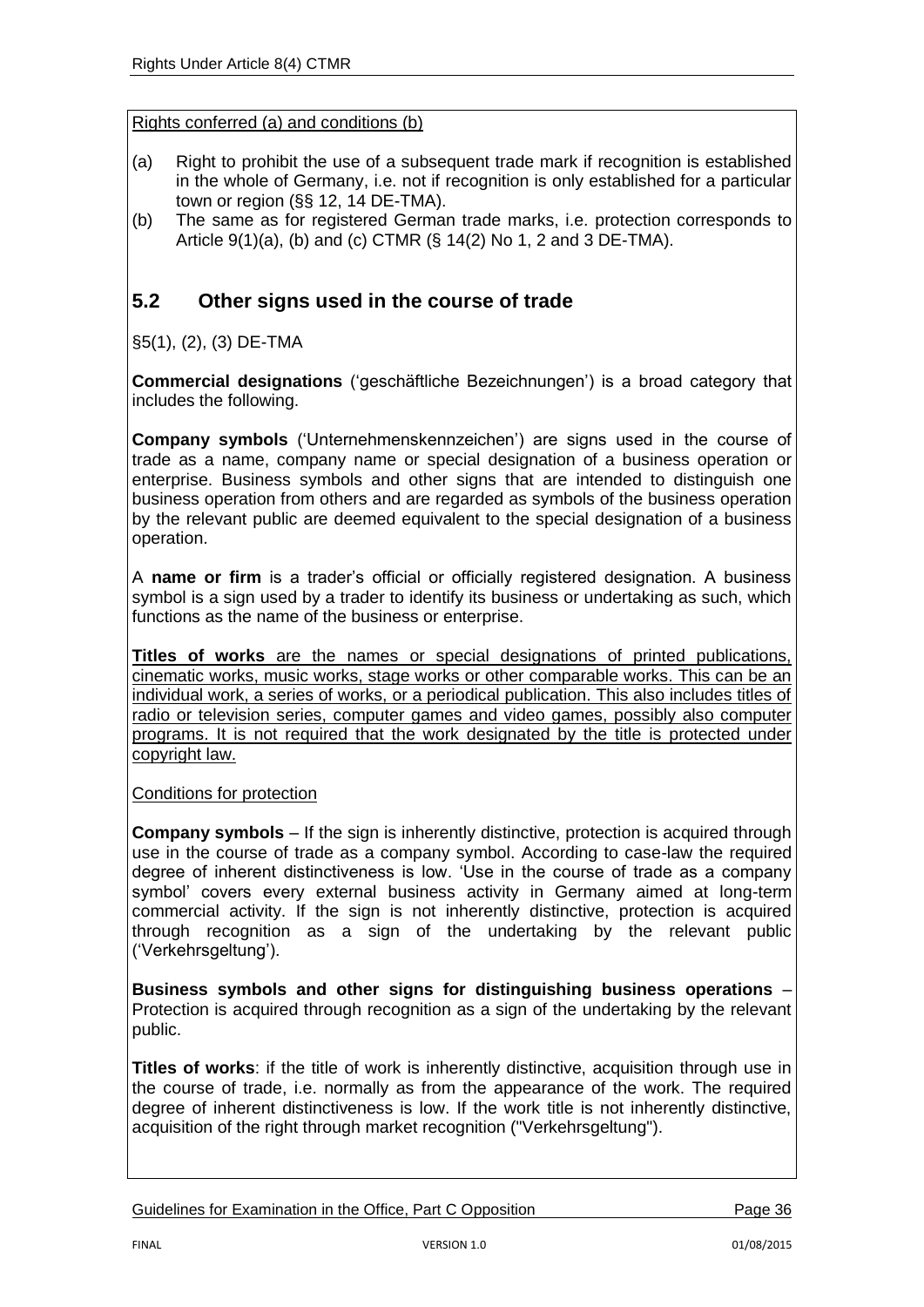Rights conferred (a) and conditions (b)

(a) Right to prohibit the use of a subsequent trade mark if recognition is established in the whole of Germany, i.e. not if recognition is only established for a particular town or region (§§ 12, 14 DE-TMA).
(b) The same as for registered German trade marks, i.e. protection corresponds to Article 9(1)(a), (b) and (c) CTMR (§ 14(2) No 1, 2 and 3 DE-TMA).

## 5.2 Other signs used in the course of trade

§5(1), (2), (3) DE-TMA

**Commercial designations** ('geschäftliche Bezeichnungen') is a broad category that includes the following.

**Company symbols** ('Unternehmenskennzeichen') are signs used in the course of trade as a name, company name or special designation of a business operation or enterprise. Business symbols and other signs that are intended to distinguish one business operation from others and are regarded as symbols of the business operation by the relevant public are deemed equivalent to the special designation of a business operation.

A **name or firm** is a trader's official or officially registered designation. A business symbol is a sign used by a trader to identify its business or undertaking as such, which functions as the name of the business or enterprise.

**Titles of works** are the names or special designations of printed publications, cinematic works, music works, stage works or other comparable works. This can be an individual work, a series of works, or a periodical publication. This also includes titles of radio or television series, computer games and video games, possibly also computer programs. It is not required that the work designated by the title is protected under copyright law.

Conditions for protection

**Company symbols** – If the sign is inherently distinctive, protection is acquired through use in the course of trade as a company symbol. According to case-law the required degree of inherent distinctiveness is low. 'Use in the course of trade as a company symbol' covers every external business activity in Germany aimed at long-term commercial activity. If the sign is not inherently distinctive, protection is acquired through recognition as a sign of the undertaking by the relevant public ('Verkehrsgeltung').

**Business symbols and other signs for distinguishing business operations** – Protection is acquired through recognition as a sign of the undertaking by the relevant public.

**Titles of works**: if the title of work is inherently distinctive, acquisition through use in the course of trade, i.e. normally as from the appearance of the work. The required degree of inherent distinctiveness is low. If the work title is not inherently distinctive, acquisition of the right through market recognition ("Verkehrsgeltung").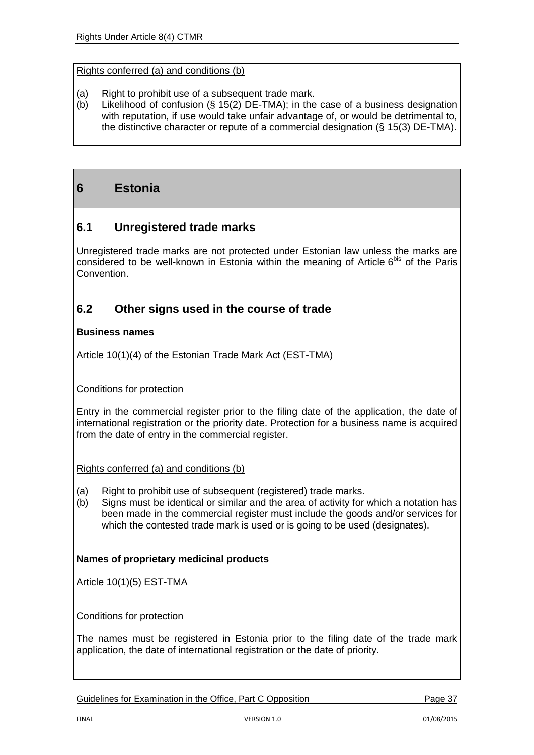Rights conferred (a) and conditions (b)

(a) Right to prohibit use of a subsequent trade mark.
(b) Likelihood of confusion (§ 15(2) DE-TMA); in the case of a business designation with reputation, if use would take unfair advantage of, or would be detrimental to, the distinctive character or repute of a commercial designation (§ 15(3) DE-TMA).

# 6 Estonia

## 6.1 Unregistered trade marks

Unregistered trade marks are not protected under Estonian law unless the marks are considered to be well-known in Estonia within the meaning of Article 6bis of the Paris Convention.

## 6.2 Other signs used in the course of trade

**Business names**

Article 10(1)(4) of the Estonian Trade Mark Act (EST-TMA)

Conditions for protection

Entry in the commercial register prior to the filing date of the application, the date of international registration or the priority date. Protection for a business name is acquired from the date of entry in the commercial register.

Rights conferred (a) and conditions (b)

(a) Right to prohibit use of subsequent (registered) trade marks.
(b) Signs must be identical or similar and the area of activity for which a notation has been made in the commercial register must include the goods and/or services for which the contested trade mark is used or is going to be used (designates).

**Names of proprietary medicinal products**

Article 10(1)(5) EST-TMA

Conditions for protection

The names must be registered in Estonia prior to the filing date of the trade mark application, the date of international registration or the date of priority.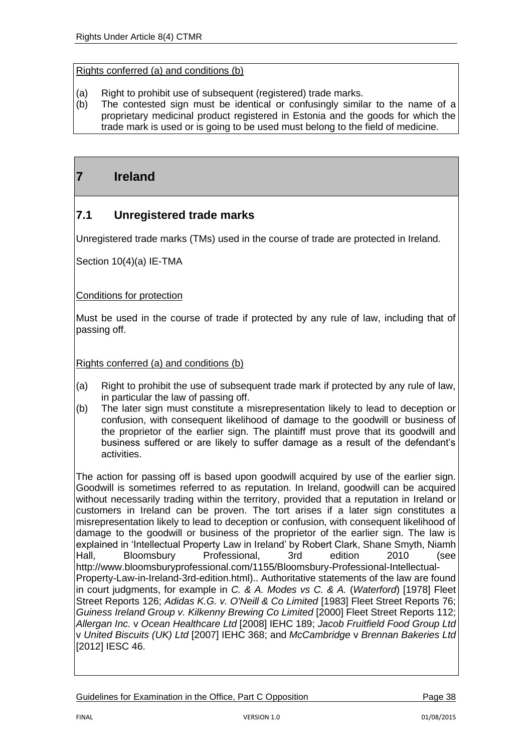Rights conferred (a) and conditions (b)

(a) Right to prohibit use of subsequent (registered) trade marks.
(b) The contested sign must be identical or confusingly similar to the name of a proprietary medicinal product registered in Estonia and the goods for which the trade mark is used or is going to be used must belong to the field of medicine.

# 7 Ireland

## 7.1 Unregistered trade marks

Unregistered trade marks (TMs) used in the course of trade are protected in Ireland.

Section 10(4)(a) IE-TMA

Conditions for protection

Must be used in the course of trade if protected by any rule of law, including that of passing off.

Rights conferred (a) and conditions (b)

(a) Right to prohibit the use of subsequent trade mark if protected by any rule of law, in particular the law of passing off.
(b) The later sign must constitute a misrepresentation likely to lead to deception or confusion, with consequent likelihood of damage to the goodwill or business of the proprietor of the earlier sign. The plaintiff must prove that its goodwill and business suffered or are likely to suffer damage as a result of the defendant's activities.

The action for passing off is based upon goodwill acquired by use of the earlier sign. Goodwill is sometimes referred to as reputation. In Ireland, goodwill can be acquired without necessarily trading within the territory, provided that a reputation in Ireland or customers in Ireland can be proven. The tort arises if a later sign constitutes a misrepresentation likely to lead to deception or confusion, with consequent likelihood of damage to the goodwill or business of the proprietor of the earlier sign. The law is explained in 'Intellectual Property Law in Ireland' by Robert Clark, Shane Smyth, Niamh Hall, Bloomsbury Professional, 3rd edition 2010 (see http://www.bloomsburyprofessional.com/1155/Bloomsbury-Professional-Intellectual-Property-Law-in-Ireland-3rd-edition.html).. Authoritative statements of the law are found in court judgments, for example in *C. & A. Modes vs C. & A.* (*Waterford*) [1978] Fleet Street Reports 126; *Adidas K.G. v. O'Neill & Co Limited* [1983] Fleet Street Reports 76; *Guiness Ireland Group v. Kilkenny Brewing Co Limited* [2000] Fleet Street Reports 112; *Allergan Inc.* v *Ocean Healthcare Ltd* [2008] IEHC 189; *Jacob Fruitfield Food Group Ltd* v *United Biscuits (UK) Ltd* [2007] IEHC 368; and *McCambridge* v *Brennan Bakeries Ltd* [2012] IESC 46.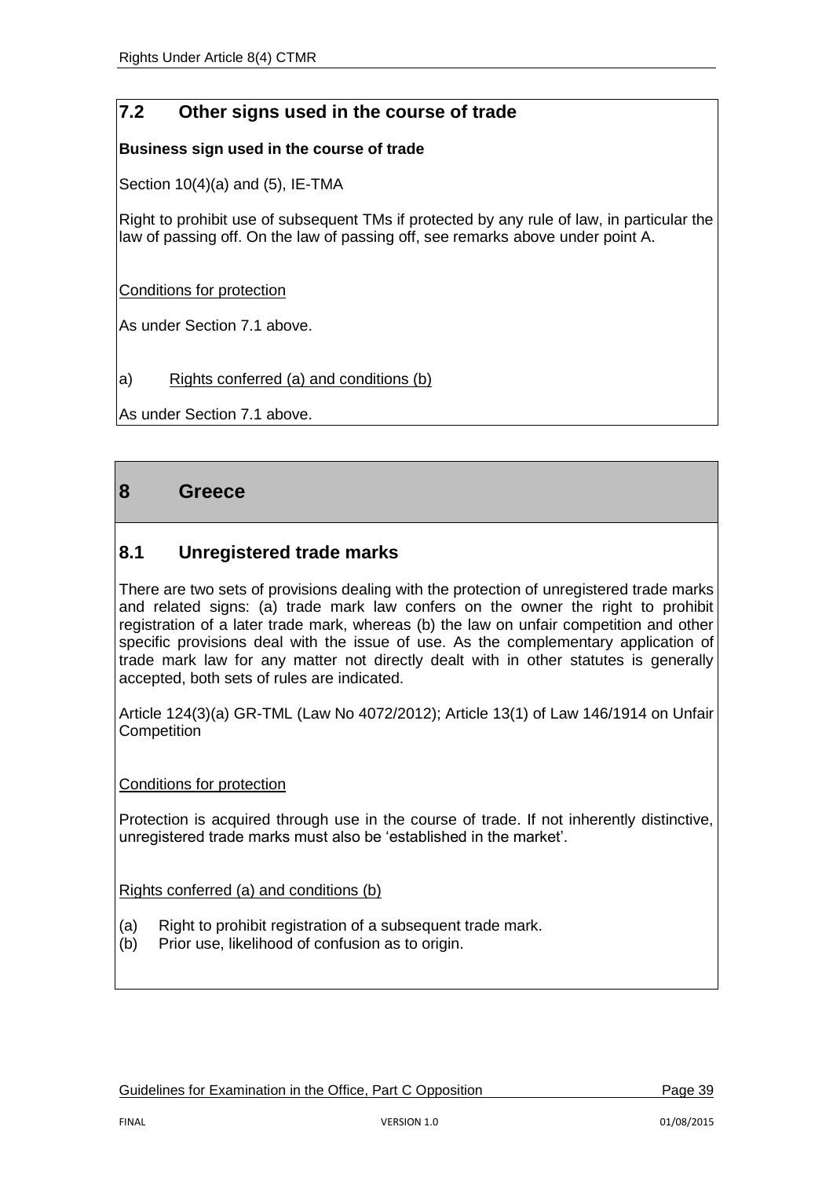## 7.2 Other signs used in the course of trade

**Business sign used in the course of trade**

Section 10(4)(a) and (5), IE-TMA

Right to prohibit use of subsequent TMs if protected by any rule of law, in particular the law of passing off. On the law of passing off, see remarks above under point A.

Conditions for protection

As under Section 7.1 above.

a) Rights conferred (a) and conditions (b)

As under Section 7.1 above.

# 8 Greece

## 8.1 Unregistered trade marks

There are two sets of provisions dealing with the protection of unregistered trade marks and related signs: (a) trade mark law confers on the owner the right to prohibit registration of a later trade mark, whereas (b) the law on unfair competition and other specific provisions deal with the issue of use. As the complementary application of trade mark law for any matter not directly dealt with in other statutes is generally accepted, both sets of rules are indicated.

Article 124(3)(a) GR-TML (Law No 4072/2012); Article 13(1) of Law 146/1914 on Unfair Competition

Conditions for protection

Protection is acquired through use in the course of trade. If not inherently distinctive, unregistered trade marks must also be 'established in the market'.

Rights conferred (a) and conditions (b)

(a) Right to prohibit registration of a subsequent trade mark.
(b) Prior use, likelihood of confusion as to origin.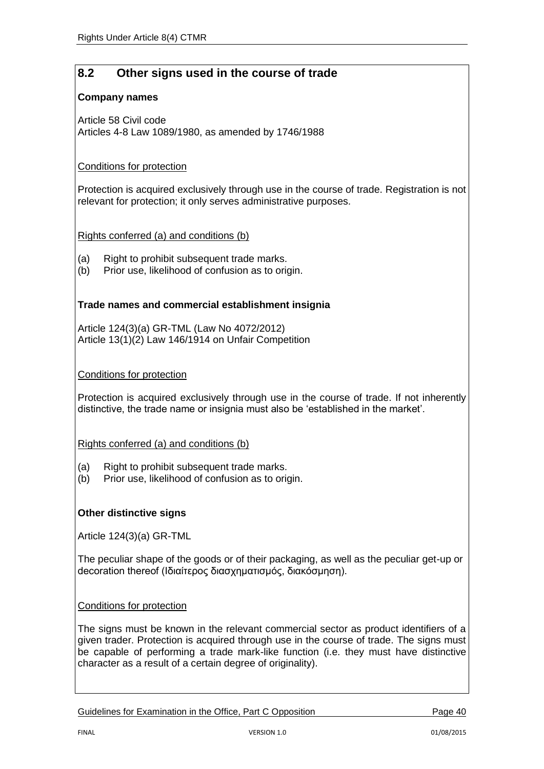## 8.2 Other signs used in the course of trade

**Company names**

Article 58 Civil code
Articles 4-8 Law 1089/1980, as amended by 1746/1988

Conditions for protection

Protection is acquired exclusively through use in the course of trade. Registration is not relevant for protection; it only serves administrative purposes.

Rights conferred (a) and conditions (b)

(a) Right to prohibit subsequent trade marks.
(b) Prior use, likelihood of confusion as to origin.

**Trade names and commercial establishment insignia**

Article 124(3)(a) GR-TML (Law No 4072/2012)
Article 13(1)(2) Law 146/1914 on Unfair Competition

Conditions for protection

Protection is acquired exclusively through use in the course of trade. If not inherently distinctive, the trade name or insignia must also be 'established in the market'.

Rights conferred (a) and conditions (b)

(a) Right to prohibit subsequent trade marks.
(b) Prior use, likelihood of confusion as to origin.

**Other distinctive signs**

Article 124(3)(a) GR-TML

The peculiar shape of the goods or of their packaging, as well as the peculiar get-up or decoration thereof (Ιδιαίτερος διασχηματισμός, διακόσμηση).

Conditions for protection

The signs must be known in the relevant commercial sector as product identifiers of a given trader. Protection is acquired through use in the course of trade. The signs must be capable of performing a trade mark-like function (i.e. they must have distinctive character as a result of a certain degree of originality).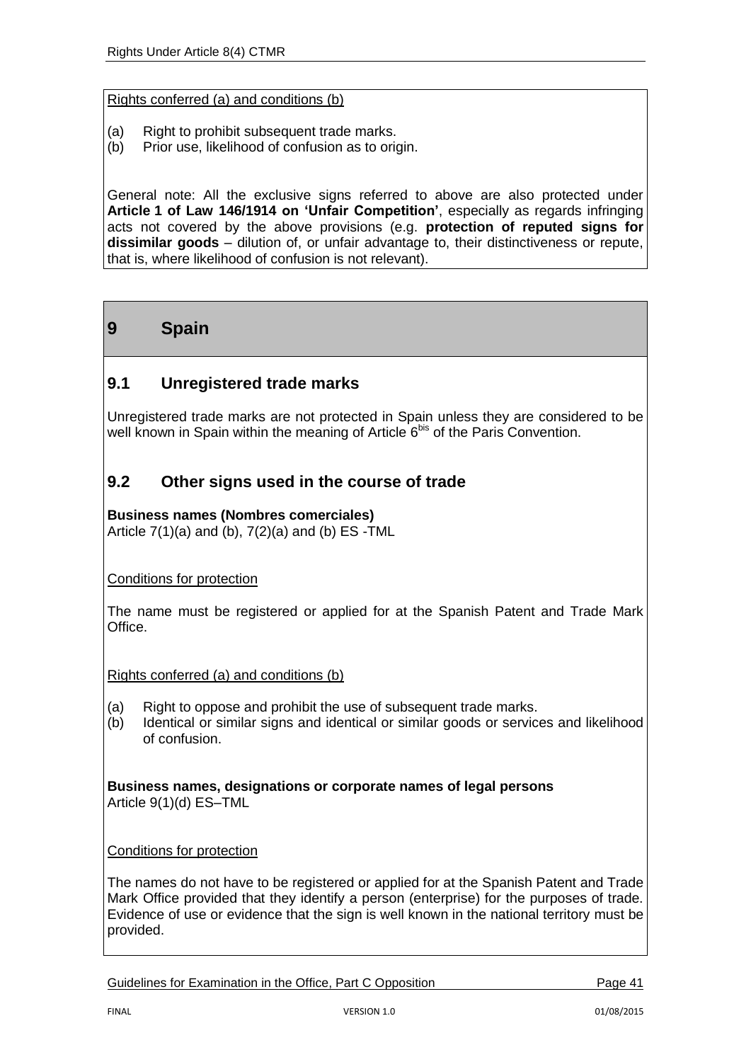Rights conferred (a) and conditions (b)

(a) Right to prohibit subsequent trade marks.
(b) Prior use, likelihood of confusion as to origin.

General note: All the exclusive signs referred to above are also protected under **Article 1 of Law 146/1914 on 'Unfair Competition'**, especially as regards infringing acts not covered by the above provisions (e.g. **protection of reputed signs for dissimilar goods** – dilution of, or unfair advantage to, their distinctiveness or repute, that is, where likelihood of confusion is not relevant).

# 9 Spain

## 9.1 Unregistered trade marks

Unregistered trade marks are not protected in Spain unless they are considered to be well known in Spain within the meaning of Article 6[bis] of the Paris Convention.

## 9.2 Other signs used in the course of trade

**Business names (Nombres comerciales)**
Article 7(1)(a) and (b), 7(2)(a) and (b) ES -TML

Conditions for protection

The name must be registered or applied for at the Spanish Patent and Trade Mark Office.

Rights conferred (a) and conditions (b)

(a) Right to oppose and prohibit the use of subsequent trade marks.
(b) Identical or similar signs and identical or similar goods or services and likelihood of confusion.

**Business names, designations or corporate names of legal persons**
Article 9(1)(d) ES–TML

Conditions for protection

The names do not have to be registered or applied for at the Spanish Patent and Trade Mark Office provided that they identify a person (enterprise) for the purposes of trade. Evidence of use or evidence that the sign is well known in the national territory must be provided.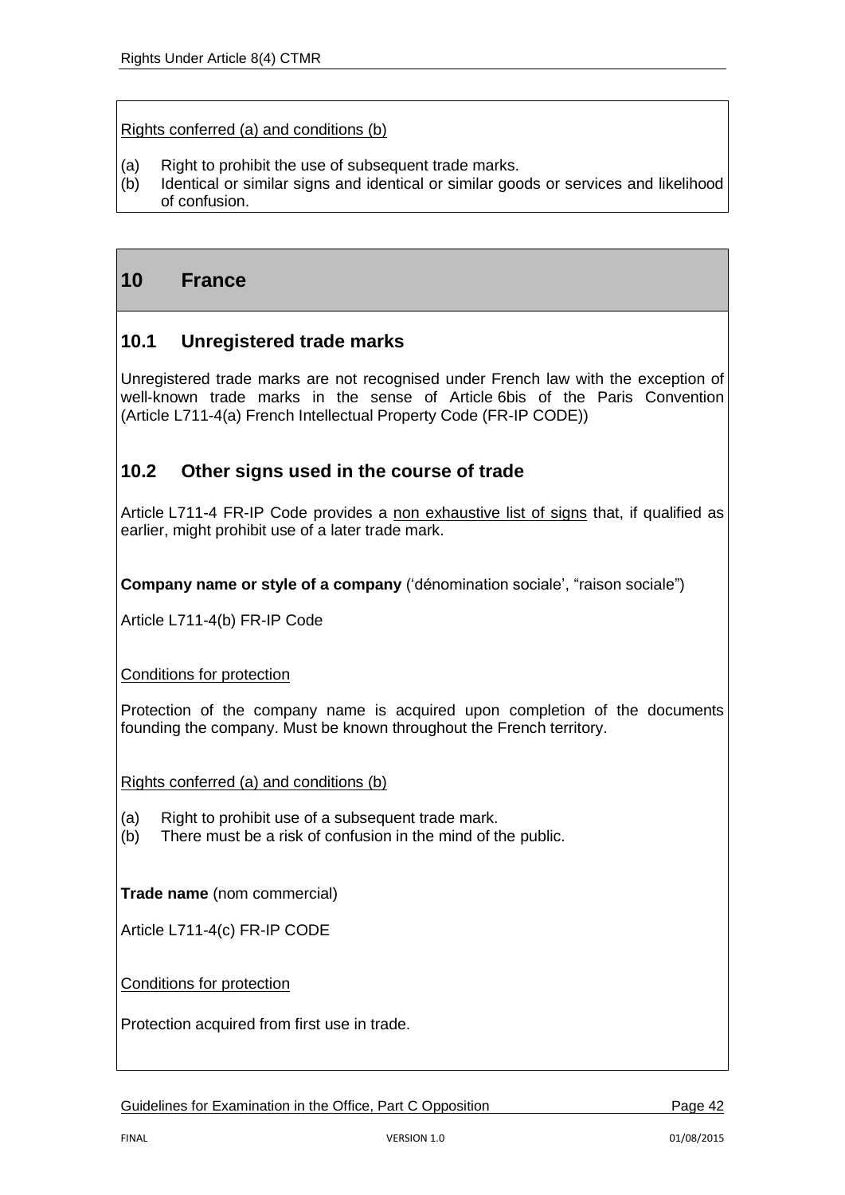Rights conferred (a) and conditions (b)

(a) Right to prohibit the use of subsequent trade marks.
(b) Identical or similar signs and identical or similar goods or services and likelihood of confusion.

## 10 France

### 10.1 Unregistered trade marks

Unregistered trade marks are not recognised under French law with the exception of well-known trade marks in the sense of Article 6bis of the Paris Convention (Article L711-4(a) French Intellectual Property Code (FR-IP CODE))

### 10.2 Other signs used in the course of trade

Article L711-4 FR-IP Code provides a non exhaustive list of signs that, if qualified as earlier, might prohibit use of a later trade mark.

**Company name or style of a company** ('dénomination sociale', "raison sociale")

Article L711-4(b) FR-IP Code

Conditions for protection

Protection of the company name is acquired upon completion of the documents founding the company. Must be known throughout the French territory.

Rights conferred (a) and conditions (b)

(a) Right to prohibit use of a subsequent trade mark.
(b) There must be a risk of confusion in the mind of the public.

**Trade name** (nom commercial)

Article L711-4(c) FR-IP CODE

Conditions for protection

Protection acquired from first use in trade.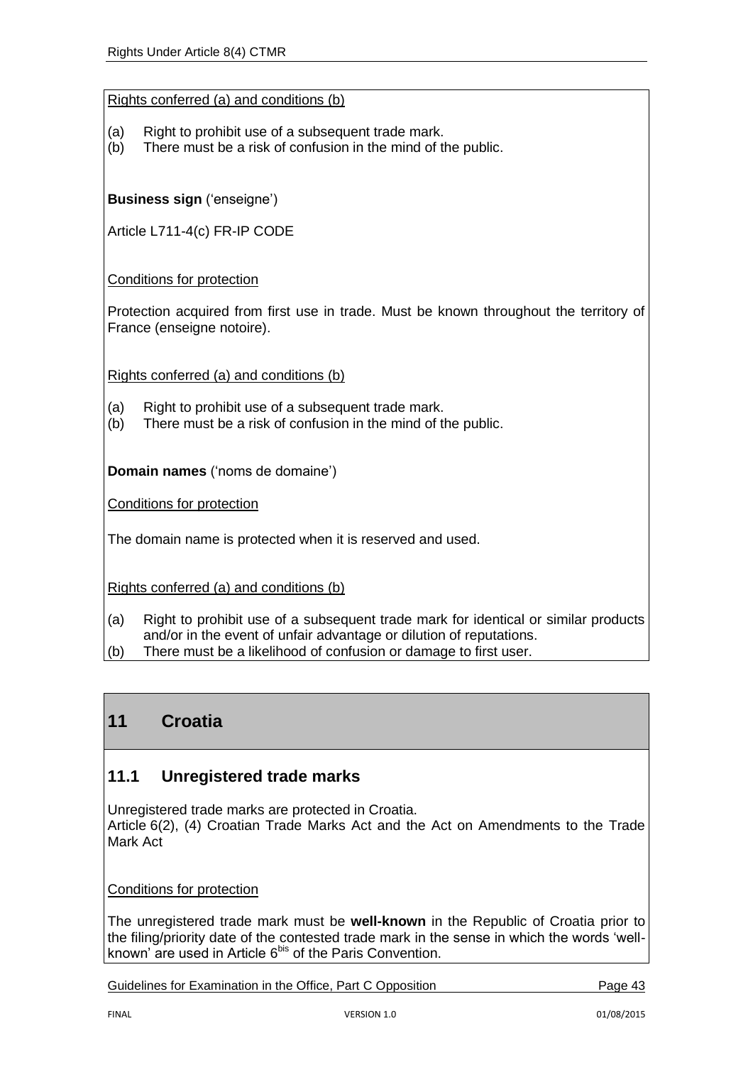Rights conferred (a) and conditions (b)

(a) Right to prohibit use of a subsequent trade mark.
(b) There must be a risk of confusion in the mind of the public.

**Business sign** ('enseigne')

Article L711-4(c) FR-IP CODE

Conditions for protection

Protection acquired from first use in trade. Must be known throughout the territory of France (enseigne notoire).

Rights conferred (a) and conditions (b)

(a) Right to prohibit use of a subsequent trade mark.
(b) There must be a risk of confusion in the mind of the public.

**Domain names** ('noms de domaine')

Conditions for protection

The domain name is protected when it is reserved and used.

Rights conferred (a) and conditions (b)

(a) Right to prohibit use of a subsequent trade mark for identical or similar products and/or in the event of unfair advantage or dilution of reputations.
(b) There must be a likelihood of confusion or damage to first user.

## 11 Croatia

### 11.1 Unregistered trade marks

Unregistered trade marks are protected in Croatia.
Article 6(2), (4) Croatian Trade Marks Act and the Act on Amendments to the Trade Mark Act

Conditions for protection

The unregistered trade mark must be **well-known** in the Republic of Croatia prior to the filing/priority date of the contested trade mark in the sense in which the words 'well-known' are used in Article 6bis of the Paris Convention.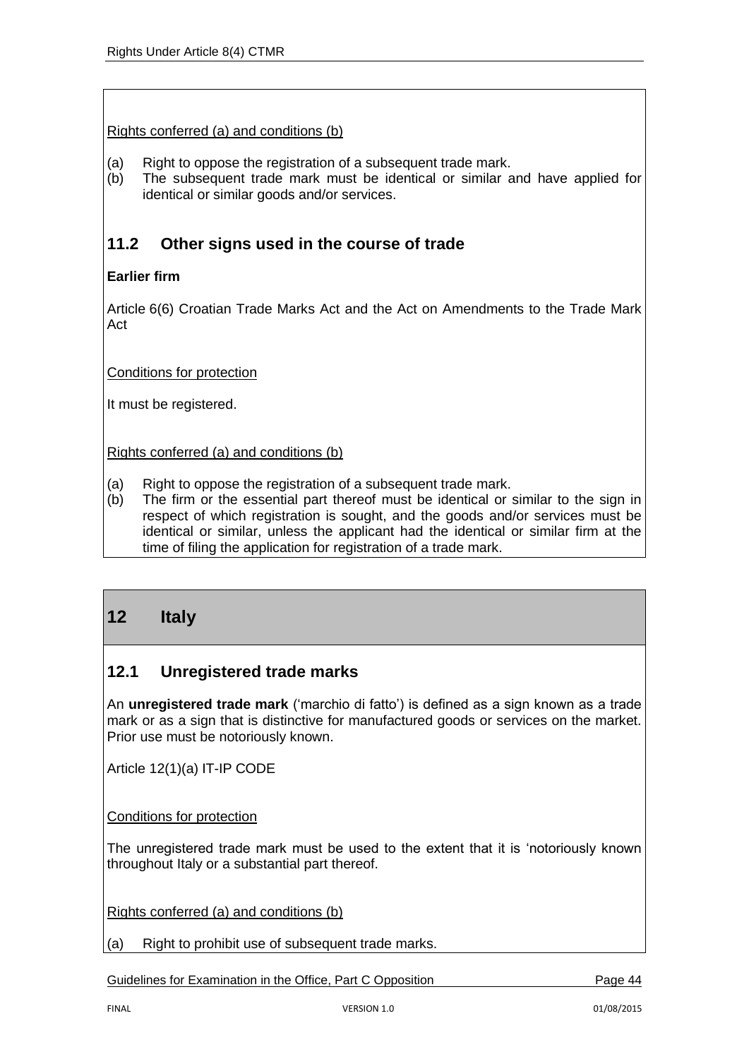Rights conferred (a) and conditions (b)

(a) Right to oppose the registration of a subsequent trade mark.
(b) The subsequent trade mark must be identical or similar and have applied for identical or similar goods and/or services.

## 11.2 Other signs used in the course of trade

**Earlier firm**

Article 6(6) Croatian Trade Marks Act and the Act on Amendments to the Trade Mark Act

Conditions for protection

It must be registered.

Rights conferred (a) and conditions (b)

(a) Right to oppose the registration of a subsequent trade mark.
(b) The firm or the essential part thereof must be identical or similar to the sign in respect of which registration is sought, and the goods and/or services must be identical or similar, unless the applicant had the identical or similar firm at the time of filing the application for registration of a trade mark.

# 12 Italy

## 12.1 Unregistered trade marks

An **unregistered trade mark** ('marchio di fatto') is defined as a sign known as a trade mark or as a sign that is distinctive for manufactured goods or services on the market. Prior use must be notoriously known.

Article 12(1)(a) IT-IP CODE

Conditions for protection

The unregistered trade mark must be used to the extent that it is 'notoriously known throughout Italy or a substantial part thereof.

Rights conferred (a) and conditions (b)

(a) Right to prohibit use of subsequent trade marks.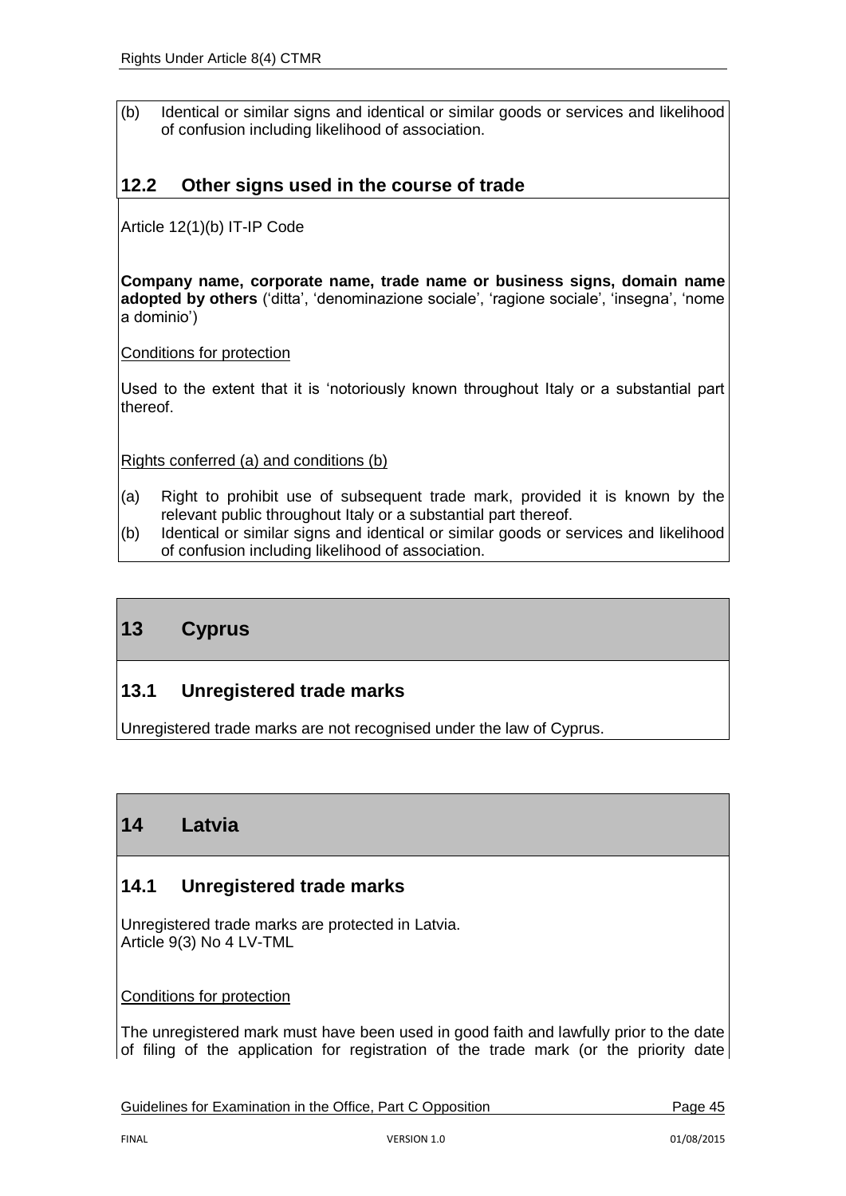(b) Identical or similar signs and identical or similar goods or services and likelihood of confusion including likelihood of association.

### 12.2 Other signs used in the course of trade

Article 12(1)(b) IT-IP Code

**Company name, corporate name, trade name or business signs, domain name adopted by others** ('ditta', 'denominazione sociale', 'ragione sociale', 'insegna', 'nome a dominio')

Conditions for protection

Used to the extent that it is 'notoriously known throughout Italy or a substantial part thereof.

Rights conferred (a) and conditions (b)

(a) Right to prohibit use of subsequent trade mark, provided it is known by the relevant public throughout Italy or a substantial part thereof.
(b) Identical or similar signs and identical or similar goods or services and likelihood of confusion including likelihood of association.

## 13 Cyprus

### 13.1 Unregistered trade marks

Unregistered trade marks are not recognised under the law of Cyprus.

## 14 Latvia

### 14.1 Unregistered trade marks

Unregistered trade marks are protected in Latvia.
Article 9(3) No 4 LV-TML

Conditions for protection

The unregistered mark must have been used in good faith and lawfully prior to the date of filing of the application for registration of the trade mark (or the priority date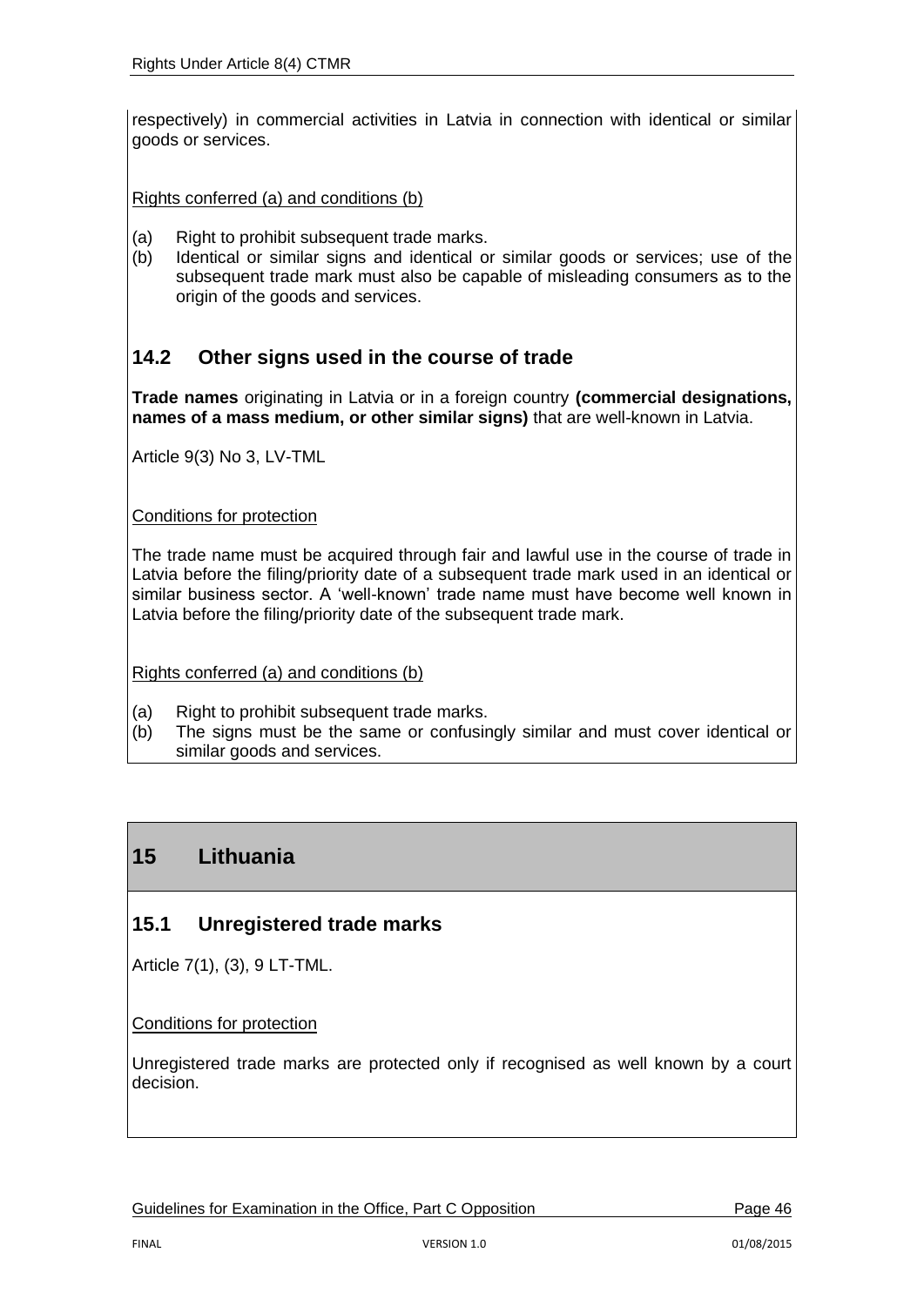respectively) in commercial activities in Latvia in connection with identical or similar goods or services.

Rights conferred (a) and conditions (b)

(a) Right to prohibit subsequent trade marks.
(b) Identical or similar signs and identical or similar goods or services; use of the subsequent trade mark must also be capable of misleading consumers as to the origin of the goods and services.

## 14.2 Other signs used in the course of trade

**Trade names** originating in Latvia or in a foreign country **(commercial designations, names of a mass medium, or other similar signs)** that are well-known in Latvia.

Article 9(3) No 3, LV-TML

Conditions for protection

The trade name must be acquired through fair and lawful use in the course of trade in Latvia before the filing/priority date of a subsequent trade mark used in an identical or similar business sector. A 'well-known' trade name must have become well known in Latvia before the filing/priority date of the subsequent trade mark.

Rights conferred (a) and conditions (b)

(a) Right to prohibit subsequent trade marks.
(b) The signs must be the same or confusingly similar and must cover identical or similar goods and services.

# 15 Lithuania

## 15.1 Unregistered trade marks

Article 7(1), (3), 9 LT-TML.

Conditions for protection

Unregistered trade marks are protected only if recognised as well known by a court decision.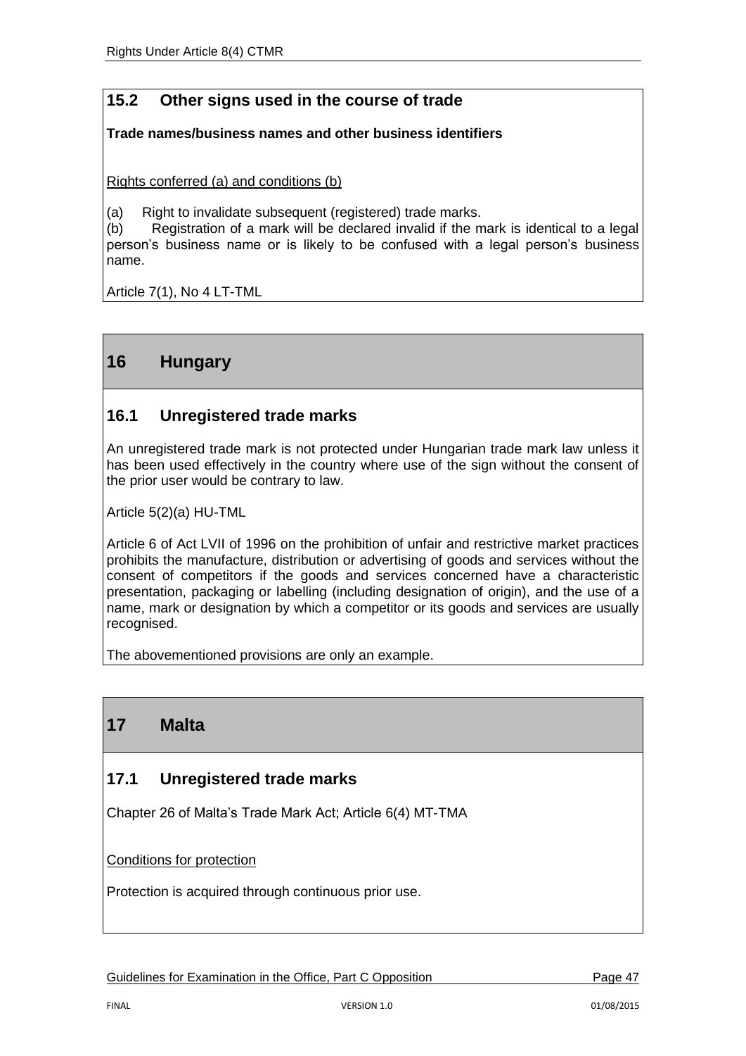### 15.2 Other signs used in the course of trade

**Trade names/business names and other business identifiers**

Rights conferred (a) and conditions (b)

(a) Right to invalidate subsequent (registered) trade marks.
(b) Registration of a mark will be declared invalid if the mark is identical to a legal person's business name or is likely to be confused with a legal person's business name.

Article 7(1), No 4 LT-TML

## 16 Hungary

### 16.1 Unregistered trade marks

An unregistered trade mark is not protected under Hungarian trade mark law unless it has been used effectively in the country where use of the sign without the consent of the prior user would be contrary to law.

Article 5(2)(a) HU-TML

Article 6 of Act LVII of 1996 on the prohibition of unfair and restrictive market practices prohibits the manufacture, distribution or advertising of goods and services without the consent of competitors if the goods and services concerned have a characteristic presentation, packaging or labelling (including designation of origin), and the use of a name, mark or designation by which a competitor or its goods and services are usually recognised.

The abovementioned provisions are only an example.

## 17 Malta

### 17.1 Unregistered trade marks

Chapter 26 of Malta's Trade Mark Act; Article 6(4) MT-TMA

Conditions for protection

Protection is acquired through continuous prior use.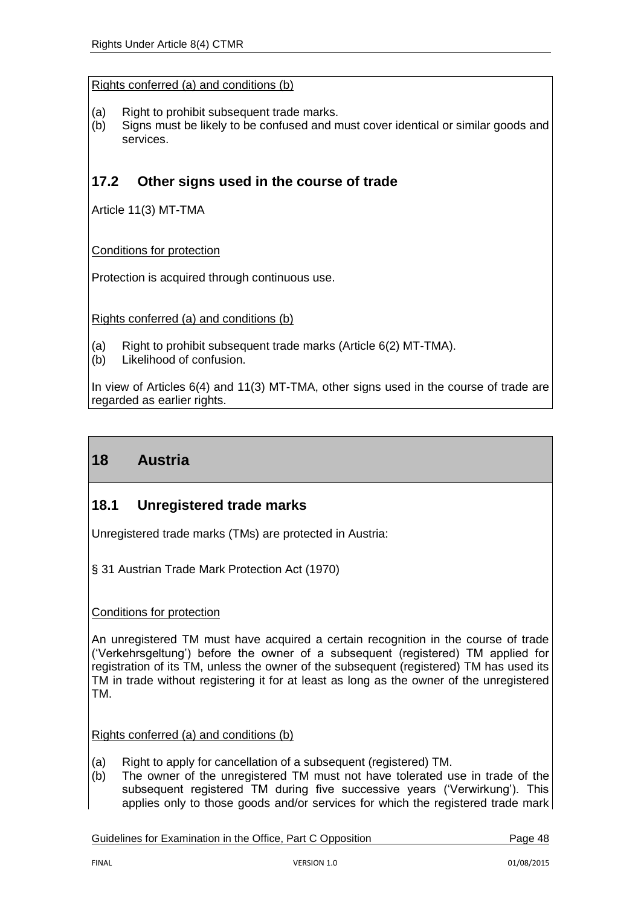Rights conferred (a) and conditions (b)

(a) Right to prohibit subsequent trade marks.
(b) Signs must be likely to be confused and must cover identical or similar goods and services.

### 17.2 Other signs used in the course of trade

Article 11(3) MT-TMA

Conditions for protection

Protection is acquired through continuous use.

Rights conferred (a) and conditions (b)

(a) Right to prohibit subsequent trade marks (Article 6(2) MT-TMA).
(b) Likelihood of confusion.

In view of Articles 6(4) and 11(3) MT-TMA, other signs used in the course of trade are regarded as earlier rights.

## 18 Austria

### 18.1 Unregistered trade marks

Unregistered trade marks (TMs) are protected in Austria:

§ 31 Austrian Trade Mark Protection Act (1970)

Conditions for protection

An unregistered TM must have acquired a certain recognition in the course of trade ('Verkehrsgeltung') before the owner of a subsequent (registered) TM applied for registration of its TM, unless the owner of the subsequent (registered) TM has used its TM in trade without registering it for at least as long as the owner of the unregistered TM.

Rights conferred (a) and conditions (b)

(a) Right to apply for cancellation of a subsequent (registered) TM.
(b) The owner of the unregistered TM must not have tolerated use in trade of the subsequent registered TM during five successive years ('Verwirkung'). This applies only to those goods and/or services for which the registered trade mark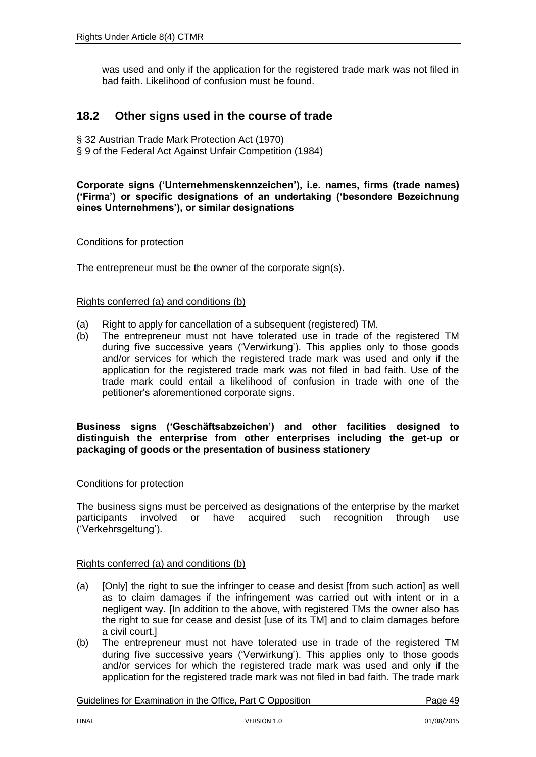was used and only if the application for the registered trade mark was not filed in bad faith. Likelihood of confusion must be found.

## 18.2 Other signs used in the course of trade

§ 32 Austrian Trade Mark Protection Act (1970)
§ 9 of the Federal Act Against Unfair Competition (1984)

**Corporate signs ('Unternehmenskennzeichen'), i.e. names, firms (trade names) ('Firma') or specific designations of an undertaking ('besondere Bezeichnung eines Unternehmens'), or similar designations**

Conditions for protection

The entrepreneur must be the owner of the corporate sign(s).

Rights conferred (a) and conditions (b)

(a) Right to apply for cancellation of a subsequent (registered) TM.
(b) The entrepreneur must not have tolerated use in trade of the registered TM during five successive years ('Verwirkung'). This applies only to those goods and/or services for which the registered trade mark was used and only if the application for the registered trade mark was not filed in bad faith. Use of the trade mark could entail a likelihood of confusion in trade with one of the petitioner's aforementioned corporate signs.

**Business signs ('Geschäftsabzeichen') and other facilities designed to distinguish the enterprise from other enterprises including the get-up or packaging of goods or the presentation of business stationery**

Conditions for protection

The business signs must be perceived as designations of the enterprise by the market participants involved or have acquired such recognition through use ('Verkehrsgeltung').

Rights conferred (a) and conditions (b)

(a) [Only] the right to sue the infringer to cease and desist [from such action] as well as to claim damages if the infringement was carried out with intent or in a negligent way. [In addition to the above, with registered TMs the owner also has the right to sue for cease and desist [use of its TM] and to claim damages before a civil court.]
(b) The entrepreneur must not have tolerated use in trade of the registered TM during five successive years ('Verwirkung'). This applies only to those goods and/or services for which the registered trade mark was used and only if the application for the registered trade mark was not filed in bad faith. The trade mark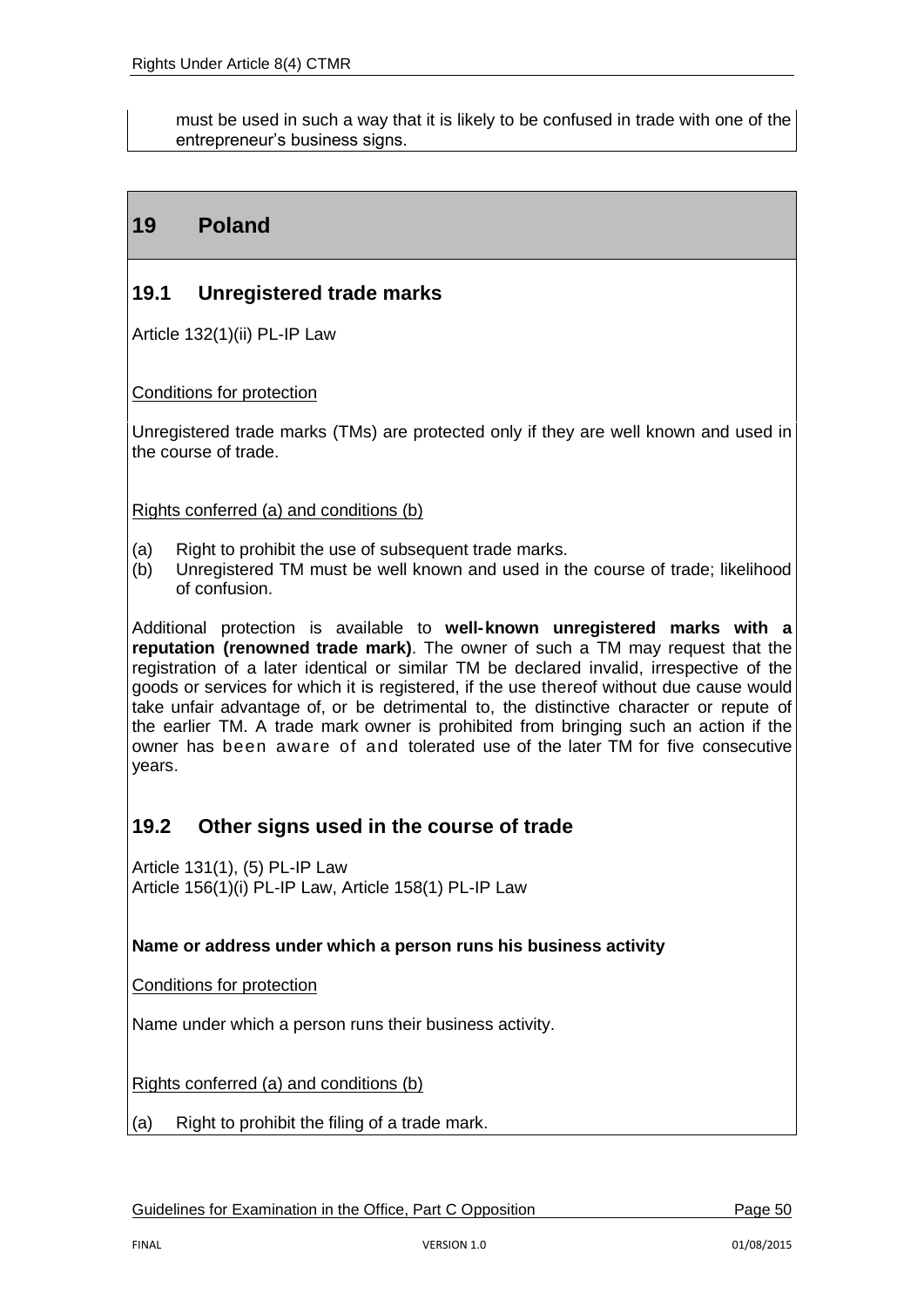must be used in such a way that it is likely to be confused in trade with one of the entrepreneur's business signs.

# 19 Poland

## 19.1 Unregistered trade marks

Article 132(1)(ii) PL-IP Law

Conditions for protection

Unregistered trade marks (TMs) are protected only if they are well known and used in the course of trade.

Rights conferred (a) and conditions (b)

(a) Right to prohibit the use of subsequent trade marks.
(b) Unregistered TM must be well known and used in the course of trade; likelihood of confusion.

Additional protection is available to **well-known unregistered marks with a reputation (renowned trade mark)**. The owner of such a TM may request that the registration of a later identical or similar TM be declared invalid, irrespective of the goods or services for which it is registered, if the use thereof without due cause would take unfair advantage of, or be detrimental to, the distinctive character or repute of the earlier TM. A trade mark owner is prohibited from bringing such an action if the owner has been aware of and tolerated use of the later TM for five consecutive years.

## 19.2 Other signs used in the course of trade

Article 131(1), (5) PL-IP Law
Article 156(1)(i) PL-IP Law, Article 158(1) PL-IP Law

**Name or address under which a person runs his business activity**

Conditions for protection

Name under which a person runs their business activity.

Rights conferred (a) and conditions (b)

(a) Right to prohibit the filing of a trade mark.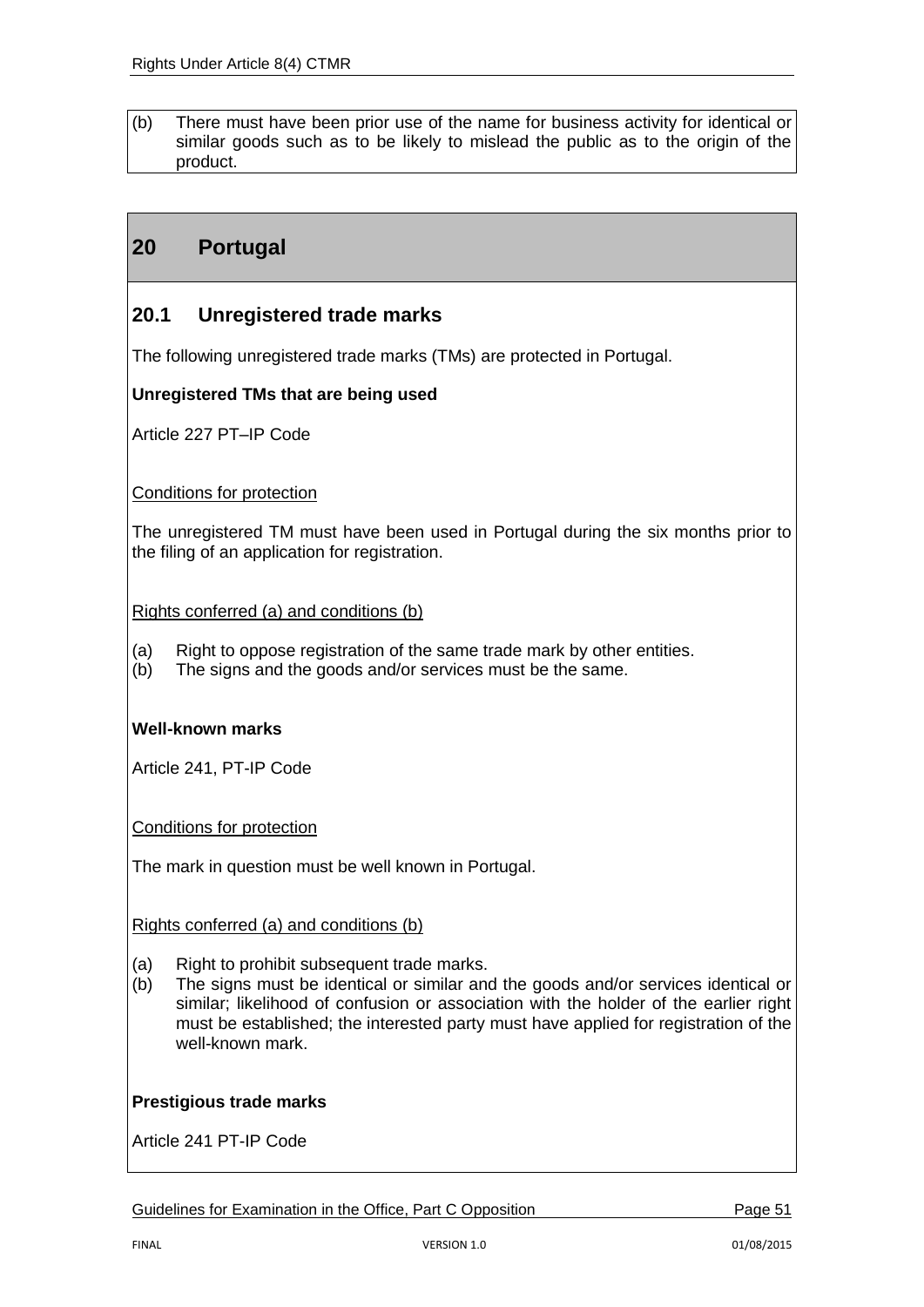(b) There must have been prior use of the name for business activity for identical or similar goods such as to be likely to mislead the public as to the origin of the product.

## 20 Portugal

### 20.1 Unregistered trade marks

The following unregistered trade marks (TMs) are protected in Portugal.

**Unregistered TMs that are being used**

Article 227 PT–IP Code

Conditions for protection

The unregistered TM must have been used in Portugal during the six months prior to the filing of an application for registration.

Rights conferred (a) and conditions (b)

(a) Right to oppose registration of the same trade mark by other entities.
(b) The signs and the goods and/or services must be the same.

**Well-known marks**

Article 241, PT-IP Code

Conditions for protection

The mark in question must be well known in Portugal.

Rights conferred (a) and conditions (b)

(a) Right to prohibit subsequent trade marks.
(b) The signs must be identical or similar and the goods and/or services identical or similar; likelihood of confusion or association with the holder of the earlier right must be established; the interested party must have applied for registration of the well-known mark.

**Prestigious trade marks**

Article 241 PT-IP Code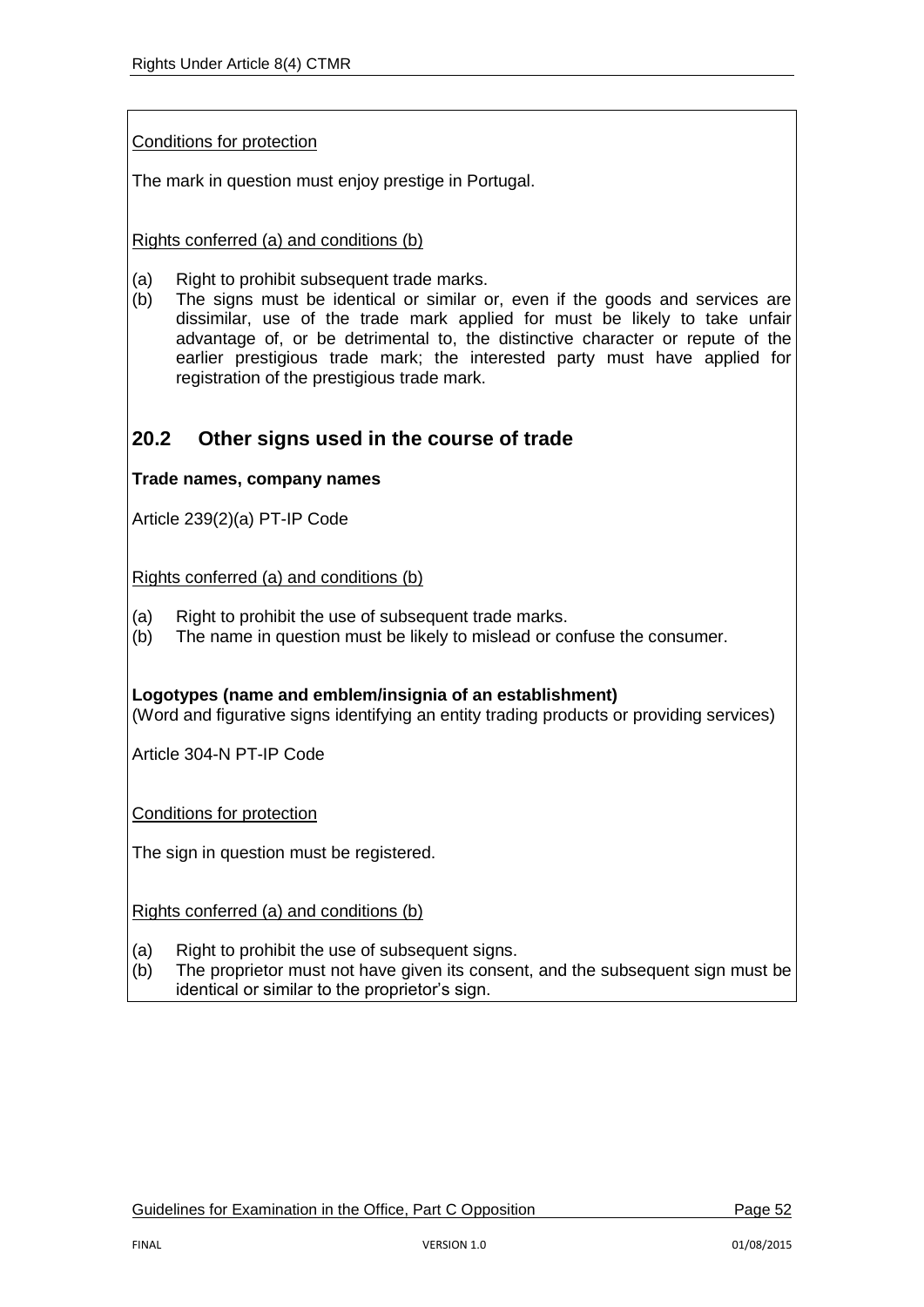Conditions for protection

The mark in question must enjoy prestige in Portugal.

Rights conferred (a) and conditions (b)

(a) Right to prohibit subsequent trade marks.
(b) The signs must be identical or similar or, even if the goods and services are dissimilar, use of the trade mark applied for must be likely to take unfair advantage of, or be detrimental to, the distinctive character or repute of the earlier prestigious trade mark; the interested party must have applied for registration of the prestigious trade mark.

## 20.2 Other signs used in the course of trade

**Trade names, company names**

Article 239(2)(a) PT-IP Code

Rights conferred (a) and conditions (b)

(a) Right to prohibit the use of subsequent trade marks.
(b) The name in question must be likely to mislead or confuse the consumer.

**Logotypes (name and emblem/insignia of an establishment)**
(Word and figurative signs identifying an entity trading products or providing services)

Article 304-N PT-IP Code

Conditions for protection

The sign in question must be registered.

Rights conferred (a) and conditions (b)

(a) Right to prohibit the use of subsequent signs.
(b) The proprietor must not have given its consent, and the subsequent sign must be identical or similar to the proprietor's sign.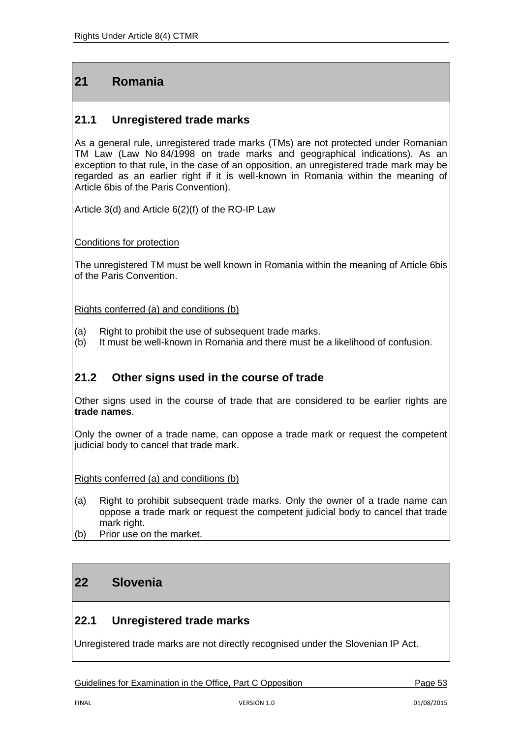## 21 Romania

### 21.1 Unregistered trade marks

As a general rule, unregistered trade marks (TMs) are not protected under Romanian TM Law (Law No 84/1998 on trade marks and geographical indications). As an exception to that rule, in the case of an opposition, an unregistered trade mark may be regarded as an earlier right if it is well-known in Romania within the meaning of Article 6bis of the Paris Convention).

Article 3(d) and Article 6(2)(f) of the RO-IP Law

Conditions for protection

The unregistered TM must be well known in Romania within the meaning of Article 6bis of the Paris Convention.

Rights conferred (a) and conditions (b)

(a) Right to prohibit the use of subsequent trade marks.
(b) It must be well-known in Romania and there must be a likelihood of confusion.

### 21.2 Other signs used in the course of trade

Other signs used in the course of trade that are considered to be earlier rights are **trade names**.

Only the owner of a trade name, can oppose a trade mark or request the competent judicial body to cancel that trade mark.

Rights conferred (a) and conditions (b)

(a) Right to prohibit subsequent trade marks. Only the owner of a trade name can oppose a trade mark or request the competent judicial body to cancel that trade mark right.
(b) Prior use on the market.

## 22 Slovenia

### 22.1 Unregistered trade marks

Unregistered trade marks are not directly recognised under the Slovenian IP Act.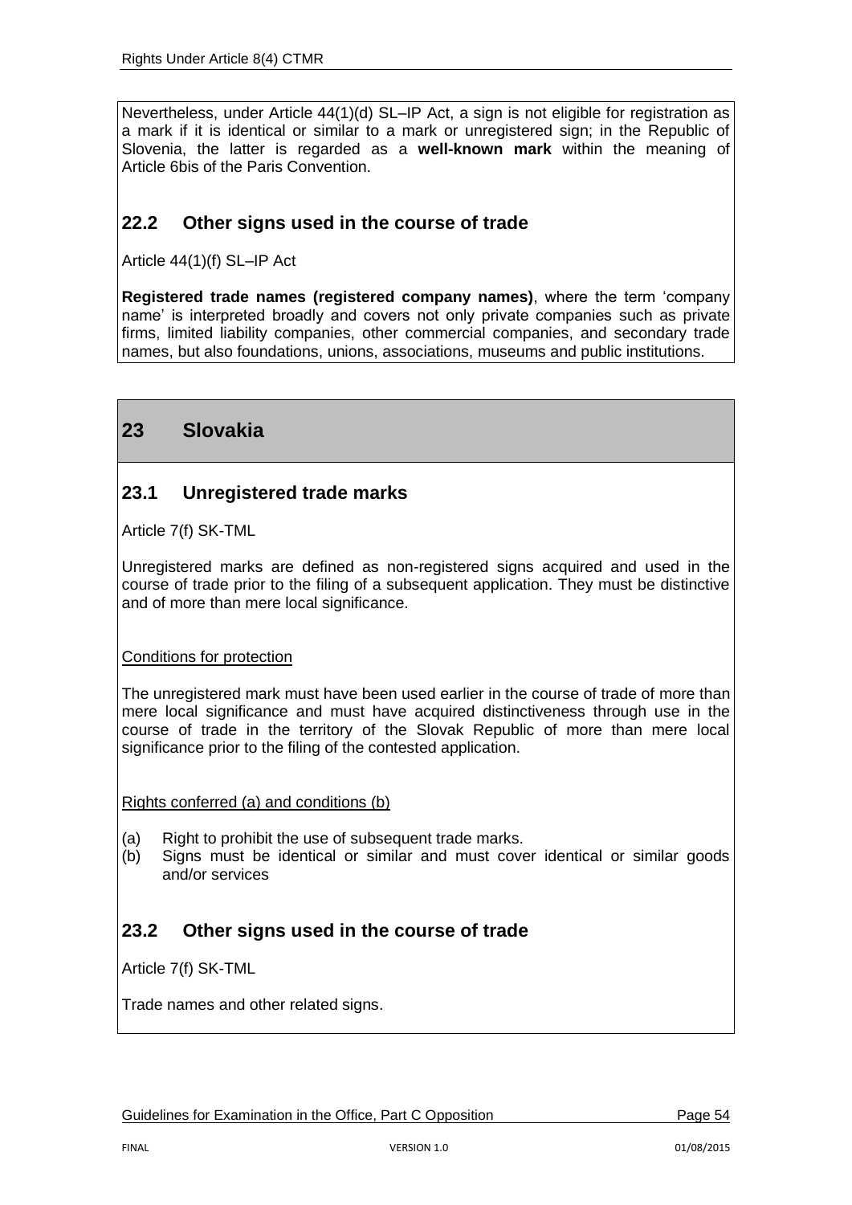Nevertheless, under Article 44(1)(d) SL–IP Act, a sign is not eligible for registration as a mark if it is identical or similar to a mark or unregistered sign; in the Republic of Slovenia, the latter is regarded as a **well-known mark** within the meaning of Article 6bis of the Paris Convention.

### 22.2 Other signs used in the course of trade

Article 44(1)(f) SL–IP Act

**Registered trade names (registered company names)**, where the term 'company name' is interpreted broadly and covers not only private companies such as private firms, limited liability companies, other commercial companies, and secondary trade names, but also foundations, unions, associations, museums and public institutions.

## 23 Slovakia

### 23.1 Unregistered trade marks

Article 7(f) SK-TML

Unregistered marks are defined as non-registered signs acquired and used in the course of trade prior to the filing of a subsequent application. They must be distinctive and of more than mere local significance.

Conditions for protection

The unregistered mark must have been used earlier in the course of trade of more than mere local significance and must have acquired distinctiveness through use in the course of trade in the territory of the Slovak Republic of more than mere local significance prior to the filing of the contested application.

Rights conferred (a) and conditions (b)

(a) Right to prohibit the use of subsequent trade marks.
(b) Signs must be identical or similar and must cover identical or similar goods and/or services

### 23.2 Other signs used in the course of trade

Article 7(f) SK-TML

Trade names and other related signs.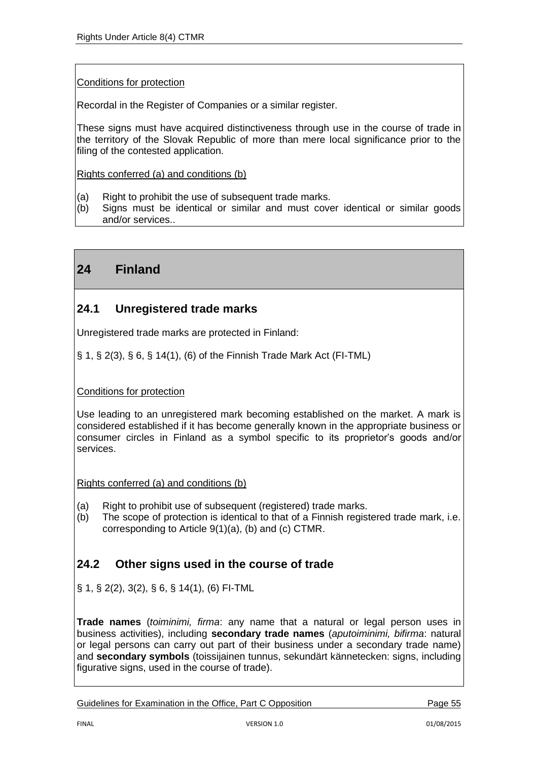Conditions for protection

Recordal in the Register of Companies or a similar register.

These signs must have acquired distinctiveness through use in the course of trade in the territory of the Slovak Republic of more than mere local significance prior to the filing of the contested application.

Rights conferred (a) and conditions (b)

(a) Right to prohibit the use of subsequent trade marks.
(b) Signs must be identical or similar and must cover identical or similar goods and/or services..

# 24 Finland

## 24.1 Unregistered trade marks

Unregistered trade marks are protected in Finland:

§ 1, § 2(3), § 6, § 14(1), (6) of the Finnish Trade Mark Act (FI-TML)

Conditions for protection

Use leading to an unregistered mark becoming established on the market. A mark is considered established if it has become generally known in the appropriate business or consumer circles in Finland as a symbol specific to its proprietor's goods and/or services.

Rights conferred (a) and conditions (b)

(a) Right to prohibit use of subsequent (registered) trade marks.
(b) The scope of protection is identical to that of a Finnish registered trade mark, i.e. corresponding to Article 9(1)(a), (b) and (c) CTMR.

## 24.2 Other signs used in the course of trade

§ 1, § 2(2), 3(2), § 6, § 14(1), (6) FI-TML

**Trade names** (*toiminimi, firma*: any name that a natural or legal person uses in business activities), including **secondary trade names** (*aputoiminimi, bifirma*: natural or legal persons can carry out part of their business under a secondary trade name) and **secondary symbols** (toissijainen tunnus, sekundärt kännetecken: signs, including figurative signs, used in the course of trade).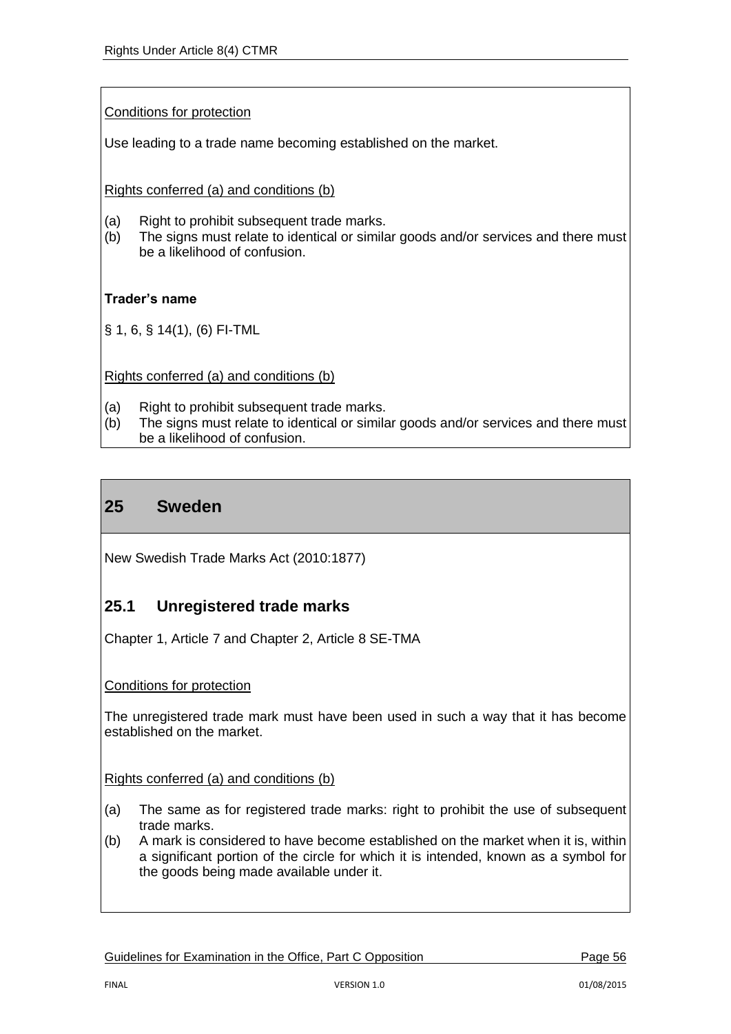Conditions for protection

Use leading to a trade name becoming established on the market.

Rights conferred (a) and conditions (b)

(a) Right to prohibit subsequent trade marks.
(b) The signs must relate to identical or similar goods and/or services and there must be a likelihood of confusion.

**Trader's name**

§ 1, 6, § 14(1), (6) FI-TML

Rights conferred (a) and conditions (b)

(a) Right to prohibit subsequent trade marks.
(b) The signs must relate to identical or similar goods and/or services and there must be a likelihood of confusion.

## 25 Sweden

New Swedish Trade Marks Act (2010:1877)

### 25.1 Unregistered trade marks

Chapter 1, Article 7 and Chapter 2, Article 8 SE-TMA

Conditions for protection

The unregistered trade mark must have been used in such a way that it has become established on the market.

Rights conferred (a) and conditions (b)

(a) The same as for registered trade marks: right to prohibit the use of subsequent trade marks.
(b) A mark is considered to have become established on the market when it is, within a significant portion of the circle for which it is intended, known as a symbol for the goods being made available under it.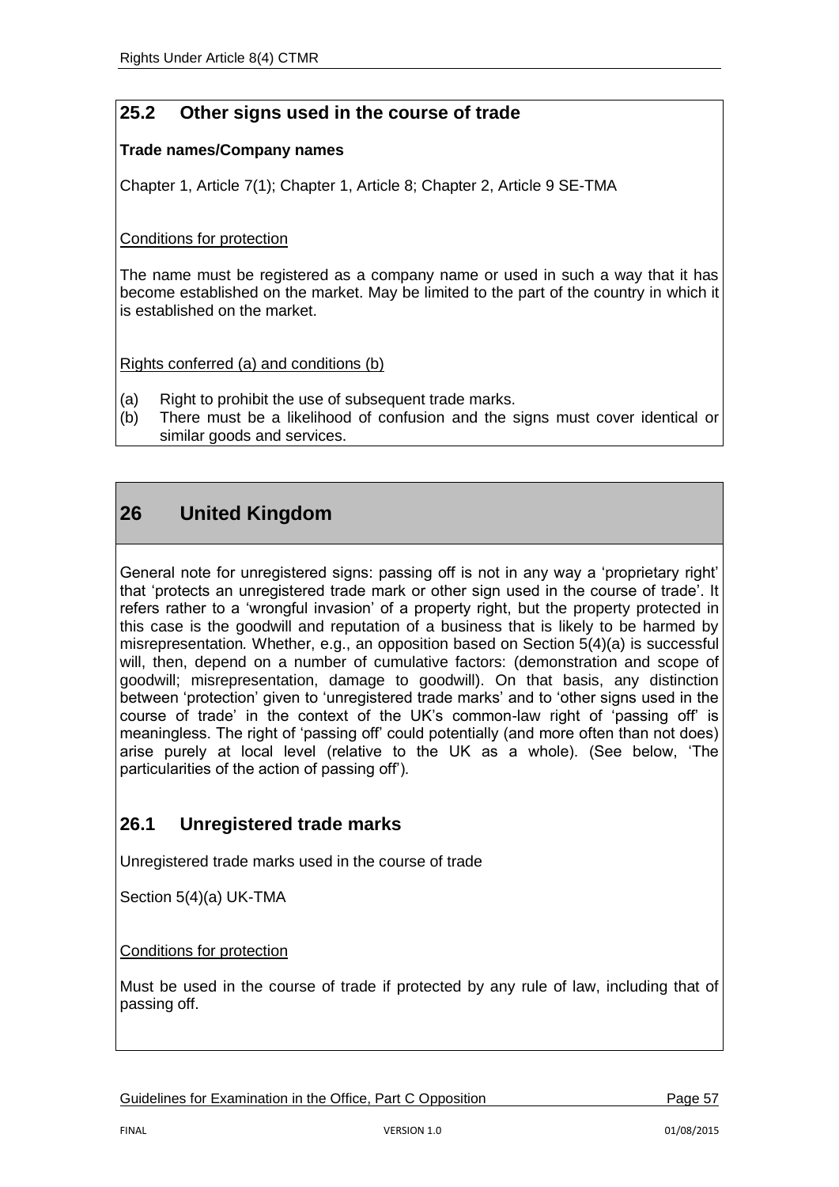## 25.2 Other signs used in the course of trade

**Trade names/Company names**

Chapter 1, Article 7(1); Chapter 1, Article 8; Chapter 2, Article 9 SE-TMA

Conditions for protection

The name must be registered as a company name or used in such a way that it has become established on the market. May be limited to the part of the country in which it is established on the market.

Rights conferred (a) and conditions (b)

(a) Right to prohibit the use of subsequent trade marks.
(b) There must be a likelihood of confusion and the signs must cover identical or similar goods and services.

# 26 United Kingdom

General note for unregistered signs: passing off is not in any way a 'proprietary right' that 'protects an unregistered trade mark or other sign used in the course of trade'. It refers rather to a 'wrongful invasion' of a property right, but the property protected in this case is the goodwill and reputation of a business that is likely to be harmed by misrepresentation*.* Whether, e.g., an opposition based on Section 5(4)(a) is successful will, then, depend on a number of cumulative factors: (demonstration and scope of goodwill; misrepresentation, damage to goodwill). On that basis, any distinction between 'protection' given to 'unregistered trade marks' and to 'other signs used in the course of trade' in the context of the UK's common-law right of 'passing off' is meaningless. The right of 'passing off' could potentially (and more often than not does) arise purely at local level (relative to the UK as a whole). (See below, 'The particularities of the action of passing off').

## 26.1 Unregistered trade marks

Unregistered trade marks used in the course of trade

Section 5(4)(a) UK-TMA

Conditions for protection

Must be used in the course of trade if protected by any rule of law, including that of passing off.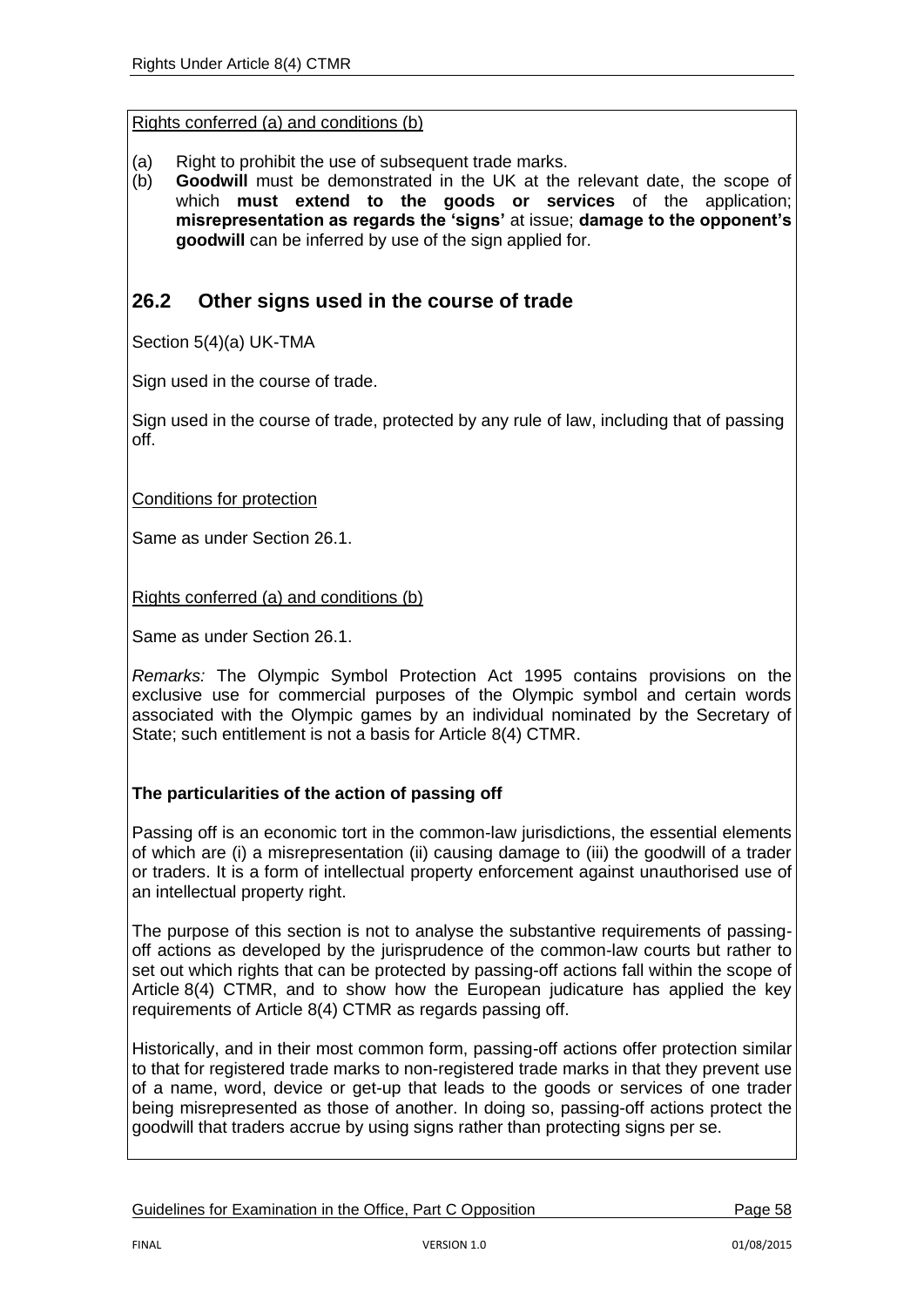Rights conferred (a) and conditions (b)

(a) Right to prohibit the use of subsequent trade marks.
(b) **Goodwill** must be demonstrated in the UK at the relevant date, the scope of which **must extend to the goods or services** of the application; **misrepresentation as regards the 'signs'** at issue; **damage to the opponent's goodwill** can be inferred by use of the sign applied for.

## 26.2 Other signs used in the course of trade

Section 5(4)(a) UK-TMA

Sign used in the course of trade.

Sign used in the course of trade, protected by any rule of law, including that of passing off.

Conditions for protection

Same as under Section 26.1.

Rights conferred (a) and conditions (b)

Same as under Section 26.1.

*Remarks:* The Olympic Symbol Protection Act 1995 contains provisions on the exclusive use for commercial purposes of the Olympic symbol and certain words associated with the Olympic games by an individual nominated by the Secretary of State; such entitlement is not a basis for Article 8(4) CTMR.

**The particularities of the action of passing off**

Passing off is an economic tort in the common-law jurisdictions, the essential elements of which are (i) a misrepresentation (ii) causing damage to (iii) the goodwill of a trader or traders. It is a form of intellectual property enforcement against unauthorised use of an intellectual property right.

The purpose of this section is not to analyse the substantive requirements of passing-off actions as developed by the jurisprudence of the common-law courts but rather to set out which rights that can be protected by passing-off actions fall within the scope of Article 8(4) CTMR, and to show how the European judicature has applied the key requirements of Article 8(4) CTMR as regards passing off.

Historically, and in their most common form, passing-off actions offer protection similar to that for registered trade marks to non-registered trade marks in that they prevent use of a name, word, device or get-up that leads to the goods or services of one trader being misrepresented as those of another. In doing so, passing-off actions protect the goodwill that traders accrue by using signs rather than protecting signs per se.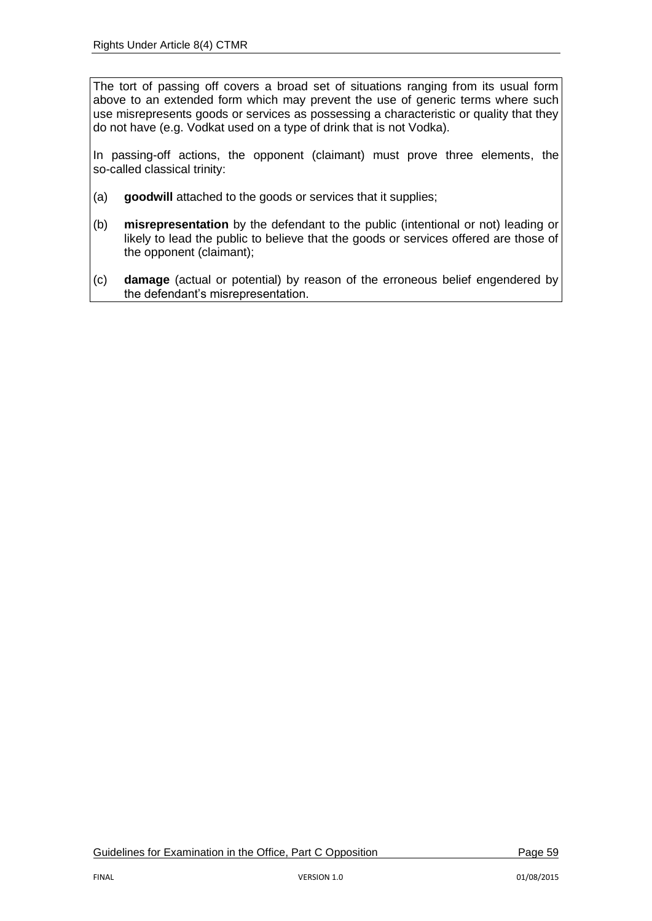The tort of passing off covers a broad set of situations ranging from its usual form above to an extended form which may prevent the use of generic terms where such use misrepresents goods or services as possessing a characteristic or quality that they do not have (e.g. Vodkat used on a type of drink that is not Vodka).

In passing-off actions, the opponent (claimant) must prove three elements, the so-called classical trinity:

(a) **goodwill** attached to the goods or services that it supplies;

(b) **misrepresentation** by the defendant to the public (intentional or not) leading or likely to lead the public to believe that the goods or services offered are those of the opponent (claimant);

(c) **damage** (actual or potential) by reason of the erroneous belief engendered by the defendant's misrepresentation.